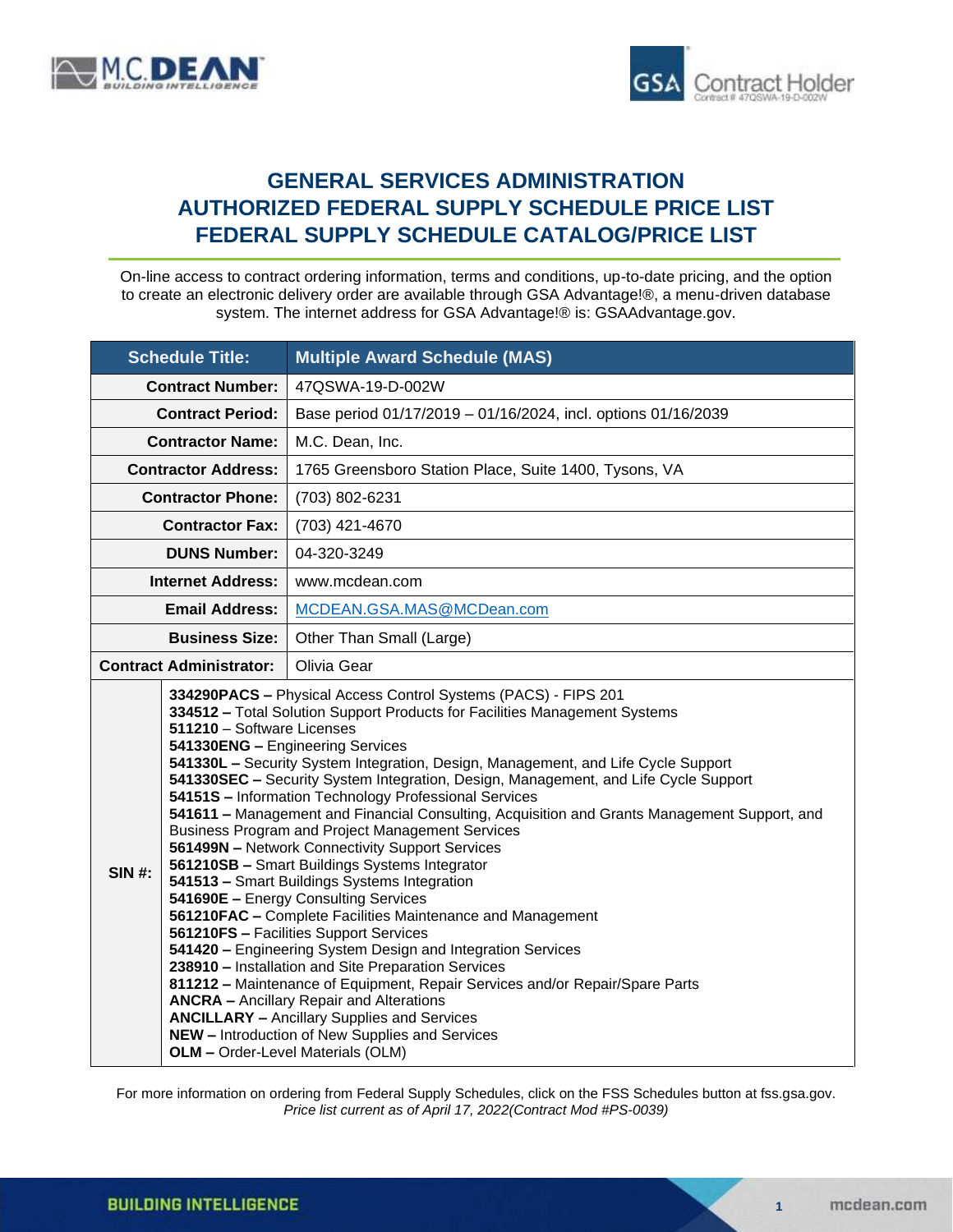# GENERAL SERVICES ADMINISTRATION
# AUTHORIZED FEDERAL SUPPLY SCHEDULE PRICE LIST
# FEDERAL SUPPLY SCHEDULE CATALOG/PRICE LIST

On-line access to contract ordering information, terms and conditions, up-to-date pricing, and the option to create an electronic delivery order are available through GSA Advantage!®, a menu-driven database system. The internet address for GSA Advantage!® is: GSAAdvantage.gov.

| Schedule Title: | Multiple Award Schedule (MAS) |
|---|---|
| Contract Number: | 47QSWA-19-D-002W |
| Contract Period: | Base period 01/17/2019 – 01/16/2024, incl. options 01/16/2039 |
| Contractor Name: | M.C. Dean, Inc. |
| Contractor Address: | 1765 Greensboro Station Place, Suite 1400, Tysons, VA |
| Contractor Phone: | (703) 802-6231 |
| Contractor Fax: | (703) 421-4670 |
| DUNS Number: | 04-320-3249 |
| Internet Address: | www.mcdean.com |
| Email Address: | MCDEAN.GSA.MAS@MCDean.com |
| Business Size: | Other Than Small (Large) |
| Contract Administrator: | Olivia Gear |
| SIN #: | **334290PACS –** Physical Access Control Systems (PACS) - FIPS 201<br>**334512 –** Total Solution Support Products for Facilities Management Systems<br>**511210** – Software Licenses<br>**541330ENG –** Engineering Services<br>**541330L –** Security System Integration, Design, Management, and Life Cycle Support<br>**541330SEC –** Security System Integration, Design, Management, and Life Cycle Support<br>**54151S –** Information Technology Professional Services<br>**541611 –** Management and Financial Consulting, Acquisition and Grants Management Support, and Business Program and Project Management Services<br>**561499N –** Network Connectivity Support Services<br>**561210SB –** Smart Buildings Systems Integrator<br>**541513 –** Smart Buildings Systems Integration<br>**541690E –** Energy Consulting Services<br>**561210FAC –** Complete Facilities Maintenance and Management<br>**561210FS –** Facilities Support Services<br>**541420 –** Engineering System Design and Integration Services<br>**238910 –** Installation and Site Preparation Services<br>**811212 –** Maintenance of Equipment, Repair Services and/or Repair/Spare Parts<br>**ANCRA –** Ancillary Repair and Alterations<br>**ANCILLARY –** Ancillary Supplies and Services<br>**NEW –** Introduction of New Supplies and Services<br>**OLM –** Order-Level Materials (OLM) |

For more information on ordering from Federal Supply Schedules, click on the FSS Schedules button at fss.gsa.gov.
*Price list current as of April 17, 2022(Contract Mod #PS-0039)*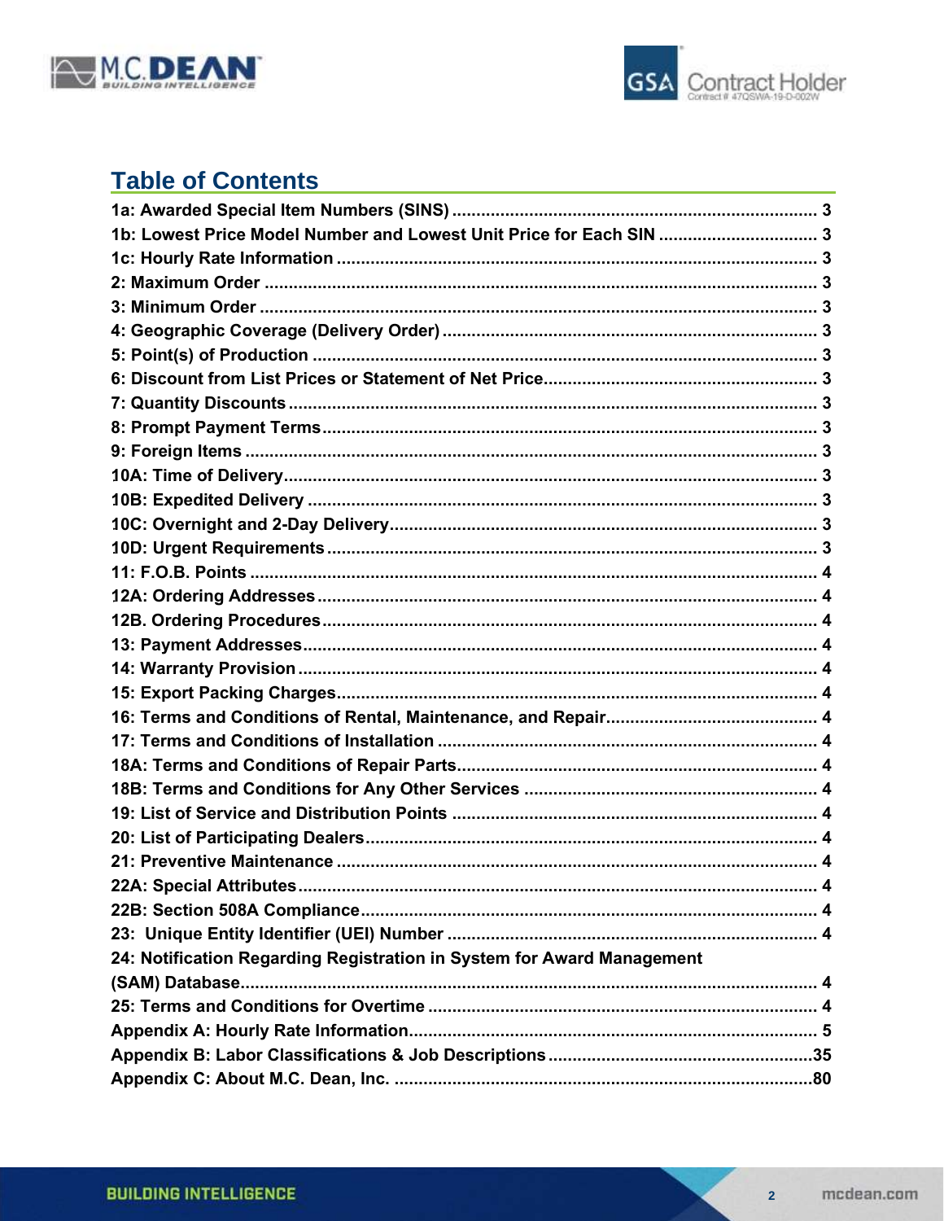## Table of Contents

1a: Awarded Special Item Numbers (SINS) ... 3
1b: Lowest Price Model Number and Lowest Unit Price for Each SIN ... 3
1c: Hourly Rate Information ... 3
2: Maximum Order ... 3
3: Minimum Order ... 3
4: Geographic Coverage (Delivery Order) ... 3
5: Point(s) of Production ... 3
6: Discount from List Prices or Statement of Net Price ... 3
7: Quantity Discounts ... 3
8: Prompt Payment Terms ... 3
9: Foreign Items ... 3
10A: Time of Delivery ... 3
10B: Expedited Delivery ... 3
10C: Overnight and 2-Day Delivery ... 3
10D: Urgent Requirements ... 3
11: F.O.B. Points ... 4
12A: Ordering Addresses ... 4
12B. Ordering Procedures ... 4
13: Payment Addresses ... 4
14: Warranty Provision ... 4
15: Export Packing Charges ... 4
16: Terms and Conditions of Rental, Maintenance, and Repair ... 4
17: Terms and Conditions of Installation ... 4
18A: Terms and Conditions of Repair Parts ... 4
18B: Terms and Conditions for Any Other Services ... 4
19: List of Service and Distribution Points ... 4
20: List of Participating Dealers ... 4
21: Preventive Maintenance ... 4
22A: Special Attributes ... 4
22B: Section 508A Compliance ... 4
23: Unique Entity Identifier (UEI) Number ... 4
24: Notification Regarding Registration in System for Award Management (SAM) Database ... 4
25: Terms and Conditions for Overtime ... 4
Appendix A: Hourly Rate Information ... 5
Appendix B: Labor Classifications & Job Descriptions ... 35
Appendix C: About M.C. Dean, Inc. ... 80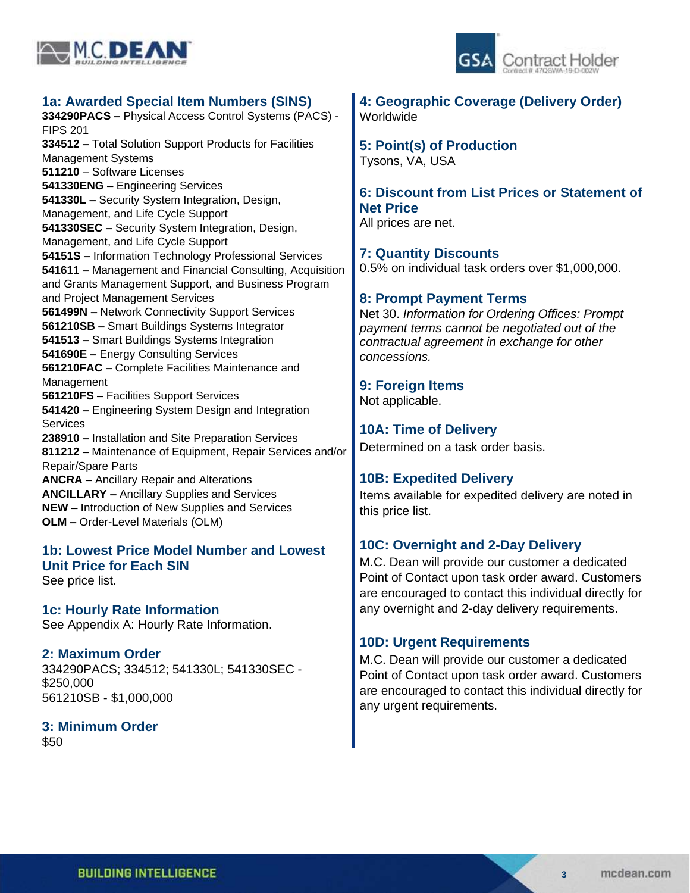## 1a: Awarded Special Item Numbers (SINS)

**334290PACS –** Physical Access Control Systems (PACS) - FIPS 201
**334512 –** Total Solution Support Products for Facilities Management Systems
**511210** – Software Licenses
**541330ENG –** Engineering Services
**541330L –** Security System Integration, Design, Management, and Life Cycle Support
**541330SEC –** Security System Integration, Design, Management, and Life Cycle Support
**54151S –** Information Technology Professional Services
**541611 –** Management and Financial Consulting, Acquisition and Grants Management Support, and Business Program and Project Management Services
**561499N –** Network Connectivity Support Services
**561210SB –** Smart Buildings Systems Integrator
**541513 –** Smart Buildings Systems Integration
**541690E –** Energy Consulting Services
**561210FAC –** Complete Facilities Maintenance and Management
**561210FS –** Facilities Support Services
**541420 –** Engineering System Design and Integration Services
**238910 –** Installation and Site Preparation Services
**811212 –** Maintenance of Equipment, Repair Services and/or Repair/Spare Parts
**ANCRA –** Ancillary Repair and Alterations
**ANCILLARY –** Ancillary Supplies and Services
**NEW –** Introduction of New Supplies and Services
**OLM –** Order-Level Materials (OLM)

## 1b: Lowest Price Model Number and Lowest Unit Price for Each SIN

See price list.

## 1c: Hourly Rate Information

See Appendix A: Hourly Rate Information.

## 2: Maximum Order

334290PACS; 334512; 541330L; 541330SEC - $250,000
561210SB - $1,000,000

## 3: Minimum Order

$50

## 4: Geographic Coverage (Delivery Order)

Worldwide

## 5: Point(s) of Production

Tysons, VA, USA

## 6: Discount from List Prices or Statement of Net Price

All prices are net.

## 7: Quantity Discounts

0.5% on individual task orders over $1,000,000.

## 8: Prompt Payment Terms

Net 30. *Information for Ordering Offices: Prompt payment terms cannot be negotiated out of the contractual agreement in exchange for other concessions.*

## 9: Foreign Items

Not applicable.

## 10A: Time of Delivery

Determined on a task order basis.

## 10B: Expedited Delivery

Items available for expedited delivery are noted in this price list.

## 10C: Overnight and 2-Day Delivery

M.C. Dean will provide our customer a dedicated Point of Contact upon task order award. Customers are encouraged to contact this individual directly for any overnight and 2-day delivery requirements.

## 10D: Urgent Requirements

M.C. Dean will provide our customer a dedicated Point of Contact upon task order award. Customers are encouraged to contact this individual directly for any urgent requirements.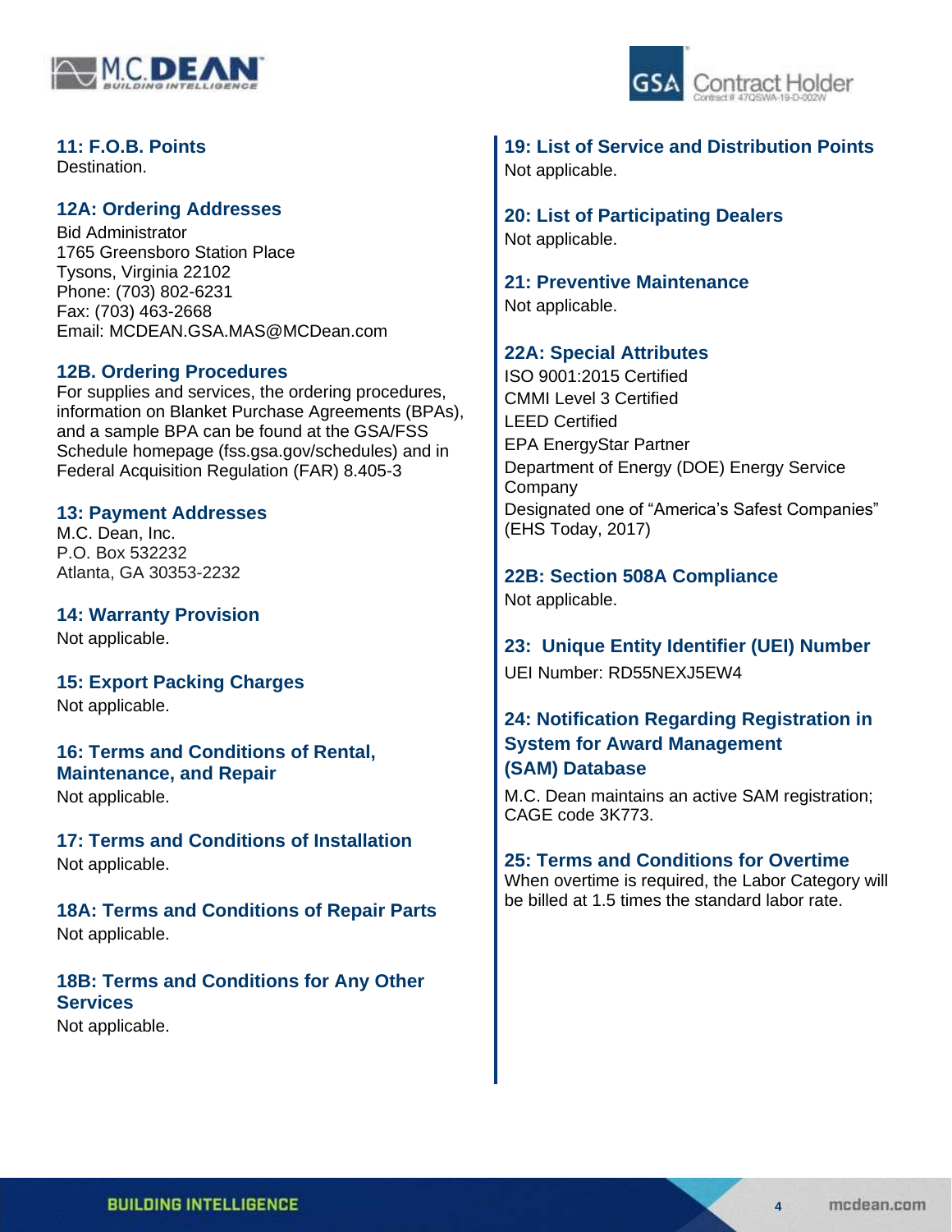## 11: F.O.B. Points
Destination.

## 12A: Ordering Addresses
Bid Administrator
1765 Greensboro Station Place
Tysons, Virginia 22102
Phone: (703) 802-6231
Fax: (703) 463-2668
Email: MCDEAN.GSA.MAS@MCDean.com

## 12B. Ordering Procedures
For supplies and services, the ordering procedures, information on Blanket Purchase Agreements (BPAs), and a sample BPA can be found at the GSA/FSS Schedule homepage (fss.gsa.gov/schedules) and in Federal Acquisition Regulation (FAR) 8.405-3

## 13: Payment Addresses
M.C. Dean, Inc.
P.O. Box 532232
Atlanta, GA 30353-2232

## 14: Warranty Provision
Not applicable.

## 15: Export Packing Charges
Not applicable.

## 16: Terms and Conditions of Rental, Maintenance, and Repair
Not applicable.

## 17: Terms and Conditions of Installation
Not applicable.

## 18A: Terms and Conditions of Repair Parts
Not applicable.

## 18B: Terms and Conditions for Any Other Services
Not applicable.

## 19: List of Service and Distribution Points
Not applicable.

## 20: List of Participating Dealers
Not applicable.

## 21: Preventive Maintenance
Not applicable.

## 22A: Special Attributes
ISO 9001:2015 Certified
CMMI Level 3 Certified
LEED Certified
EPA EnergyStar Partner
Department of Energy (DOE) Energy Service Company
Designated one of "America's Safest Companies" (EHS Today, 2017)

## 22B: Section 508A Compliance
Not applicable.

## 23: Unique Entity Identifier (UEI) Number
UEI Number: RD55NEXJ5EW4

## 24: Notification Regarding Registration in System for Award Management (SAM) Database
M.C. Dean maintains an active SAM registration; CAGE code 3K773.

## 25: Terms and Conditions for Overtime
When overtime is required, the Labor Category will be billed at 1.5 times the standard labor rate.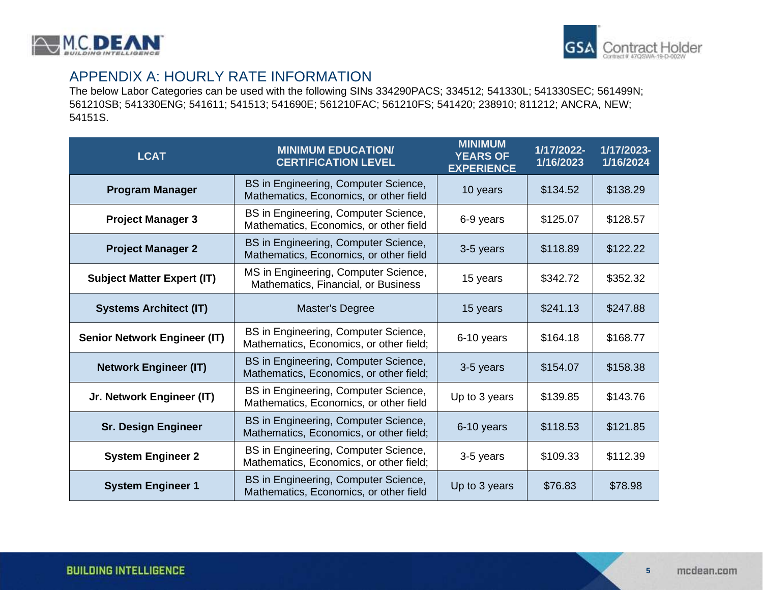## APPENDIX A: HOURLY RATE INFORMATION

The below Labor Categories can be used with the following SINs 334290PACS; 334512; 541330L; 541330SEC; 561499N; 561210SB; 541330ENG; 541611; 541513; 541690E; 561210FAC; 561210FS; 541420; 238910; 811212; ANCRA, NEW; 54151S.

| LCAT | MINIMUM EDUCATION/ CERTIFICATION LEVEL | MINIMUM YEARS OF EXPERIENCE | 1/17/2022-1/16/2023 | 1/17/2023-1/16/2024 |
|---|---|---|---|---|
| **Program Manager** | BS in Engineering, Computer Science, Mathematics, Economics, or other field | 10 years | $134.52 | $138.29 |
| **Project Manager 3** | BS in Engineering, Computer Science, Mathematics, Economics, or other field | 6-9 years | $125.07 | $128.57 |
| **Project Manager 2** | BS in Engineering, Computer Science, Mathematics, Economics, or other field | 3-5 years | $118.89 | $122.22 |
| **Subject Matter Expert (IT)** | MS in Engineering, Computer Science, Mathematics, Financial, or Business | 15 years | $342.72 | $352.32 |
| **Systems Architect (IT)** | Master's Degree | 15 years | $241.13 | $247.88 |
| **Senior Network Engineer (IT)** | BS in Engineering, Computer Science, Mathematics, Economics, or other field; | 6-10 years | $164.18 | $168.77 |
| **Network Engineer (IT)** | BS in Engineering, Computer Science, Mathematics, Economics, or other field; | 3-5 years | $154.07 | $158.38 |
| **Jr. Network Engineer (IT)** | BS in Engineering, Computer Science, Mathematics, Economics, or other field | Up to 3 years | $139.85 | $143.76 |
| **Sr. Design Engineer** | BS in Engineering, Computer Science, Mathematics, Economics, or other field; | 6-10 years | $118.53 | $121.85 |
| **System Engineer 2** | BS in Engineering, Computer Science, Mathematics, Economics, or other field; | 3-5 years | $109.33 | $112.39 |
| **System Engineer 1** | BS in Engineering, Computer Science, Mathematics, Economics, or other field | Up to 3 years | $76.83 | $78.98 |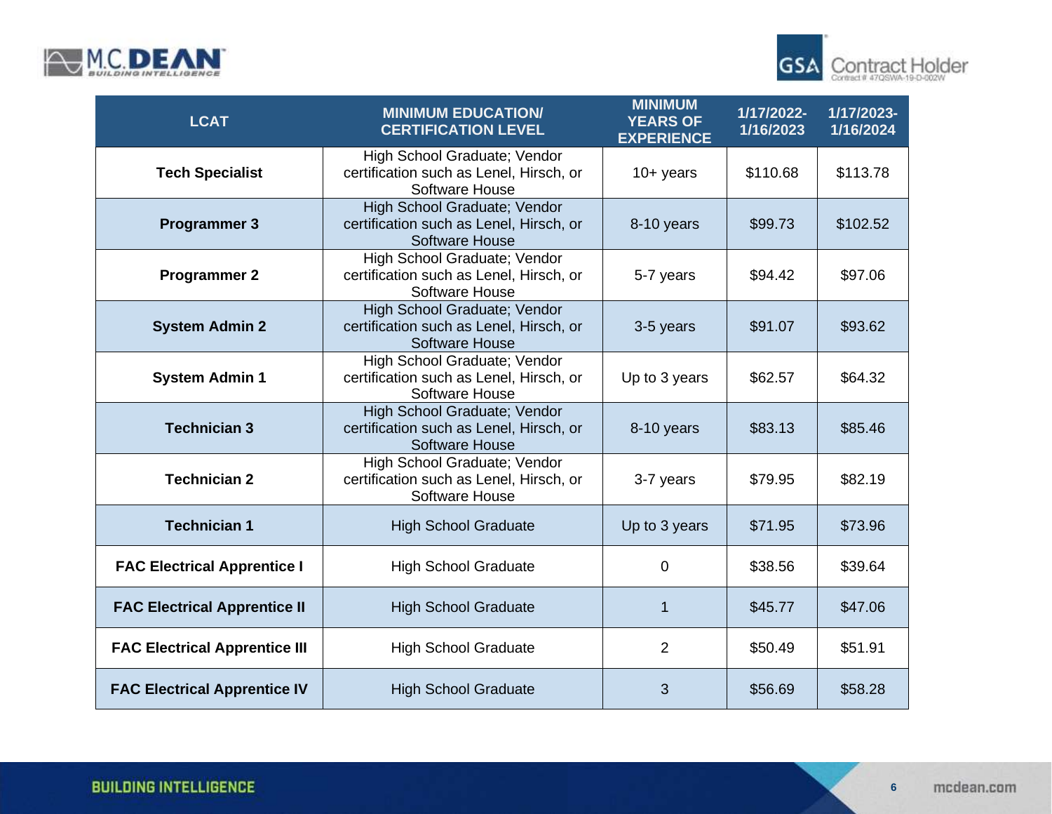| LCAT | MINIMUM EDUCATION/ CERTIFICATION LEVEL | MINIMUM YEARS OF EXPERIENCE | 1/17/2022-1/16/2023 | 1/17/2023-1/16/2024 |
|---|---|---|---|---|
| **Tech Specialist** | High School Graduate; Vendor certification such as Lenel, Hirsch, or Software House | 10+ years | $110.68 | $113.78 |
| **Programmer 3** | High School Graduate; Vendor certification such as Lenel, Hirsch, or Software House | 8-10 years | $99.73 | $102.52 |
| **Programmer 2** | High School Graduate; Vendor certification such as Lenel, Hirsch, or Software House | 5-7 years | $94.42 | $97.06 |
| **System Admin 2** | High School Graduate; Vendor certification such as Lenel, Hirsch, or Software House | 3-5 years | $91.07 | $93.62 |
| **System Admin 1** | High School Graduate; Vendor certification such as Lenel, Hirsch, or Software House | Up to 3 years | $62.57 | $64.32 |
| **Technician 3** | High School Graduate; Vendor certification such as Lenel, Hirsch, or Software House | 8-10 years | $83.13 | $85.46 |
| **Technician 2** | High School Graduate; Vendor certification such as Lenel, Hirsch, or Software House | 3-7 years | $79.95 | $82.19 |
| **Technician 1** | High School Graduate | Up to 3 years | $71.95 | $73.96 |
| **FAC Electrical Apprentice I** | High School Graduate | 0 | $38.56 | $39.64 |
| **FAC Electrical Apprentice II** | High School Graduate | 1 | $45.77 | $47.06 |
| **FAC Electrical Apprentice III** | High School Graduate | 2 | $50.49 | $51.91 |
| **FAC Electrical Apprentice IV** | High School Graduate | 3 | $56.69 | $58.28 |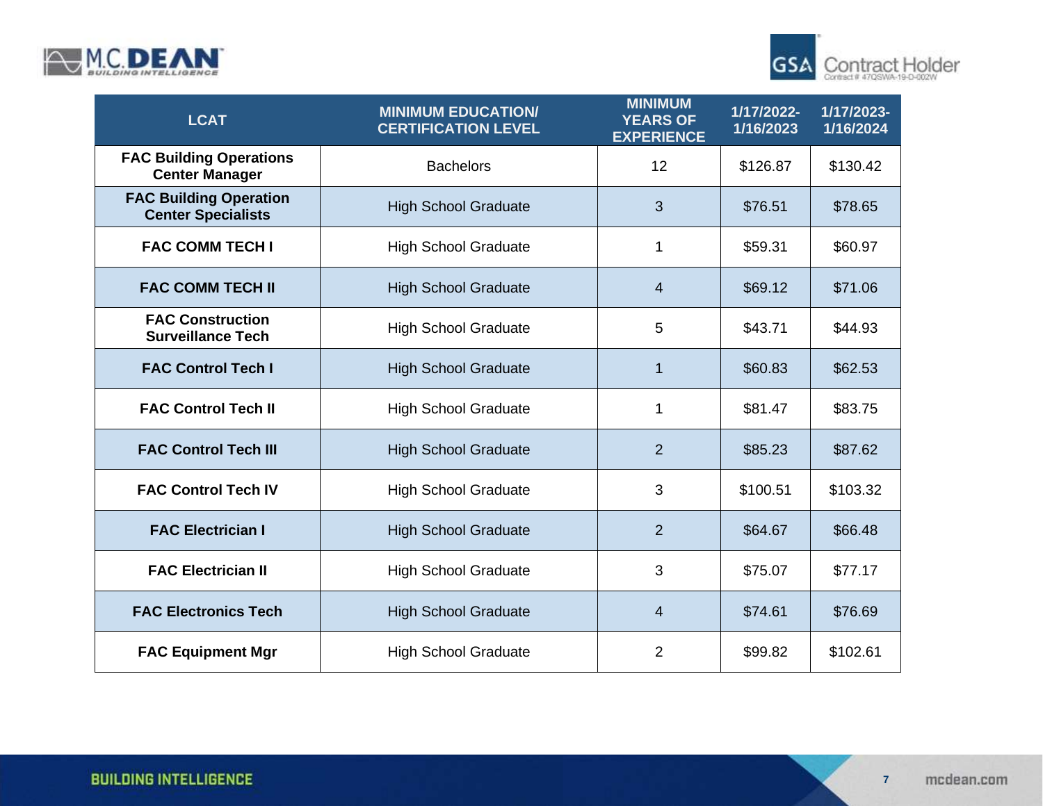| LCAT | MINIMUM EDUCATION/ CERTIFICATION LEVEL | MINIMUM YEARS OF EXPERIENCE | 1/17/2022-1/16/2023 | 1/17/2023-1/16/2024 |
|---|---|---|---|---|
| **FAC Building Operations Center Manager** | Bachelors | 12 | $126.87 | $130.42 |
| **FAC Building Operation Center Specialists** | High School Graduate | 3 | $76.51 | $78.65 |
| **FAC COMM TECH I** | High School Graduate | 1 | $59.31 | $60.97 |
| **FAC COMM TECH II** | High School Graduate | 4 | $69.12 | $71.06 |
| **FAC Construction Surveillance Tech** | High School Graduate | 5 | $43.71 | $44.93 |
| **FAC Control Tech I** | High School Graduate | 1 | $60.83 | $62.53 |
| **FAC Control Tech II** | High School Graduate | 1 | $81.47 | $83.75 |
| **FAC Control Tech III** | High School Graduate | 2 | $85.23 | $87.62 |
| **FAC Control Tech IV** | High School Graduate | 3 | $100.51 | $103.32 |
| **FAC Electrician I** | High School Graduate | 2 | $64.67 | $66.48 |
| **FAC Electrician II** | High School Graduate | 3 | $75.07 | $77.17 |
| **FAC Electronics Tech** | High School Graduate | 4 | $74.61 | $76.69 |
| **FAC Equipment Mgr** | High School Graduate | 2 | $99.82 | $102.61 |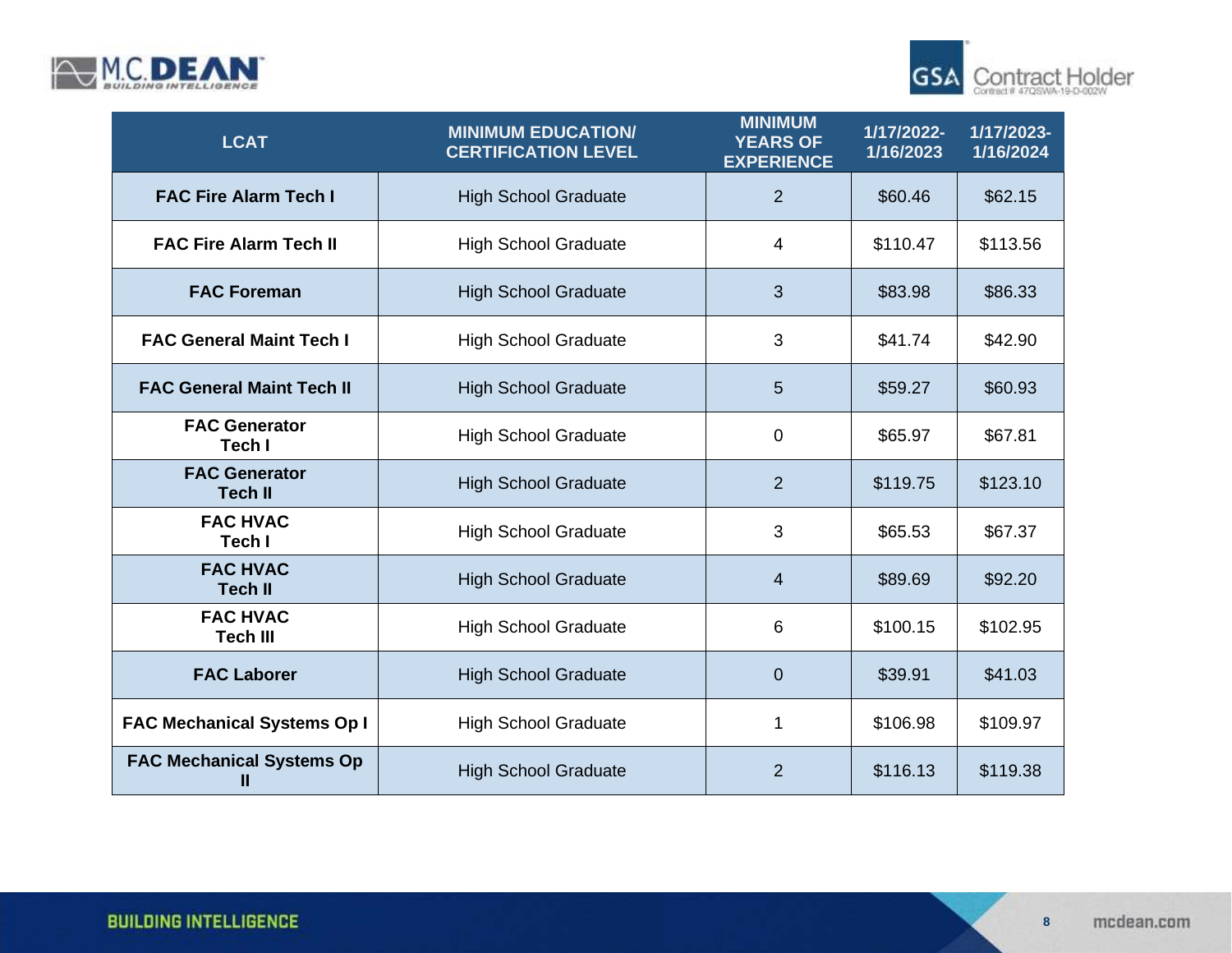| LCAT | MINIMUM EDUCATION/ CERTIFICATION LEVEL | MINIMUM YEARS OF EXPERIENCE | 1/17/2022-1/16/2023 | 1/17/2023-1/16/2024 |
|---|---|---|---|---|
| **FAC Fire Alarm Tech I** | High School Graduate | 2 | $60.46 | $62.15 |
| **FAC Fire Alarm Tech II** | High School Graduate | 4 | $110.47 | $113.56 |
| **FAC Foreman** | High School Graduate | 3 | $83.98 | $86.33 |
| **FAC General Maint Tech I** | High School Graduate | 3 | $41.74 | $42.90 |
| **FAC General Maint Tech II** | High School Graduate | 5 | $59.27 | $60.93 |
| **FAC Generator Tech I** | High School Graduate | 0 | $65.97 | $67.81 |
| **FAC Generator Tech II** | High School Graduate | 2 | $119.75 | $123.10 |
| **FAC HVAC Tech I** | High School Graduate | 3 | $65.53 | $67.37 |
| **FAC HVAC Tech II** | High School Graduate | 4 | $89.69 | $92.20 |
| **FAC HVAC Tech III** | High School Graduate | 6 | $100.15 | $102.95 |
| **FAC Laborer** | High School Graduate | 0 | $39.91 | $41.03 |
| **FAC Mechanical Systems Op I** | High School Graduate | 1 | $106.98 | $109.97 |
| **FAC Mechanical Systems Op II** | High School Graduate | 2 | $116.13 | $119.38 |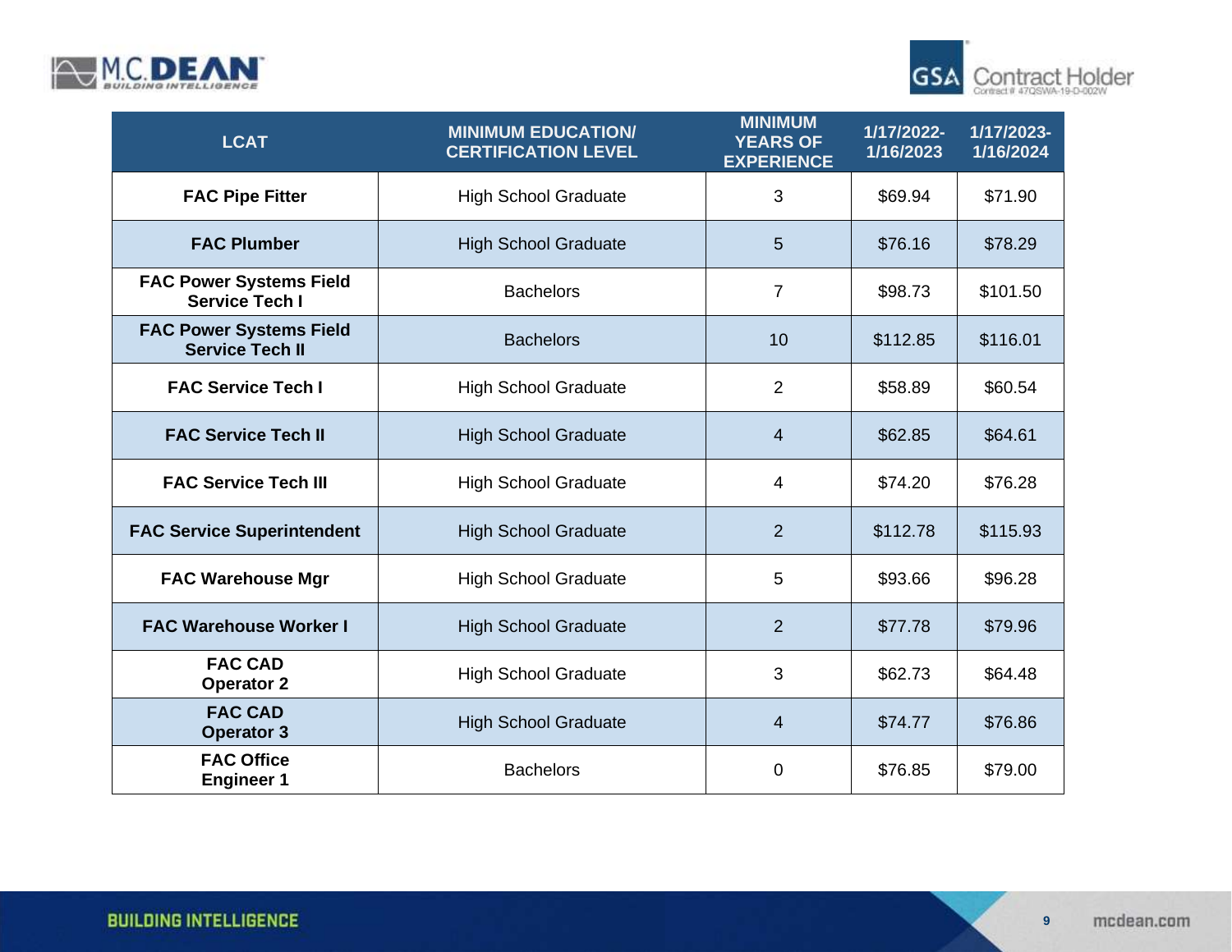| LCAT | MINIMUM EDUCATION/ CERTIFICATION LEVEL | MINIMUM YEARS OF EXPERIENCE | 1/17/2022- 1/16/2023 | 1/17/2023- 1/16/2024 |
|---|---|---|---|---|
| **FAC Pipe Fitter** | High School Graduate | 3 | $69.94 | $71.90 |
| **FAC Plumber** | High School Graduate | 5 | $76.16 | $78.29 |
| **FAC Power Systems Field Service Tech I** | Bachelors | 7 | $98.73 | $101.50 |
| **FAC Power Systems Field Service Tech II** | Bachelors | 10 | $112.85 | $116.01 |
| **FAC Service Tech I** | High School Graduate | 2 | $58.89 | $60.54 |
| **FAC Service Tech II** | High School Graduate | 4 | $62.85 | $64.61 |
| **FAC Service Tech III** | High School Graduate | 4 | $74.20 | $76.28 |
| **FAC Service Superintendent** | High School Graduate | 2 | $112.78 | $115.93 |
| **FAC Warehouse Mgr** | High School Graduate | 5 | $93.66 | $96.28 |
| **FAC Warehouse Worker I** | High School Graduate | 2 | $77.78 | $79.96 |
| **FAC CAD Operator 2** | High School Graduate | 3 | $62.73 | $64.48 |
| **FAC CAD Operator 3** | High School Graduate | 4 | $74.77 | $76.86 |
| **FAC Office Engineer 1** | Bachelors | 0 | $76.85 | $79.00 |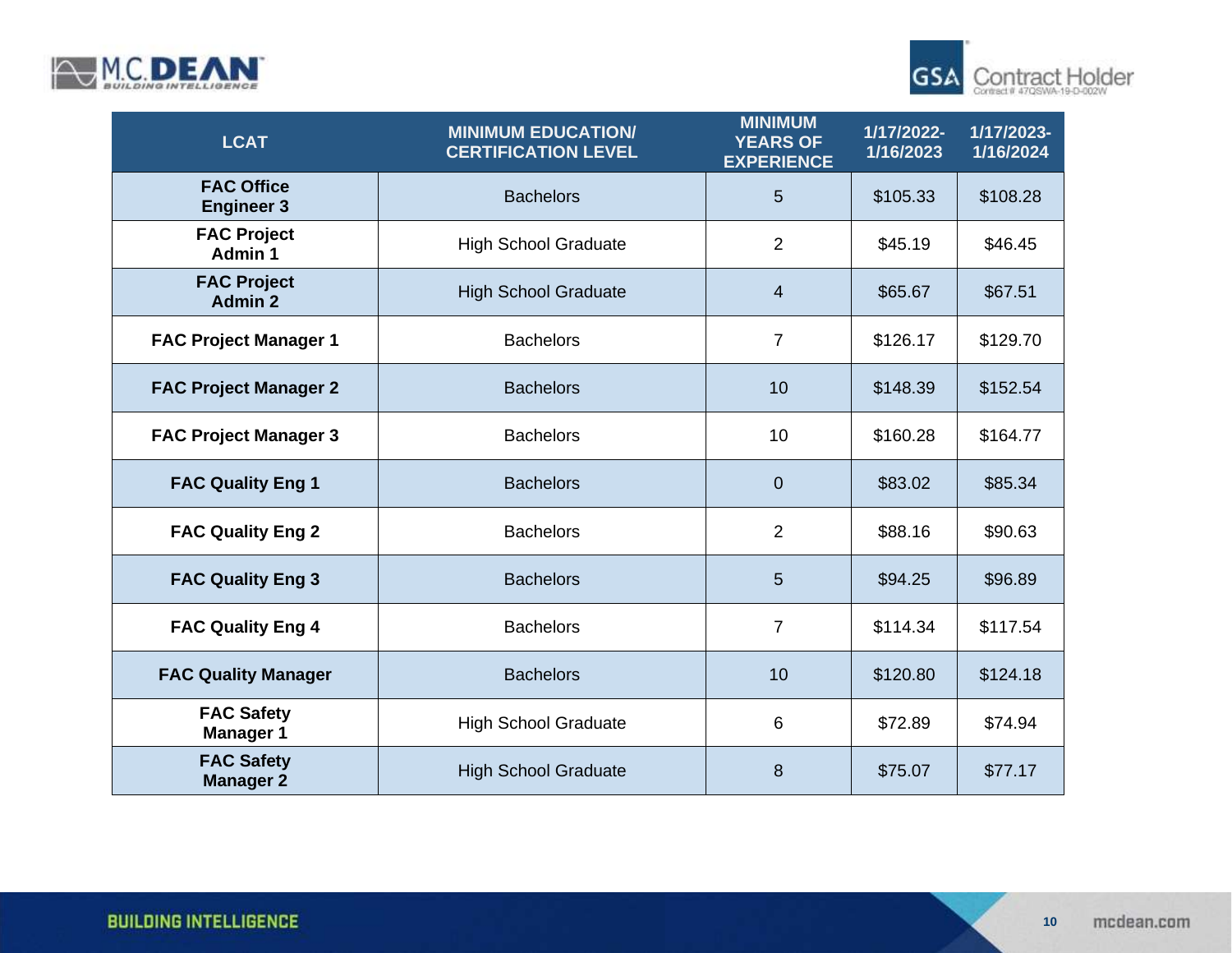| LCAT | MINIMUM EDUCATION/ CERTIFICATION LEVEL | MINIMUM YEARS OF EXPERIENCE | 1/17/2022-1/16/2023 | 1/17/2023-1/16/2024 |
|---|---|---|---|---|
| **FAC Office Engineer 3** | Bachelors | 5 | $105.33 | $108.28 |
| **FAC Project Admin 1** | High School Graduate | 2 | $45.19 | $46.45 |
| **FAC Project Admin 2** | High School Graduate | 4 | $65.67 | $67.51 |
| **FAC Project Manager 1** | Bachelors | 7 | $126.17 | $129.70 |
| **FAC Project Manager 2** | Bachelors | 10 | $148.39 | $152.54 |
| **FAC Project Manager 3** | Bachelors | 10 | $160.28 | $164.77 |
| **FAC Quality Eng 1** | Bachelors | 0 | $83.02 | $85.34 |
| **FAC Quality Eng 2** | Bachelors | 2 | $88.16 | $90.63 |
| **FAC Quality Eng 3** | Bachelors | 5 | $94.25 | $96.89 |
| **FAC Quality Eng 4** | Bachelors | 7 | $114.34 | $117.54 |
| **FAC Quality Manager** | Bachelors | 10 | $120.80 | $124.18 |
| **FAC Safety Manager 1** | High School Graduate | 6 | $72.89 | $74.94 |
| **FAC Safety Manager 2** | High School Graduate | 8 | $75.07 | $77.17 |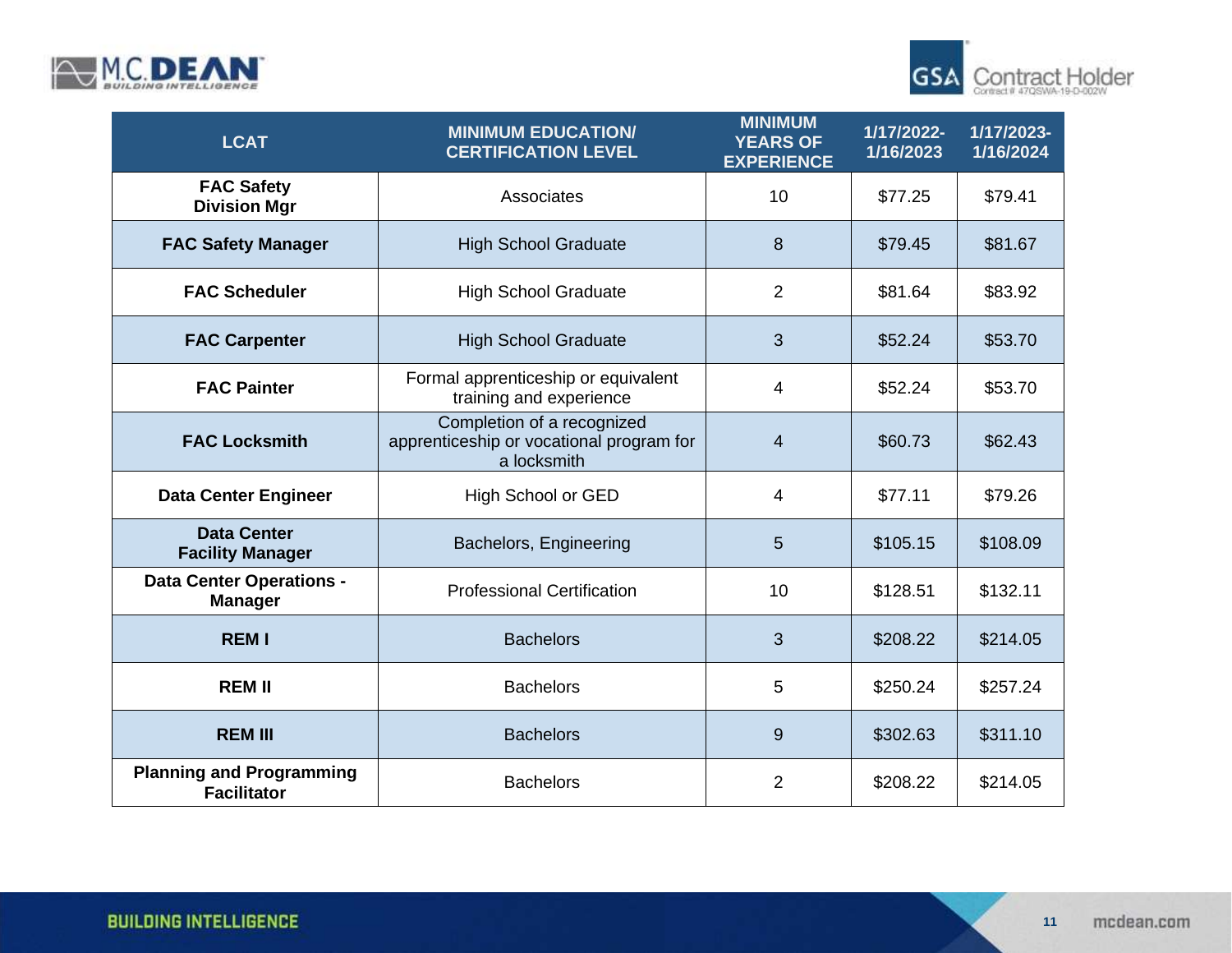| LCAT | MINIMUM EDUCATION/ CERTIFICATION LEVEL | MINIMUM YEARS OF EXPERIENCE | 1/17/2022-1/16/2023 | 1/17/2023-1/16/2024 |
|---|---|---|---|---|
| FAC Safety Division Mgr | Associates | 10 | $77.25 | $79.41 |
| FAC Safety Manager | High School Graduate | 8 | $79.45 | $81.67 |
| FAC Scheduler | High School Graduate | 2 | $81.64 | $83.92 |
| FAC Carpenter | High School Graduate | 3 | $52.24 | $53.70 |
| FAC Painter | Formal apprenticeship or equivalent training and experience | 4 | $52.24 | $53.70 |
| FAC Locksmith | Completion of a recognized apprenticeship or vocational program for a locksmith | 4 | $60.73 | $62.43 |
| Data Center Engineer | High School or GED | 4 | $77.11 | $79.26 |
| Data Center Facility Manager | Bachelors, Engineering | 5 | $105.15 | $108.09 |
| Data Center Operations - Manager | Professional Certification | 10 | $128.51 | $132.11 |
| REM I | Bachelors | 3 | $208.22 | $214.05 |
| REM II | Bachelors | 5 | $250.24 | $257.24 |
| REM III | Bachelors | 9 | $302.63 | $311.10 |
| Planning and Programming Facilitator | Bachelors | 2 | $208.22 | $214.05 |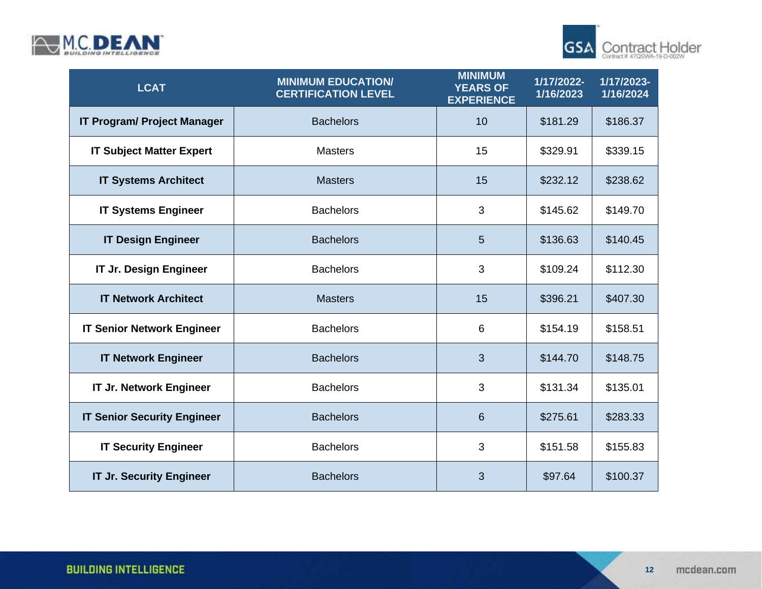| LCAT | MINIMUM EDUCATION/ CERTIFICATION LEVEL | MINIMUM YEARS OF EXPERIENCE | 1/17/2022-1/16/2023 | 1/17/2023-1/16/2024 |
|---|---|---|---|---|
| **IT Program/ Project Manager** | Bachelors | 10 | $181.29 | $186.37 |
| **IT Subject Matter Expert** | Masters | 15 | $329.91 | $339.15 |
| **IT Systems Architect** | Masters | 15 | $232.12 | $238.62 |
| **IT Systems Engineer** | Bachelors | 3 | $145.62 | $149.70 |
| **IT Design Engineer** | Bachelors | 5 | $136.63 | $140.45 |
| **IT Jr. Design Engineer** | Bachelors | 3 | $109.24 | $112.30 |
| **IT Network Architect** | Masters | 15 | $396.21 | $407.30 |
| **IT Senior Network Engineer** | Bachelors | 6 | $154.19 | $158.51 |
| **IT Network Engineer** | Bachelors | 3 | $144.70 | $148.75 |
| **IT Jr. Network Engineer** | Bachelors | 3 | $131.34 | $135.01 |
| **IT Senior Security Engineer** | Bachelors | 6 | $275.61 | $283.33 |
| **IT Security Engineer** | Bachelors | 3 | $151.58 | $155.83 |
| **IT Jr. Security Engineer** | Bachelors | 3 | $97.64 | $100.37 |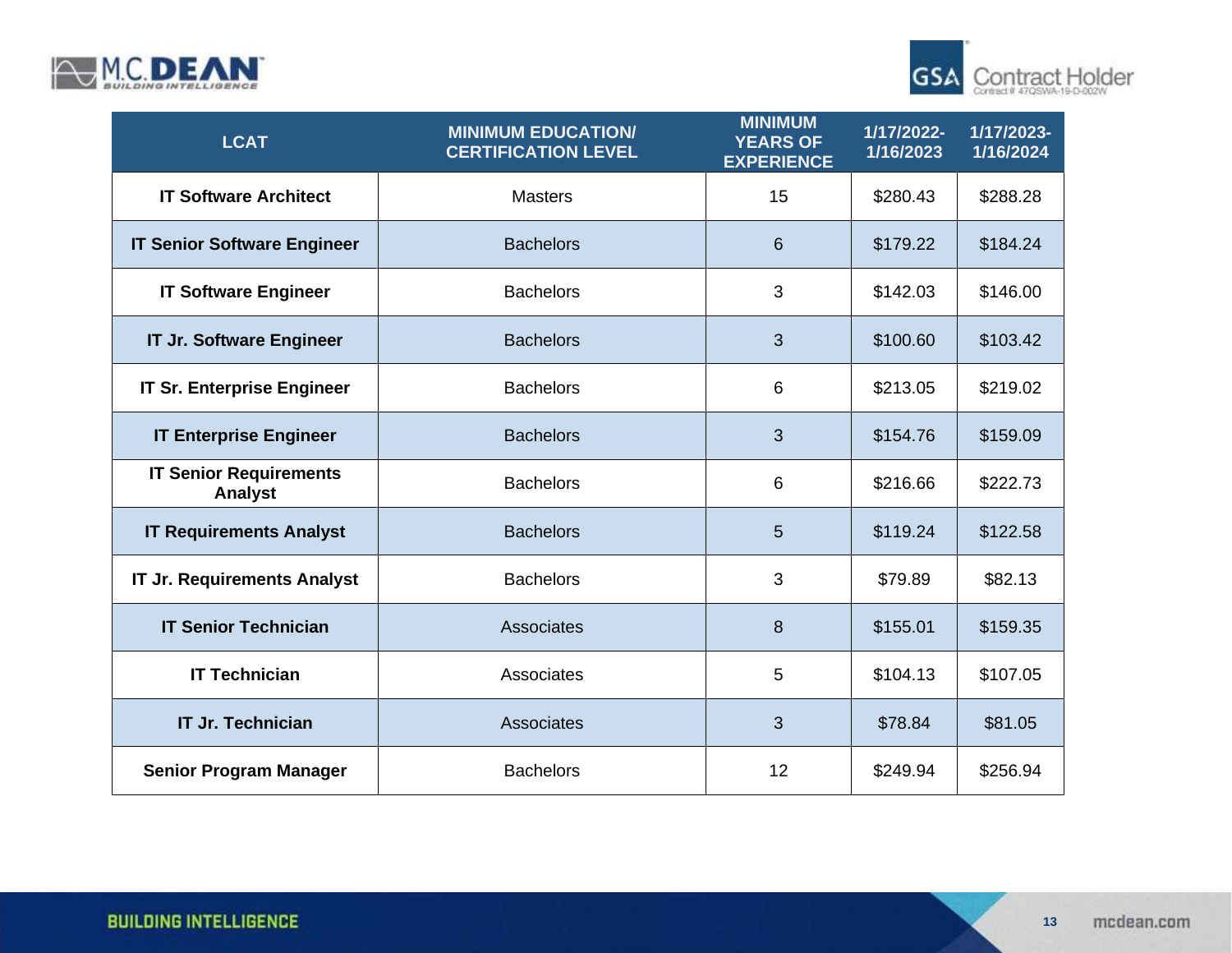| LCAT | MINIMUM EDUCATION/ CERTIFICATION LEVEL | MINIMUM YEARS OF EXPERIENCE | 1/17/2022-1/16/2023 | 1/17/2023-1/16/2024 |
|---|---|---|---|---|
| **IT Software Architect** | Masters | 15 | $280.43 | $288.28 |
| **IT Senior Software Engineer** | Bachelors | 6 | $179.22 | $184.24 |
| **IT Software Engineer** | Bachelors | 3 | $142.03 | $146.00 |
| **IT Jr. Software Engineer** | Bachelors | 3 | $100.60 | $103.42 |
| **IT Sr. Enterprise Engineer** | Bachelors | 6 | $213.05 | $219.02 |
| **IT Enterprise Engineer** | Bachelors | 3 | $154.76 | $159.09 |
| **IT Senior Requirements Analyst** | Bachelors | 6 | $216.66 | $222.73 |
| **IT Requirements Analyst** | Bachelors | 5 | $119.24 | $122.58 |
| **IT Jr. Requirements Analyst** | Bachelors | 3 | $79.89 | $82.13 |
| **IT Senior Technician** | Associates | 8 | $155.01 | $159.35 |
| **IT Technician** | Associates | 5 | $104.13 | $107.05 |
| **IT Jr. Technician** | Associates | 3 | $78.84 | $81.05 |
| **Senior Program Manager** | Bachelors | 12 | $249.94 | $256.94 |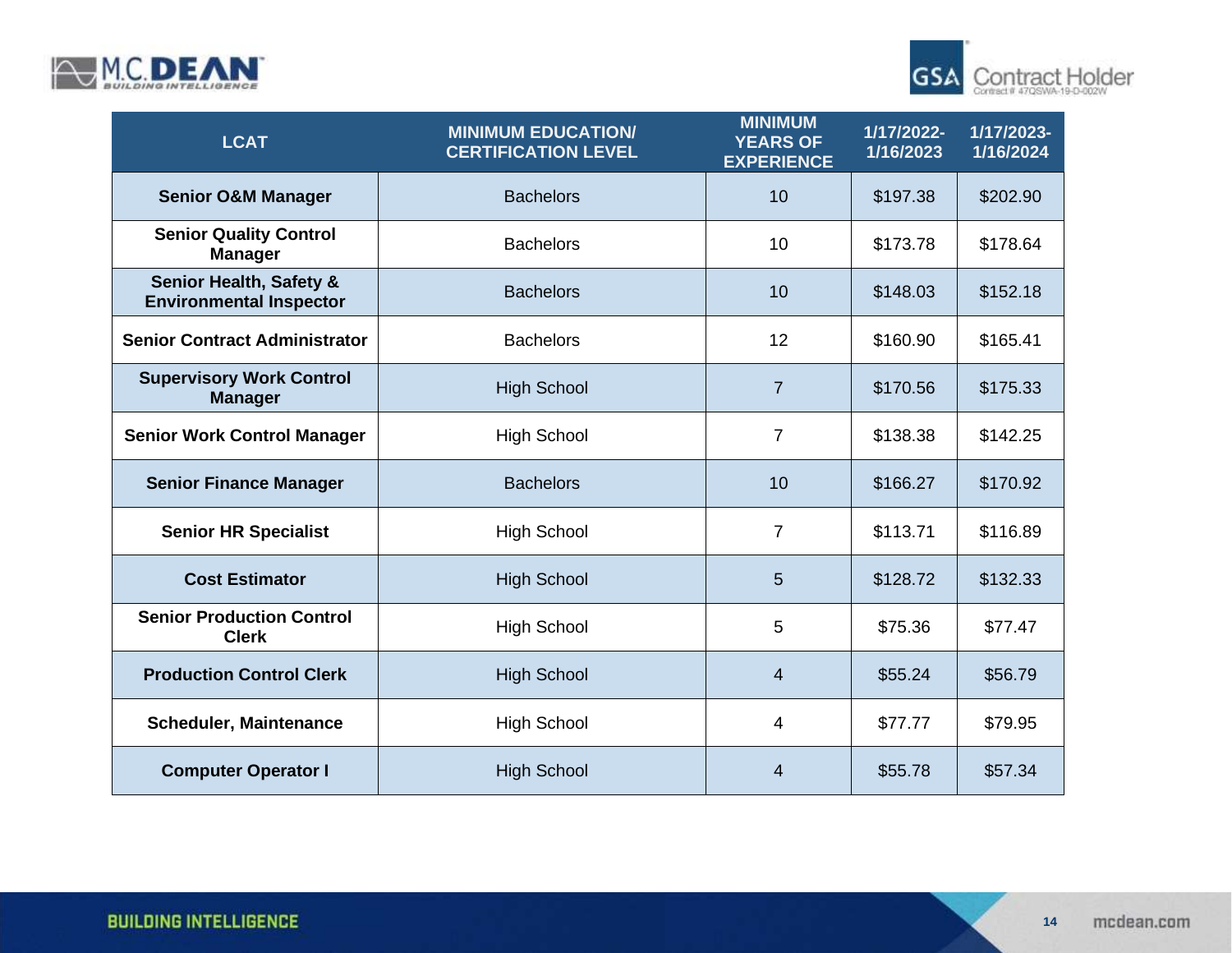| LCAT | MINIMUM EDUCATION/ CERTIFICATION LEVEL | MINIMUM YEARS OF EXPERIENCE | 1/17/2022-1/16/2023 | 1/17/2023-1/16/2024 |
|---|---|---|---|---|
| **Senior O&M Manager** | Bachelors | 10 | $197.38 | $202.90 |
| **Senior Quality Control Manager** | Bachelors | 10 | $173.78 | $178.64 |
| **Senior Health, Safety & Environmental Inspector** | Bachelors | 10 | $148.03 | $152.18 |
| **Senior Contract Administrator** | Bachelors | 12 | $160.90 | $165.41 |
| **Supervisory Work Control Manager** | High School | 7 | $170.56 | $175.33 |
| **Senior Work Control Manager** | High School | 7 | $138.38 | $142.25 |
| **Senior Finance Manager** | Bachelors | 10 | $166.27 | $170.92 |
| **Senior HR Specialist** | High School | 7 | $113.71 | $116.89 |
| **Cost Estimator** | High School | 5 | $128.72 | $132.33 |
| **Senior Production Control Clerk** | High School | 5 | $75.36 | $77.47 |
| **Production Control Clerk** | High School | 4 | $55.24 | $56.79 |
| **Scheduler, Maintenance** | High School | 4 | $77.77 | $79.95 |
| **Computer Operator I** | High School | 4 | $55.78 | $57.34 |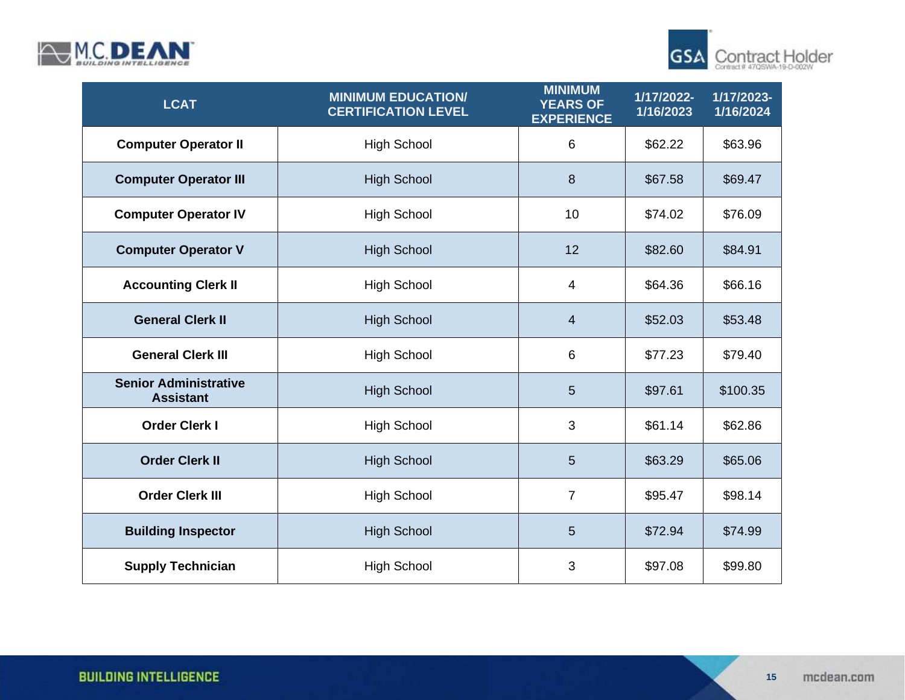| LCAT | MINIMUM EDUCATION/ CERTIFICATION LEVEL | MINIMUM YEARS OF EXPERIENCE | 1/17/2022- 1/16/2023 | 1/17/2023- 1/16/2024 |
|---|---|---|---|---|
| **Computer Operator II** | High School | 6 | $62.22 | $63.96 |
| **Computer Operator III** | High School | 8 | $67.58 | $69.47 |
| **Computer Operator IV** | High School | 10 | $74.02 | $76.09 |
| **Computer Operator V** | High School | 12 | $82.60 | $84.91 |
| **Accounting Clerk II** | High School | 4 | $64.36 | $66.16 |
| **General Clerk II** | High School | 4 | $52.03 | $53.48 |
| **General Clerk III** | High School | 6 | $77.23 | $79.40 |
| **Senior Administrative Assistant** | High School | 5 | $97.61 | $100.35 |
| **Order Clerk I** | High School | 3 | $61.14 | $62.86 |
| **Order Clerk II** | High School | 5 | $63.29 | $65.06 |
| **Order Clerk III** | High School | 7 | $95.47 | $98.14 |
| **Building Inspector** | High School | 5 | $72.94 | $74.99 |
| **Supply Technician** | High School | 3 | $97.08 | $99.80 |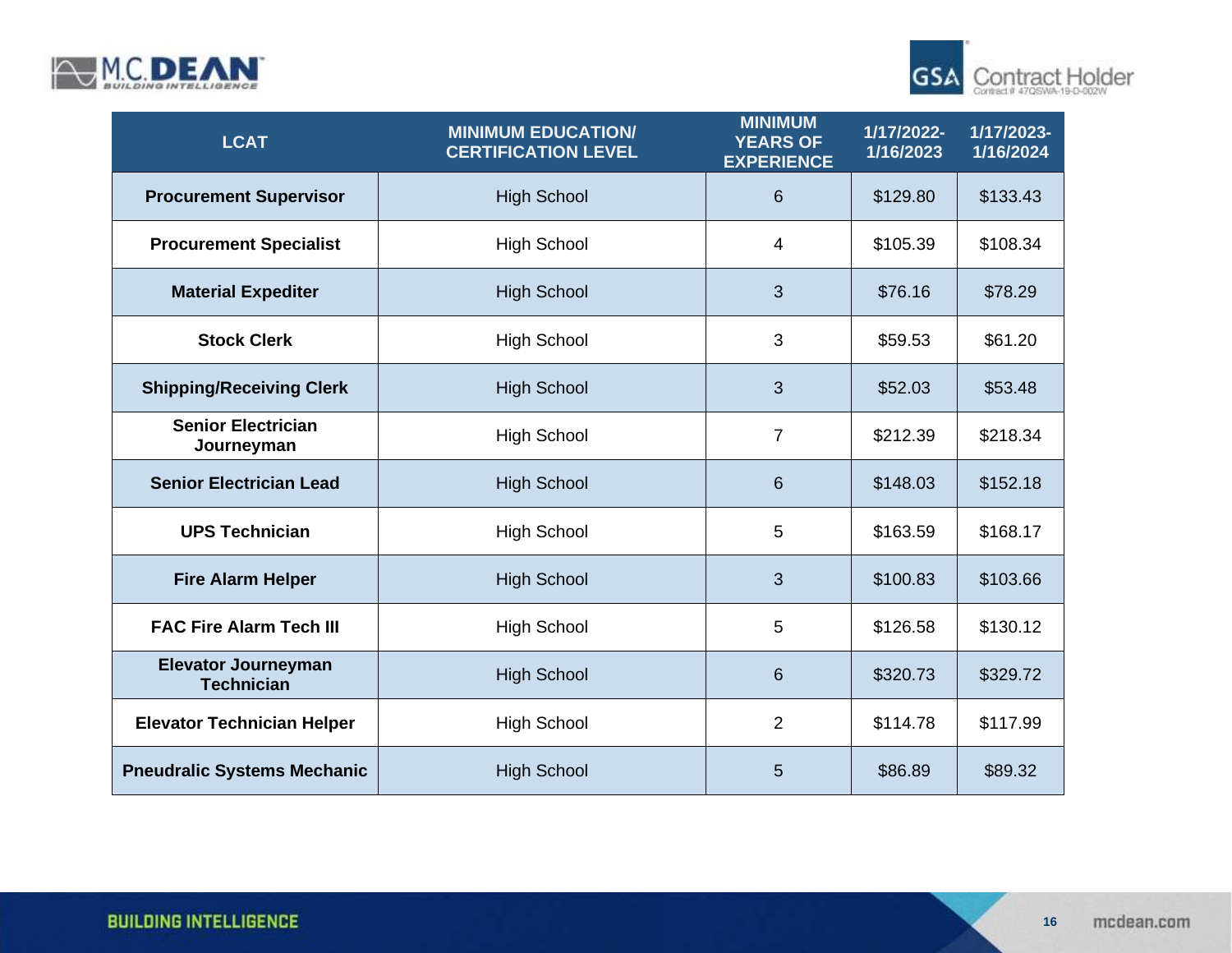| LCAT | MINIMUM EDUCATION/ CERTIFICATION LEVEL | MINIMUM YEARS OF EXPERIENCE | 1/17/2022-1/16/2023 | 1/17/2023-1/16/2024 |
|---|---|---|---|---|
| **Procurement Supervisor** | High School | 6 | $129.80 | $133.43 |
| **Procurement Specialist** | High School | 4 | $105.39 | $108.34 |
| **Material Expediter** | High School | 3 | $76.16 | $78.29 |
| **Stock Clerk** | High School | 3 | $59.53 | $61.20 |
| **Shipping/Receiving Clerk** | High School | 3 | $52.03 | $53.48 |
| **Senior Electrician Journeyman** | High School | 7 | $212.39 | $218.34 |
| **Senior Electrician Lead** | High School | 6 | $148.03 | $152.18 |
| **UPS Technician** | High School | 5 | $163.59 | $168.17 |
| **Fire Alarm Helper** | High School | 3 | $100.83 | $103.66 |
| **FAC Fire Alarm Tech III** | High School | 5 | $126.58 | $130.12 |
| **Elevator Journeyman Technician** | High School | 6 | $320.73 | $329.72 |
| **Elevator Technician Helper** | High School | 2 | $114.78 | $117.99 |
| **Pneudralic Systems Mechanic** | High School | 5 | $86.89 | $89.32 |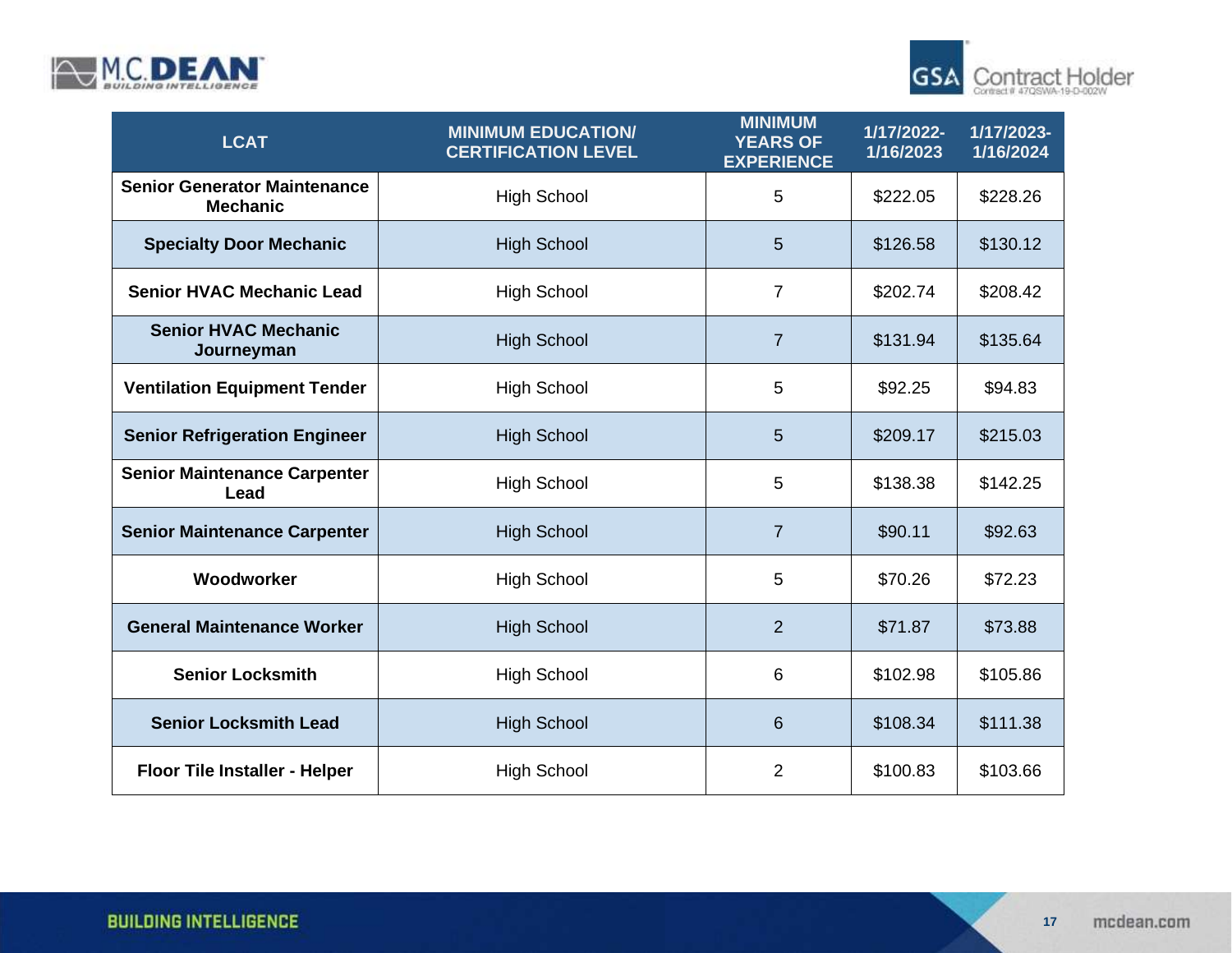| LCAT | MINIMUM EDUCATION/ CERTIFICATION LEVEL | MINIMUM YEARS OF EXPERIENCE | 1/17/2022-1/16/2023 | 1/17/2023-1/16/2024 |
|---|---|---|---|---|
| **Senior Generator Maintenance Mechanic** | High School | 5 | $222.05 | $228.26 |
| **Specialty Door Mechanic** | High School | 5 | $126.58 | $130.12 |
| **Senior HVAC Mechanic Lead** | High School | 7 | $202.74 | $208.42 |
| **Senior HVAC Mechanic Journeyman** | High School | 7 | $131.94 | $135.64 |
| **Ventilation Equipment Tender** | High School | 5 | $92.25 | $94.83 |
| **Senior Refrigeration Engineer** | High School | 5 | $209.17 | $215.03 |
| **Senior Maintenance Carpenter Lead** | High School | 5 | $138.38 | $142.25 |
| **Senior Maintenance Carpenter** | High School | 7 | $90.11 | $92.63 |
| **Woodworker** | High School | 5 | $70.26 | $72.23 |
| **General Maintenance Worker** | High School | 2 | $71.87 | $73.88 |
| **Senior Locksmith** | High School | 6 | $102.98 | $105.86 |
| **Senior Locksmith Lead** | High School | 6 | $108.34 | $111.38 |
| **Floor Tile Installer - Helper** | High School | 2 | $100.83 | $103.66 |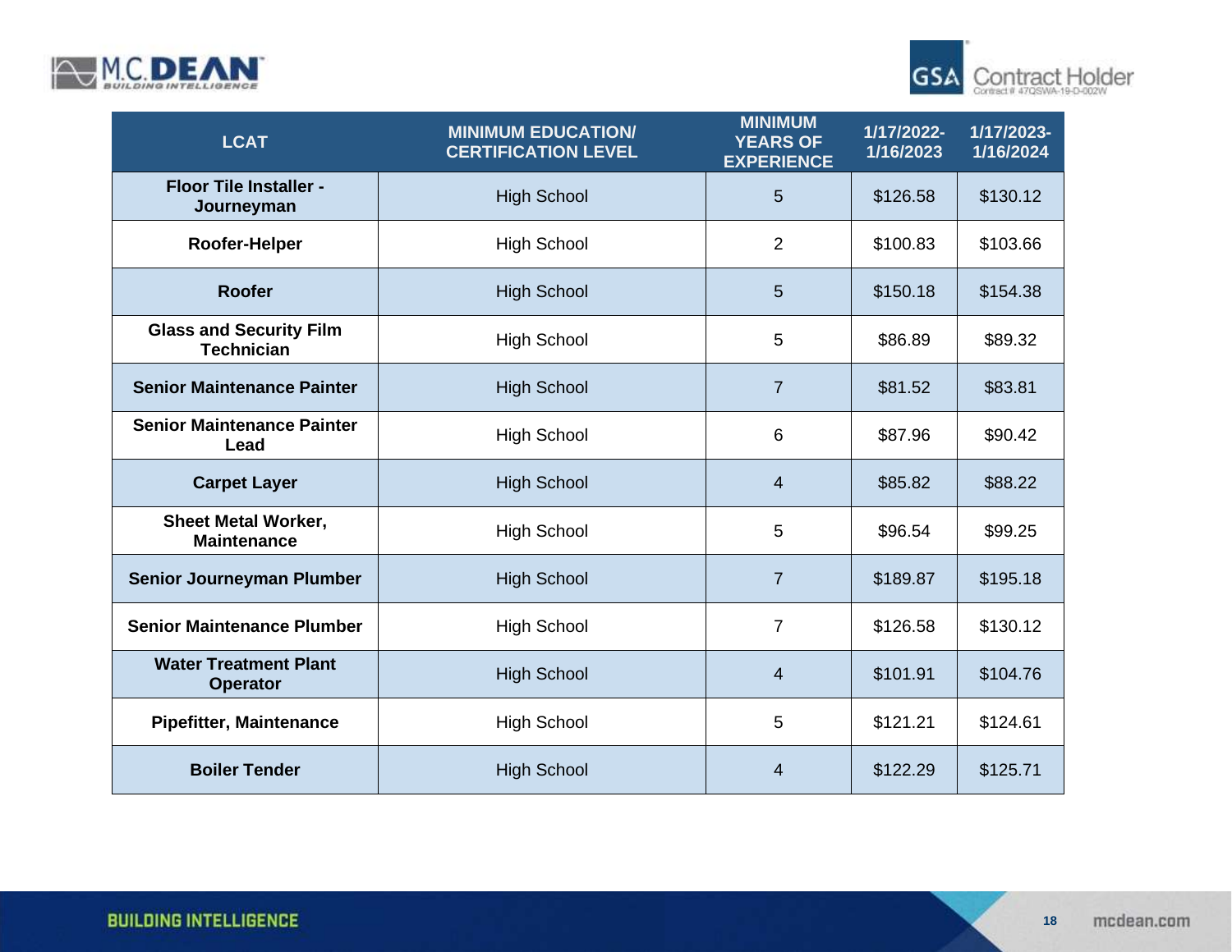| LCAT | MINIMUM EDUCATION/ CERTIFICATION LEVEL | MINIMUM YEARS OF EXPERIENCE | 1/17/2022-1/16/2023 | 1/17/2023-1/16/2024 |
|---|---|---|---|---|
| **Floor Tile Installer - Journeyman** | High School | 5 | $126.58 | $130.12 |
| **Roofer-Helper** | High School | 2 | $100.83 | $103.66 |
| **Roofer** | High School | 5 | $150.18 | $154.38 |
| **Glass and Security Film Technician** | High School | 5 | $86.89 | $89.32 |
| **Senior Maintenance Painter** | High School | 7 | $81.52 | $83.81 |
| **Senior Maintenance Painter Lead** | High School | 6 | $87.96 | $90.42 |
| **Carpet Layer** | High School | 4 | $85.82 | $88.22 |
| **Sheet Metal Worker, Maintenance** | High School | 5 | $96.54 | $99.25 |
| **Senior Journeyman Plumber** | High School | 7 | $189.87 | $195.18 |
| **Senior Maintenance Plumber** | High School | 7 | $126.58 | $130.12 |
| **Water Treatment Plant Operator** | High School | 4 | $101.91 | $104.76 |
| **Pipefitter, Maintenance** | High School | 5 | $121.21 | $124.61 |
| **Boiler Tender** | High School | 4 | $122.29 | $125.71 |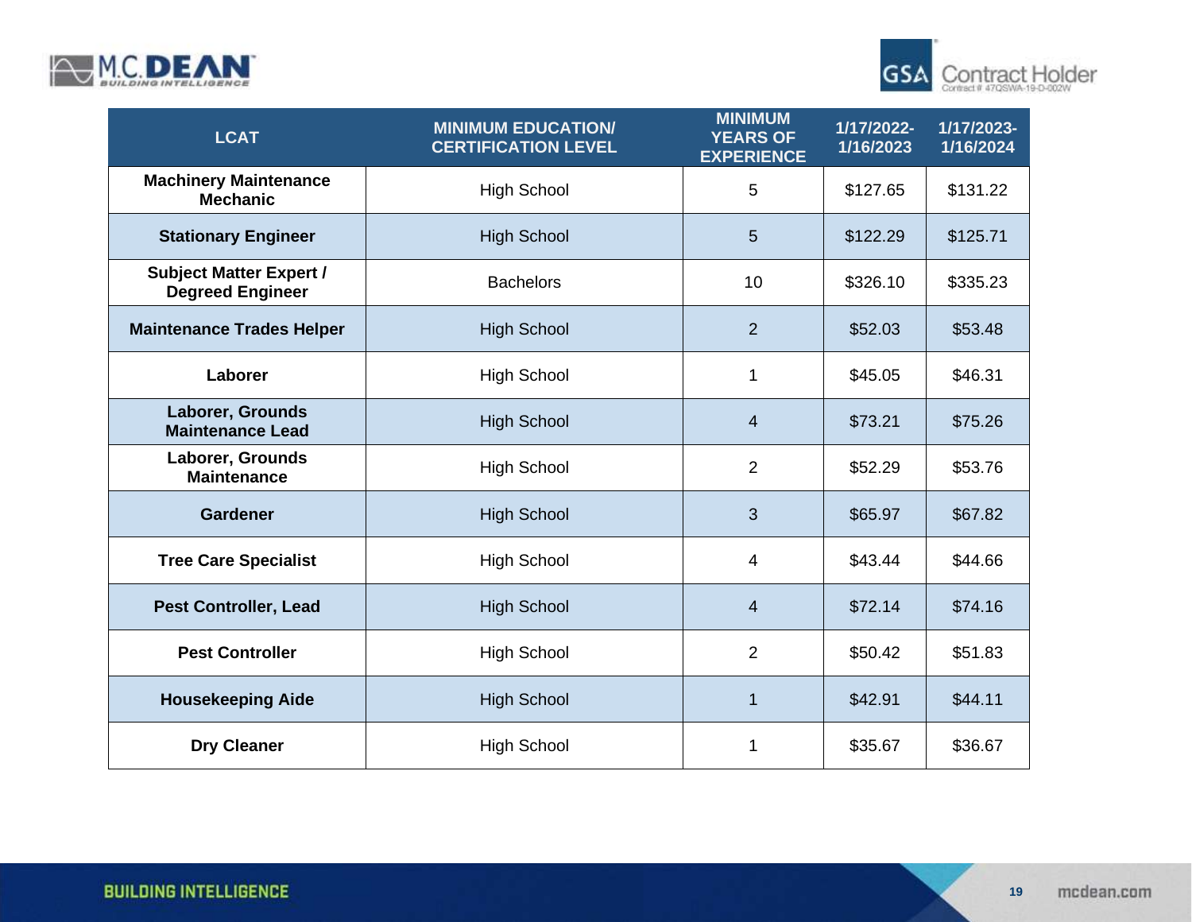| LCAT | MINIMUM EDUCATION/ CERTIFICATION LEVEL | MINIMUM YEARS OF EXPERIENCE | 1/17/2022- 1/16/2023 | 1/17/2023- 1/16/2024 |
|---|---|---|---|---|
| **Machinery Maintenance Mechanic** | High School | 5 | $127.65 | $131.22 |
| **Stationary Engineer** | High School | 5 | $122.29 | $125.71 |
| **Subject Matter Expert / Degreed Engineer** | Bachelors | 10 | $326.10 | $335.23 |
| **Maintenance Trades Helper** | High School | 2 | $52.03 | $53.48 |
| **Laborer** | High School | 1 | $45.05 | $46.31 |
| **Laborer, Grounds Maintenance Lead** | High School | 4 | $73.21 | $75.26 |
| **Laborer, Grounds Maintenance** | High School | 2 | $52.29 | $53.76 |
| **Gardener** | High School | 3 | $65.97 | $67.82 |
| **Tree Care Specialist** | High School | 4 | $43.44 | $44.66 |
| **Pest Controller, Lead** | High School | 4 | $72.14 | $74.16 |
| **Pest Controller** | High School | 2 | $50.42 | $51.83 |
| **Housekeeping Aide** | High School | 1 | $42.91 | $44.11 |
| **Dry Cleaner** | High School | 1 | $35.67 | $36.67 |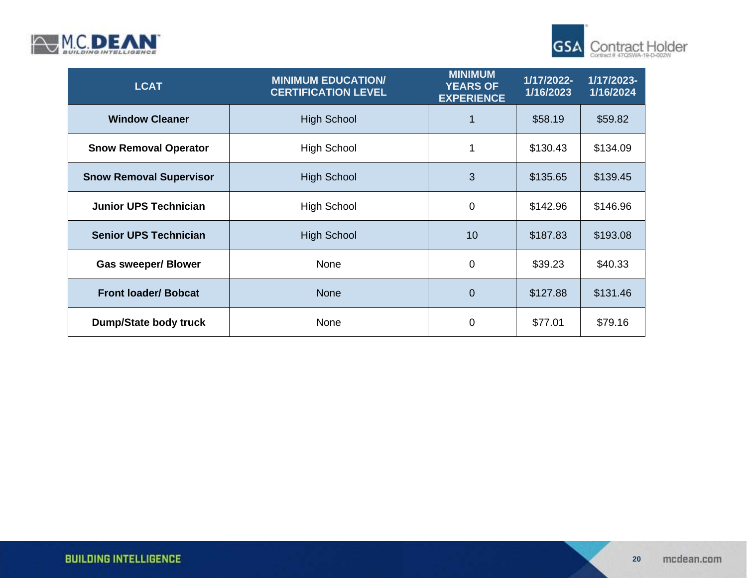| LCAT | MINIMUM EDUCATION/ CERTIFICATION LEVEL | MINIMUM YEARS OF EXPERIENCE | 1/17/2022-1/16/2023 | 1/17/2023-1/16/2024 |
|---|---|---|---|---|
| **Window Cleaner** | High School | 1 | $58.19 | $59.82 |
| **Snow Removal Operator** | High School | 1 | $130.43 | $134.09 |
| **Snow Removal Supervisor** | High School | 3 | $135.65 | $139.45 |
| **Junior UPS Technician** | High School | 0 | $142.96 | $146.96 |
| **Senior UPS Technician** | High School | 10 | $187.83 | $193.08 |
| **Gas sweeper/ Blower** | None | 0 | $39.23 | $40.33 |
| **Front loader/ Bobcat** | None | 0 | $127.88 | $131.46 |
| **Dump/State body truck** | None | 0 | $77.01 | $79.16 |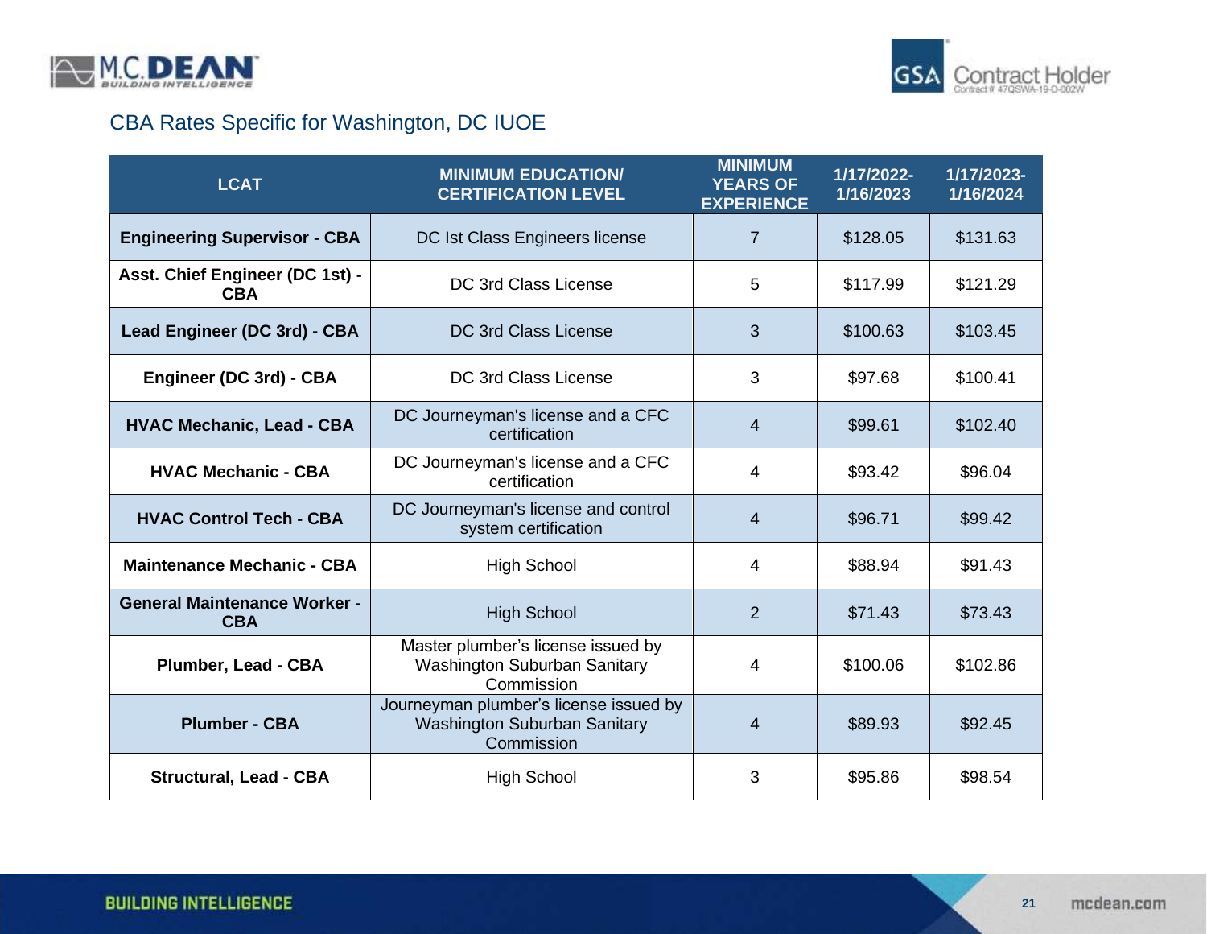## CBA Rates Specific for Washington, DC IUOE

| LCAT | MINIMUM EDUCATION/ CERTIFICATION LEVEL | MINIMUM YEARS OF EXPERIENCE | 1/17/2022-1/16/2023 | 1/17/2023-1/16/2024 |
|---|---|---|---|---|
| **Engineering Supervisor - CBA** | DC Ist Class Engineers license | 7 | $128.05 | $131.63 |
| **Asst. Chief Engineer (DC 1st) - CBA** | DC 3rd Class License | 5 | $117.99 | $121.29 |
| **Lead Engineer (DC 3rd) - CBA** | DC 3rd Class License | 3 | $100.63 | $103.45 |
| **Engineer (DC 3rd) - CBA** | DC 3rd Class License | 3 | $97.68 | $100.41 |
| **HVAC Mechanic, Lead - CBA** | DC Journeyman's license and a CFC certification | 4 | $99.61 | $102.40 |
| **HVAC Mechanic - CBA** | DC Journeyman's license and a CFC certification | 4 | $93.42 | $96.04 |
| **HVAC Control Tech - CBA** | DC Journeyman's license and control system certification | 4 | $96.71 | $99.42 |
| **Maintenance Mechanic - CBA** | High School | 4 | $88.94 | $91.43 |
| **General Maintenance Worker - CBA** | High School | 2 | $71.43 | $73.43 |
| **Plumber, Lead - CBA** | Master plumber's license issued by Washington Suburban Sanitary Commission | 4 | $100.06 | $102.86 |
| **Plumber - CBA** | Journeyman plumber's license issued by Washington Suburban Sanitary Commission | 4 | $89.93 | $92.45 |
| **Structural, Lead - CBA** | High School | 3 | $95.86 | $98.54 |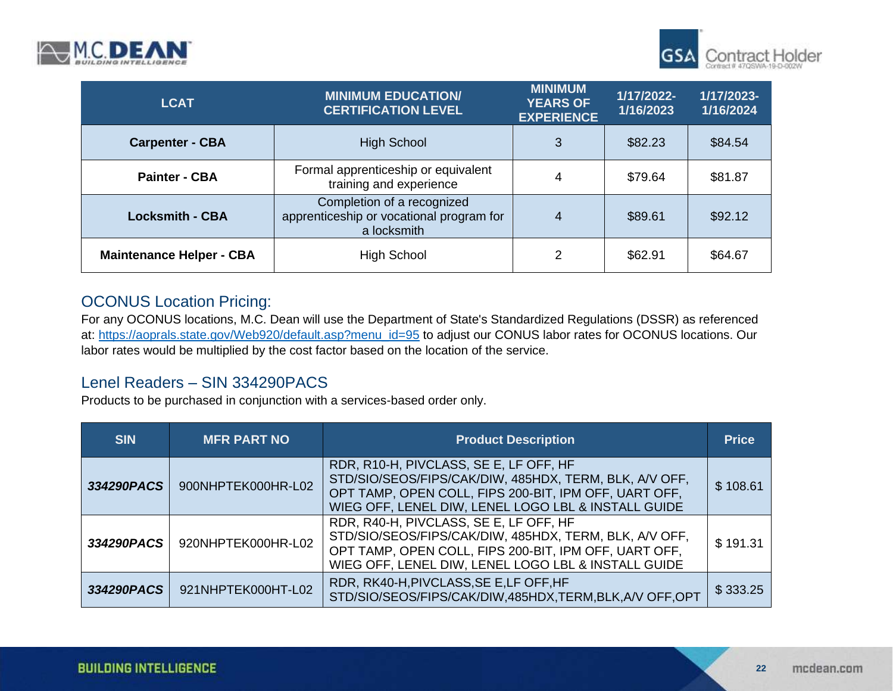| LCAT | MINIMUM EDUCATION/ CERTIFICATION LEVEL | MINIMUM YEARS OF EXPERIENCE | 1/17/2022-1/16/2023 | 1/17/2023-1/16/2024 |
|---|---|---|---|---|
| **Carpenter - CBA** | High School | 3 | $82.23 | $84.54 |
| **Painter - CBA** | Formal apprenticeship or equivalent training and experience | 4 | $79.64 | $81.87 |
| **Locksmith - CBA** | Completion of a recognized apprenticeship or vocational program for a locksmith | 4 | $89.61 | $92.12 |
| **Maintenance Helper - CBA** | High School | 2 | $62.91 | $64.67 |

## OCONUS Location Pricing:

For any OCONUS locations, M.C. Dean will use the Department of State's Standardized Regulations (DSSR) as referenced at: https://aoprals.state.gov/Web920/default.asp?menu_id=95 to adjust our CONUS labor rates for OCONUS locations. Our labor rates would be multiplied by the cost factor based on the location of the service.

## Lenel Readers – SIN 334290PACS

Products to be purchased in conjunction with a services-based order only.

| SIN | MFR PART NO | Product Description | Price |
|---|---|---|---|
| ***334290PACS*** | 900NHPTEK000HR-L02 | RDR, R10-H, PIVCLASS, SE E, LF OFF, HF STD/SIO/SEOS/FIPS/CAK/DIW, 485HDX, TERM, BLK, A/V OFF, OPT TAMP, OPEN COLL, FIPS 200-BIT, IPM OFF, UART OFF, WIEG OFF, LENEL DIW, LENEL LOGO LBL & INSTALL GUIDE | $ 108.61 |
| ***334290PACS*** | 920NHPTEK000HR-L02 | RDR, R40-H, PIVCLASS, SE E, LF OFF, HF STD/SIO/SEOS/FIPS/CAK/DIW, 485HDX, TERM, BLK, A/V OFF, OPT TAMP, OPEN COLL, FIPS 200-BIT, IPM OFF, UART OFF, WIEG OFF, LENEL DIW, LENEL LOGO LBL & INSTALL GUIDE | $ 191.31 |
| ***334290PACS*** | 921NHPTEK000HT-L02 | RDR, RK40-H,PIVCLASS,SE E,LF OFF,HF STD/SIO/SEOS/FIPS/CAK/DIW,485HDX,TERM,BLK,A/V OFF,OPT | $ 333.25 |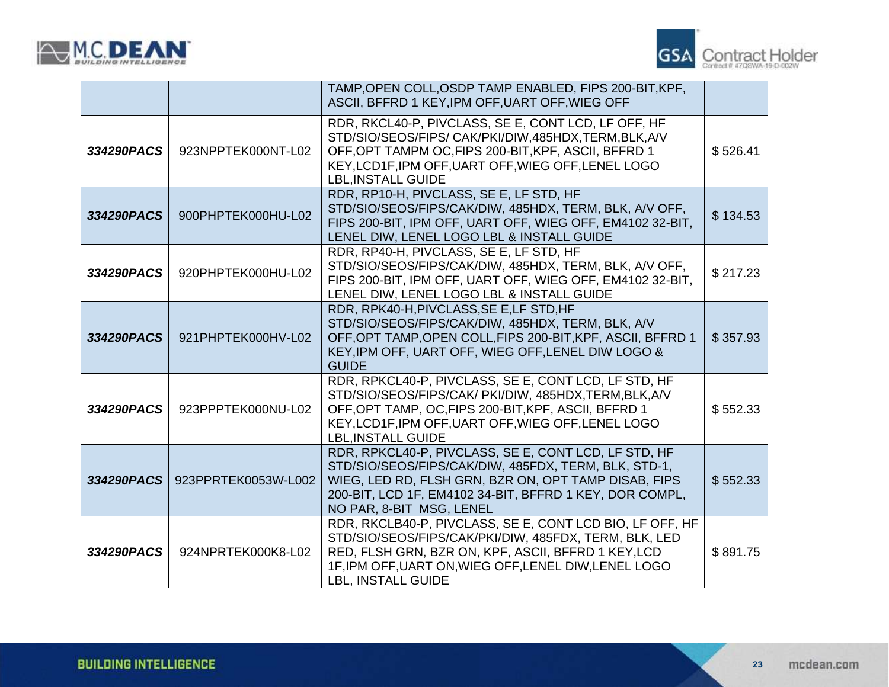| | | | |
|---|---|---|---|
| | | TAMP,OPEN COLL,OSDP TAMP ENABLED, FIPS 200-BIT,KPF, ASCII, BFFRD 1 KEY,IPM OFF,UART OFF,WIEG OFF | |
| ***334290PACS*** | 923NPPTEK000NT-L02 | RDR, RKCL40-P, PIVCLASS, SE E, CONT LCD, LF OFF, HF STD/SIO/SEOS/FIPS/ CAK/PKI/DIW,485HDX,TERM,BLK,A/V OFF,OPT TAMPM OC,FIPS 200-BIT,KPF, ASCII, BFFRD 1 KEY,LCD1F,IPM OFF,UART OFF,WIEG OFF,LENEL LOGO LBL,INSTALL GUIDE | $ 526.41 |
| ***334290PACS*** | 900PHPTEK000HU-L02 | RDR, RP10-H, PIVCLASS, SE E, LF STD, HF STD/SIO/SEOS/FIPS/CAK/DIW, 485HDX, TERM, BLK, A/V OFF, FIPS 200-BIT, IPM OFF, UART OFF, WIEG OFF, EM4102 32-BIT, LENEL DIW, LENEL LOGO LBL & INSTALL GUIDE | $ 134.53 |
| ***334290PACS*** | 920PHPTEK000HU-L02 | RDR, RP40-H, PIVCLASS, SE E, LF STD, HF STD/SIO/SEOS/FIPS/CAK/DIW, 485HDX, TERM, BLK, A/V OFF, FIPS 200-BIT, IPM OFF, UART OFF, WIEG OFF, EM4102 32-BIT, LENEL DIW, LENEL LOGO LBL & INSTALL GUIDE | $ 217.23 |
| ***334290PACS*** | 921PHPTEK000HV-L02 | RDR, RPK40-H,PIVCLASS,SE E,LF STD,HF STD/SIO/SEOS/FIPS/CAK/DIW, 485HDX, TERM, BLK, A/V OFF,OPT TAMP,OPEN COLL,FIPS 200-BIT,KPF, ASCII, BFFRD 1 KEY,IPM OFF, UART OFF, WIEG OFF,LENEL DIW LOGO & GUIDE | $ 357.93 |
| ***334290PACS*** | 923PPPTEK000NU-L02 | RDR, RPKCL40-P, PIVCLASS, SE E, CONT LCD, LF STD, HF STD/SIO/SEOS/FIPS/CAK/ PKI/DIW, 485HDX,TERM,BLK,A/V OFF,OPT TAMP, OC,FIPS 200-BIT,KPF, ASCII, BFFRD 1 KEY,LCD1F,IPM OFF,UART OFF,WIEG OFF,LENEL LOGO LBL,INSTALL GUIDE | $ 552.33 |
| ***334290PACS*** | 923PPRTEK0053W-L002 | RDR, RPKCL40-P, PIVCLASS, SE E, CONT LCD, LF STD, HF STD/SIO/SEOS/FIPS/CAK/DIW, 485FDX, TERM, BLK, STD-1, WIEG, LED RD, FLSH GRN, BZR ON, OPT TAMP DISAB, FIPS 200-BIT, LCD 1F, EM4102 34-BIT, BFFRD 1 KEY, DOR COMPL, NO PAR, 8-BIT MSG, LENEL | $ 552.33 |
| ***334290PACS*** | 924NPRTEK000K8-L02 | RDR, RKCLB40-P, PIVCLASS, SE E, CONT LCD BIO, LF OFF, HF STD/SIO/SEOS/FIPS/CAK/PKI/DIW, 485FDX, TERM, BLK, LED RED, FLSH GRN, BZR ON, KPF, ASCII, BFFRD 1 KEY,LCD 1F,IPM OFF,UART ON,WIEG OFF,LENEL DIW,LENEL LOGO LBL, INSTALL GUIDE | $ 891.75 |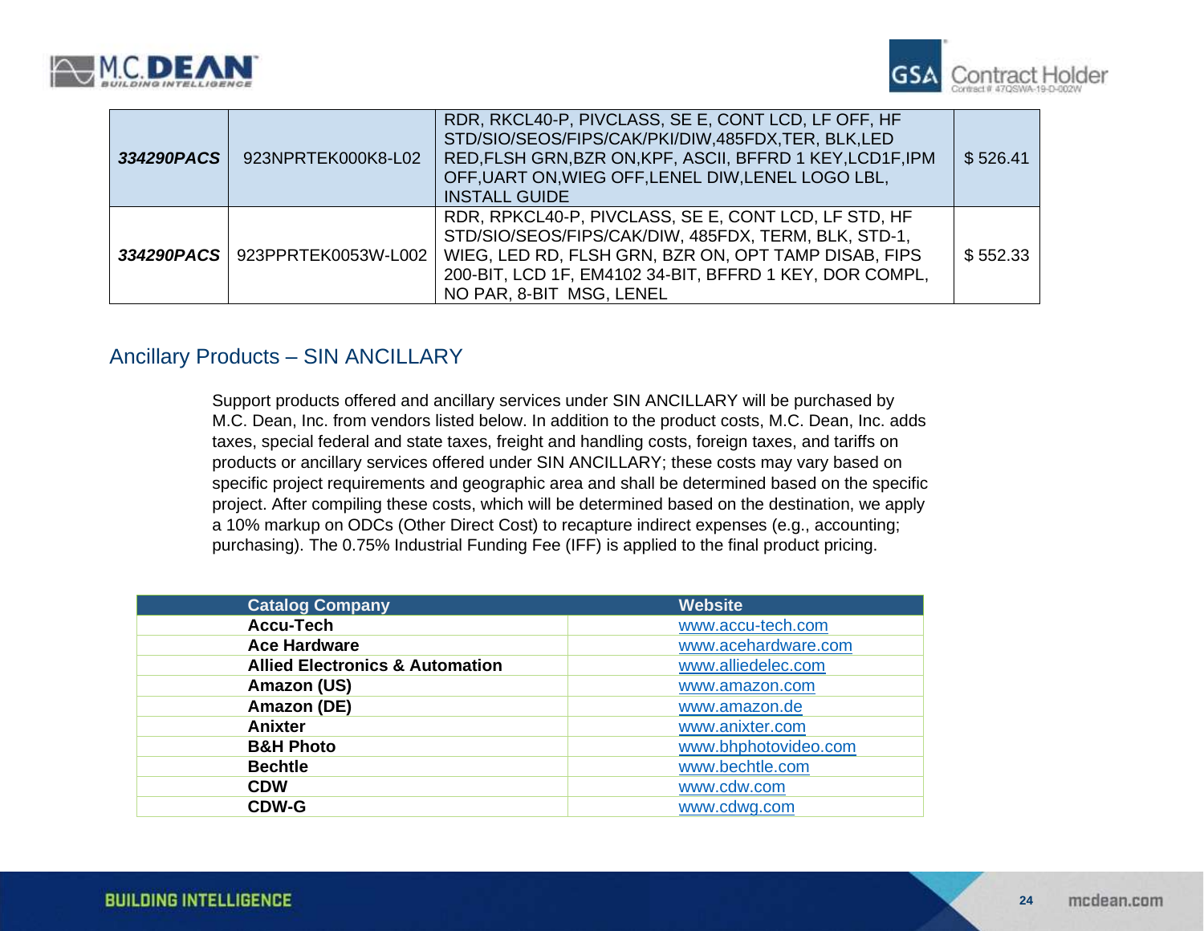| | | | |
|---|---|---|---|
| ***334290PACS*** | 923NPRTEK000K8-L02 | RDR, RKCL40-P, PIVCLASS, SE E, CONT LCD, LF OFF, HF STD/SIO/SEOS/FIPS/CAK/PKI/DIW,485FDX,TER, BLK,LED RED,FLSH GRN,BZR ON,KPF, ASCII, BFFRD 1 KEY,LCD1F,IPM OFF,UART ON,WIEG OFF,LENEL DIW,LENEL LOGO LBL, INSTALL GUIDE | $ 526.41 |
| ***334290PACS*** | 923PPRTEK0053W-L002 | RDR, RPKCL40-P, PIVCLASS, SE E, CONT LCD, LF STD, HF STD/SIO/SEOS/FIPS/CAK/DIW, 485FDX, TERM, BLK, STD-1, WIEG, LED RD, FLSH GRN, BZR ON, OPT TAMP DISAB, FIPS 200-BIT, LCD 1F, EM4102 34-BIT, BFFRD 1 KEY, DOR COMPL, NO PAR, 8-BIT MSG, LENEL | $ 552.33 |

## Ancillary Products – SIN ANCILLARY

Support products offered and ancillary services under SIN ANCILLARY will be purchased by M.C. Dean, Inc. from vendors listed below. In addition to the product costs, M.C. Dean, Inc. adds taxes, special federal and state taxes, freight and handling costs, foreign taxes, and tariffs on products or ancillary services offered under SIN ANCILLARY; these costs may vary based on specific project requirements and geographic area and shall be determined based on the specific project. After compiling these costs, which will be determined based on the destination, we apply a 10% markup on ODCs (Other Direct Cost) to recapture indirect expenses (e.g., accounting; purchasing). The 0.75% Industrial Funding Fee (IFF) is applied to the final product pricing.

| Catalog Company | Website |
|---|---|
| **Accu-Tech** | www.accu-tech.com |
| **Ace Hardware** | www.acehardware.com |
| **Allied Electronics & Automation** | www.alliedelec.com |
| **Amazon (US)** | www.amazon.com |
| **Amazon (DE)** | www.amazon.de |
| **Anixter** | www.anixter.com |
| **B&H Photo** | www.bhphotovideo.com |
| **Bechtle** | www.bechtle.com |
| **CDW** | www.cdw.com |
| **CDW-G** | www.cdwg.com |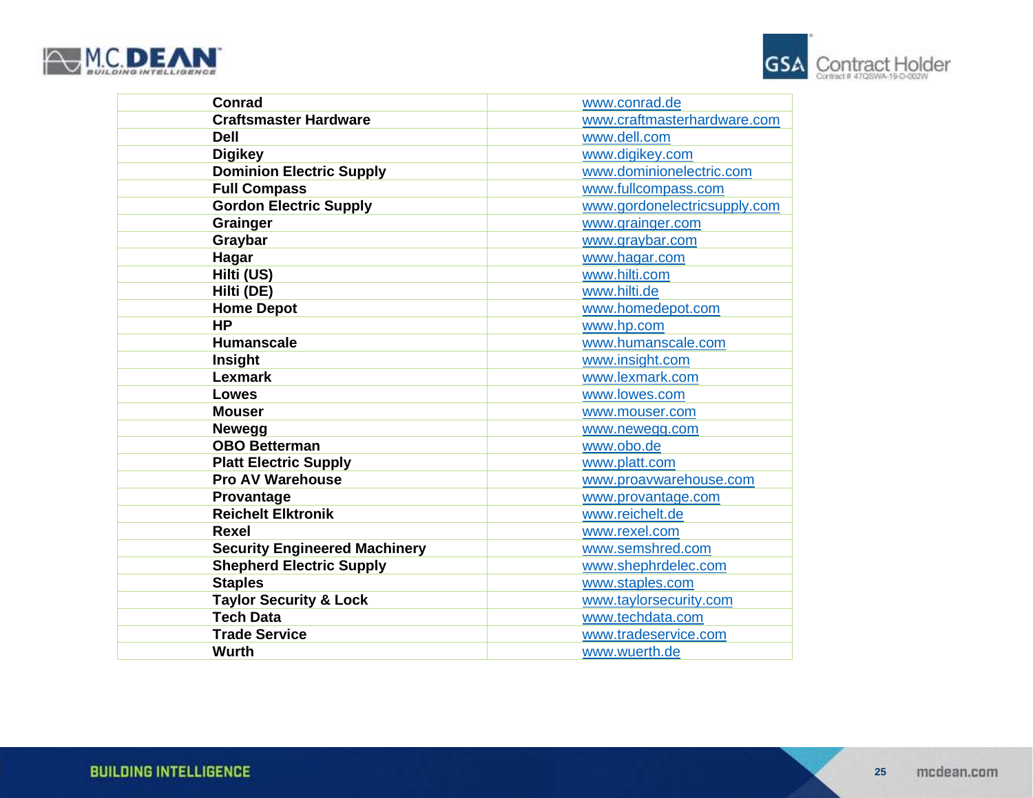| Conrad | www.conrad.de |
|---|---|
| Craftsmaster Hardware | www.craftmasterhardware.com |
| Dell | www.dell.com |
| Digikey | www.digikey.com |
| Dominion Electric Supply | www.dominionelectric.com |
| Full Compass | www.fullcompass.com |
| Gordon Electric Supply | www.gordonelectricsupply.com |
| Grainger | www.grainger.com |
| Graybar | www.graybar.com |
| Hagar | www.hagar.com |
| Hilti (US) | www.hilti.com |
| Hilti (DE) | www.hilti.de |
| Home Depot | www.homedepot.com |
| HP | www.hp.com |
| Humanscale | www.humanscale.com |
| Insight | www.insight.com |
| Lexmark | www.lexmark.com |
| Lowes | www.lowes.com |
| Mouser | www.mouser.com |
| Newegg | www.newegg.com |
| OBO Betterman | www.obo.de |
| Platt Electric Supply | www.platt.com |
| Pro AV Warehouse | www.proavwarehouse.com |
| Provantage | www.provantage.com |
| Reichelt Elktronik | www.reichelt.de |
| Rexel | www.rexel.com |
| Security Engineered Machinery | www.semshred.com |
| Shepherd Electric Supply | www.shephrdelec.com |
| Staples | www.staples.com |
| Taylor Security & Lock | www.taylorsecurity.com |
| Tech Data | www.techdata.com |
| Trade Service | www.tradeservice.com |
| Wurth | www.wuerth.de |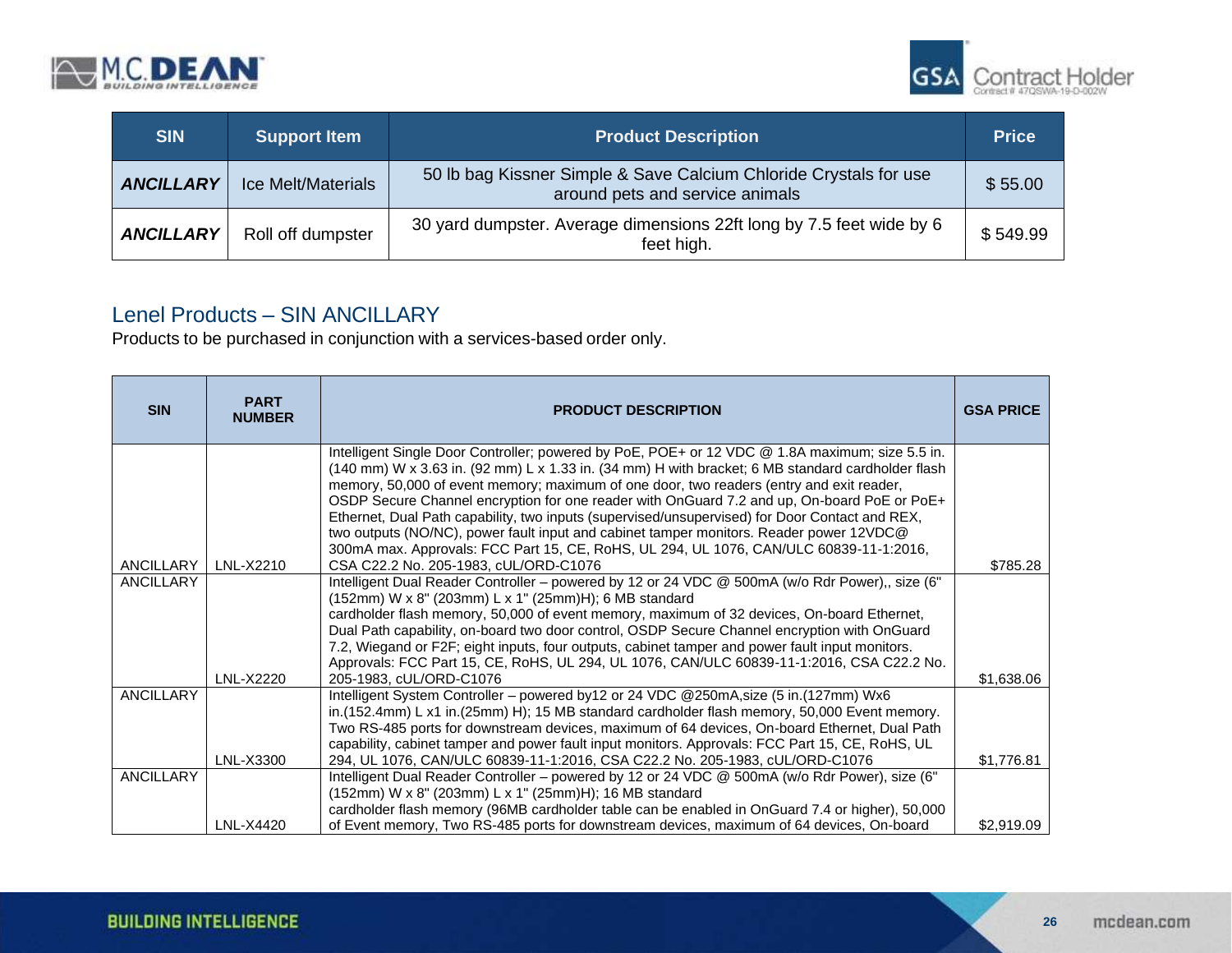| SIN | Support Item | Product Description | Price |
|---|---|---|---|
| ***ANCILLARY*** | Ice Melt/Materials | 50 lb bag Kissner Simple & Save Calcium Chloride Crystals for use around pets and service animals | $ 55.00 |
| ***ANCILLARY*** | Roll off dumpster | 30 yard dumpster. Average dimensions 22ft long by 7.5 feet wide by 6 feet high. | $ 549.99 |

## Lenel Products – SIN ANCILLARY

Products to be purchased in conjunction with a services-based order only.

| SIN | PART NUMBER | PRODUCT DESCRIPTION | GSA PRICE |
|---|---|---|---|
| ANCILLARY | LNL-X2210 | Intelligent Single Door Controller; powered by PoE, POE+ or 12 VDC @ 1.8A maximum; size 5.5 in. (140 mm) W x 3.63 in. (92 mm) L x 1.33 in. (34 mm) H with bracket; 6 MB standard cardholder flash memory, 50,000 of event memory; maximum of one door, two readers (entry and exit reader, OSDP Secure Channel encryption for one reader with OnGuard 7.2 and up, On-board PoE or PoE+ Ethernet, Dual Path capability, two inputs (supervised/unsupervised) for Door Contact and REX, two outputs (NO/NC), power fault input and cabinet tamper monitors. Reader power 12VDC@ 300mA max. Approvals: FCC Part 15, CE, RoHS, UL 294, UL 1076, CAN/ULC 60839-11-1:2016, CSA C22.2 No. 205-1983, cUL/ORD-C1076 | $785.28 |
| ANCILLARY | LNL-X2220 | Intelligent Dual Reader Controller – powered by 12 or 24 VDC @ 500mA (w/o Rdr Power),, size (6" (152mm) W x 8" (203mm) L x 1" (25mm)H); 6 MB standard cardholder flash memory, 50,000 of event memory, maximum of 32 devices, On-board Ethernet, Dual Path capability, on-board two door control, OSDP Secure Channel encryption with OnGuard 7.2, Wiegand or F2F; eight inputs, four outputs, cabinet tamper and power fault input monitors. Approvals: FCC Part 15, CE, RoHS, UL 294, UL 1076, CAN/ULC 60839-11-1:2016, CSA C22.2 No. 205-1983, cUL/ORD-C1076 | $1,638.06 |
| ANCILLARY | LNL-X3300 | Intelligent System Controller – powered by12 or 24 VDC @250mA,size (5 in.(127mm) Wx6 in.(152.4mm) L x1 in.(25mm) H); 15 MB standard cardholder flash memory, 50,000 Event memory. Two RS-485 ports for downstream devices, maximum of 64 devices, On-board Ethernet, Dual Path capability, cabinet tamper and power fault input monitors. Approvals: FCC Part 15, CE, RoHS, UL 294, UL 1076, CAN/ULC 60839-11-1:2016, CSA C22.2 No. 205-1983, cUL/ORD-C1076 | $1,776.81 |
| ANCILLARY | LNL-X4420 | Intelligent Dual Reader Controller – powered by 12 or 24 VDC @ 500mA (w/o Rdr Power), size (6" (152mm) W x 8" (203mm) L x 1" (25mm)H); 16 MB standard cardholder flash memory (96MB cardholder table can be enabled in OnGuard 7.4 or higher), 50,000 of Event memory, Two RS-485 ports for downstream devices, maximum of 64 devices, On-board | $2,919.09 |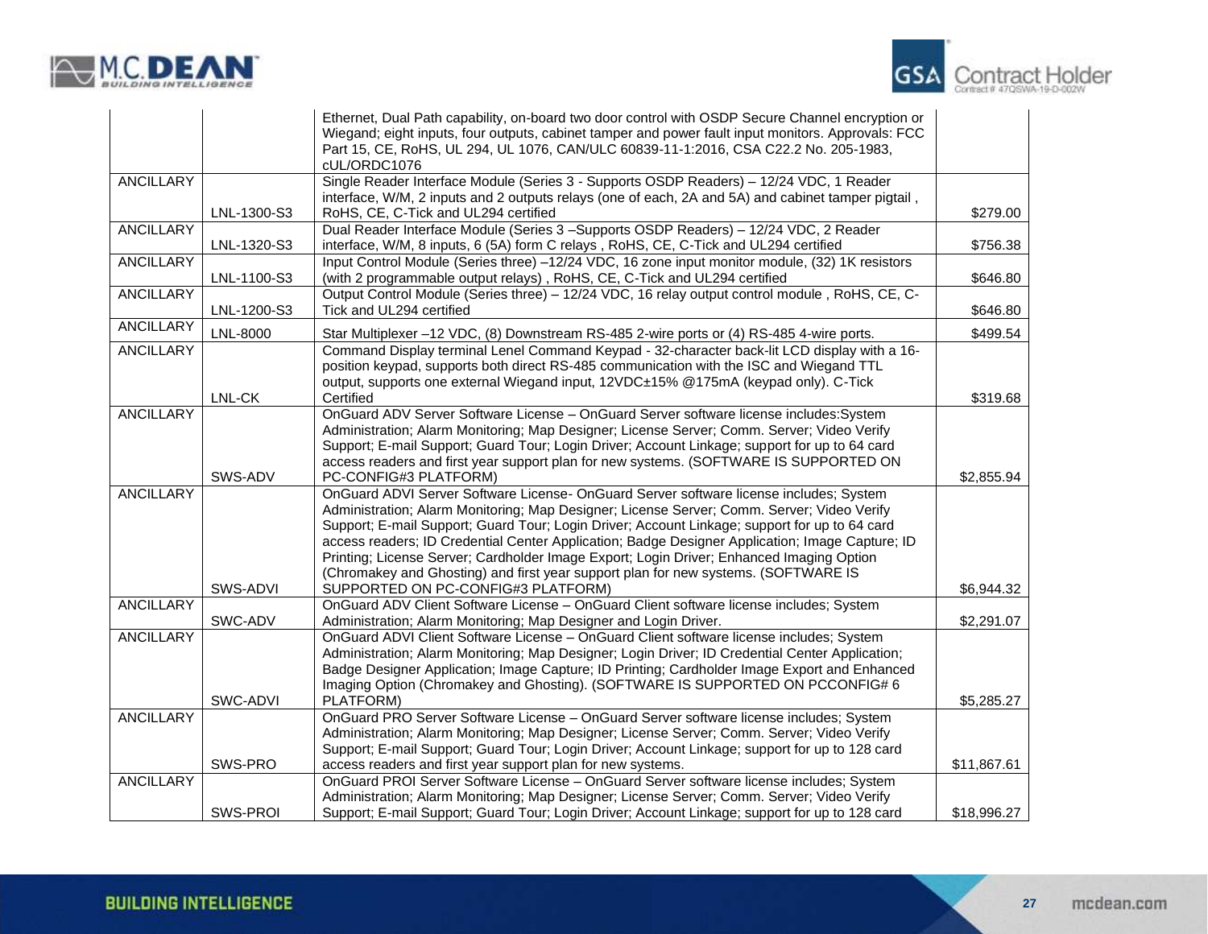| | | | |
|---|---|---|---|
| | | Ethernet, Dual Path capability, on-board two door control with OSDP Secure Channel encryption or Wiegand; eight inputs, four outputs, cabinet tamper and power fault input monitors. Approvals: FCC Part 15, CE, RoHS, UL 294, UL 1076, CAN/ULC 60839-11-1:2016, CSA C22.2 No. 205-1983, cUL/ORDC1076 | |
| ANCILLARY | LNL-1300-S3 | Single Reader Interface Module (Series 3 - Supports OSDP Readers) – 12/24 VDC, 1 Reader interface, W/M, 2 inputs and 2 outputs relays (one of each, 2A and 5A) and cabinet tamper pigtail , RoHS, CE, C-Tick and UL294 certified | $279.00 |
| ANCILLARY | LNL-1320-S3 | Dual Reader Interface Module (Series 3 –Supports OSDP Readers) – 12/24 VDC, 2 Reader interface, W/M, 8 inputs, 6 (5A) form C relays , RoHS, CE, C-Tick and UL294 certified | $756.38 |
| ANCILLARY | LNL-1100-S3 | Input Control Module (Series three) –12/24 VDC, 16 zone input monitor module, (32) 1K resistors (with 2 programmable output relays) , RoHS, CE, C-Tick and UL294 certified | $646.80 |
| ANCILLARY | LNL-1200-S3 | Output Control Module (Series three) – 12/24 VDC, 16 relay output control module , RoHS, CE, C-Tick and UL294 certified | $646.80 |
| ANCILLARY | LNL-8000 | Star Multiplexer –12 VDC, (8) Downstream RS-485 2-wire ports or (4) RS-485 4-wire ports. | $499.54 |
| ANCILLARY | LNL-CK | Command Display terminal Lenel Command Keypad - 32-character back-lit LCD display with a 16-position keypad, supports both direct RS-485 communication with the ISC and Wiegand TTL output, supports one external Wiegand input, 12VDC±15% @175mA (keypad only). C-Tick Certified | $319.68 |
| ANCILLARY | SWS-ADV | OnGuard ADV Server Software License – OnGuard Server software license includes:System Administration; Alarm Monitoring; Map Designer; License Server; Comm. Server; Video Verify Support; E-mail Support; Guard Tour; Login Driver; Account Linkage; support for up to 64 card access readers and first year support plan for new systems. (SOFTWARE IS SUPPORTED ON PC-CONFIG#3 PLATFORM) | $2,855.94 |
| ANCILLARY | SWS-ADVI | OnGuard ADVI Server Software License- OnGuard Server software license includes; System Administration; Alarm Monitoring; Map Designer; License Server; Comm. Server; Video Verify Support; E-mail Support; Guard Tour; Login Driver; Account Linkage; support for up to 64 card access readers; ID Credential Center Application; Badge Designer Application; Image Capture; ID Printing; License Server; Cardholder Image Export; Login Driver; Enhanced Imaging Option (Chromakey and Ghosting) and first year support plan for new systems. (SOFTWARE IS SUPPORTED ON PC-CONFIG#3 PLATFORM) | $6,944.32 |
| ANCILLARY | SWC-ADV | OnGuard ADV Client Software License – OnGuard Client software license includes; System Administration; Alarm Monitoring; Map Designer and Login Driver. | $2,291.07 |
| ANCILLARY | SWC-ADVI | OnGuard ADVI Client Software License – OnGuard Client software license includes; System Administration; Alarm Monitoring; Map Designer; Login Driver; ID Credential Center Application; Badge Designer Application; Image Capture; ID Printing; Cardholder Image Export and Enhanced Imaging Option (Chromakey and Ghosting). (SOFTWARE IS SUPPORTED ON PCCONFIG# 6 PLATFORM) | $5,285.27 |
| ANCILLARY | SWS-PRO | OnGuard PRO Server Software License – OnGuard Server software license includes; System Administration; Alarm Monitoring; Map Designer; License Server; Comm. Server; Video Verify Support; E-mail Support; Guard Tour; Login Driver; Account Linkage; support for up to 128 card access readers and first year support plan for new systems. | $11,867.61 |
| ANCILLARY | SWS-PROI | OnGuard PROI Server Software License – OnGuard Server software license includes; System Administration; Alarm Monitoring; Map Designer; License Server; Comm. Server; Video Verify Support; E-mail Support; Guard Tour; Login Driver; Account Linkage; support for up to 128 card | $18,996.27 |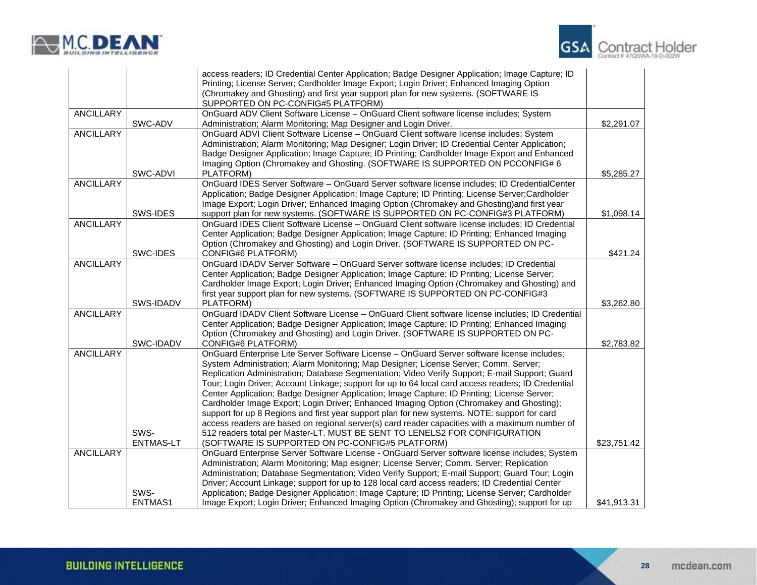| | | | |
|---|---|---|---|
| | | access readers; ID Credential Center Application; Badge Designer Application; Image Capture; ID Printing; License Server; Cardholder Image Export; Login Driver; Enhanced Imaging Option (Chromakey and Ghosting) and first year support plan for new systems. (SOFTWARE IS SUPPORTED ON PC-CONFIG#5 PLATFORM) | |
| ANCILLARY | SWC-ADV | OnGuard ADV Client Software License – OnGuard Client software license includes; System Administration; Alarm Monitoring; Map Designer and Login Driver. | $2,291.07 |
| ANCILLARY | SWC-ADVI | OnGuard ADVI Client Software License – OnGuard Client software license includes; System Administration; Alarm Monitoring; Map Designer; Login Driver; ID Credential Center Application; Badge Designer Application; Image Capture; ID Printing; Cardholder Image Export and Enhanced Imaging Option (Chromakey and Ghosting. (SOFTWARE IS SUPPORTED ON PCCONFIG# 6 PLATFORM) | $5,285.27 |
| ANCILLARY | SWS-IDES | OnGuard IDES Server Software – OnGuard Server software license includes; ID CredentialCenter Application; Badge Designer Application; Image Capture; ID Printing; License Server;Cardholder Image Export; Login Driver; Enhanced Imaging Option (Chromakey and Ghosting)and first year support plan for new systems. (SOFTWARE IS SUPPORTED ON PC-CONFIG#3 PLATFORM) | $1,098.14 |
| ANCILLARY | SWC-IDES | OnGuard IDES Client Software License – OnGuard Client software license includes; ID Credential Center Application; Badge Designer Application; Image Capture; ID Printing; Enhanced Imaging Option (Chromakey and Ghosting) and Login Driver. (SOFTWARE IS SUPPORTED ON PC-CONFIG#6 PLATFORM) | $421.24 |
| ANCILLARY | SWS-IDADV | OnGuard IDADV Server Software – OnGuard Server software license includes; ID Credential Center Application; Badge Designer Application; Image Capture; ID Printing; License Server; Cardholder Image Export; Login Driver; Enhanced Imaging Option (Chromakey and Ghosting) and first year support plan for new systems. (SOFTWARE IS SUPPORTED ON PC-CONFIG#3 PLATFORM) | $3,262.80 |
| ANCILLARY | SWC-IDADV | OnGuard IDADV Client Software License – OnGuard Client software license includes; ID Credential Center Application; Badge Designer Application; Image Capture; ID Printing; Enhanced Imaging Option (Chromakey and Ghosting) and Login Driver. (SOFTWARE IS SUPPORTED ON PC-CONFIG#6 PLATFORM) | $2,783.82 |
| ANCILLARY | SWS-ENTMAS-LT | OnGuard Enterprise Lite Server Software License – OnGuard Server software license includes; System Administration; Alarm Monitoring; Map Designer; License Server; Comm. Server; Replication Administration; Database Segmentation; Video Verify Support; E-mail Support; Guard Tour; Login Driver; Account Linkage; support for up to 64 local card access readers; ID Credential Center Application; Badge Designer Application; Image Capture; ID Printing; License Server; Cardholder Image Export; Login Driver; Enhanced Imaging Option (Chromakey and Ghosting); support for up 8 Regions and first year support plan for new systems. NOTE: support for card access readers are based on regional server(s) card reader capacities with a maximum number of 512 readers total per Master-LT. MUST BE SENT TO LENELS2 FOR CONFIGURATION (SOFTWARE IS SUPPORTED ON PC-CONFIG#5 PLATFORM) | $23,751.42 |
| ANCILLARY | SWS-ENTMAS1 | OnGuard Enterprise Server Software License - OnGuard Server software license includes; System Administration; Alarm Monitoring; Map esigner; License Server; Comm. Server; Replication Administration; Database Segmentation; Video Verify Support; E-mail Support; Guard Tour; Login Driver; Account Linkage; support for up to 128 local card access readers; ID Credential Center Application; Badge Designer Application; Image Capture; ID Printing; License Server; Cardholder Image Export; Login Driver; Enhanced Imaging Option (Chromakey and Ghosting); support for up | $41,913.31 |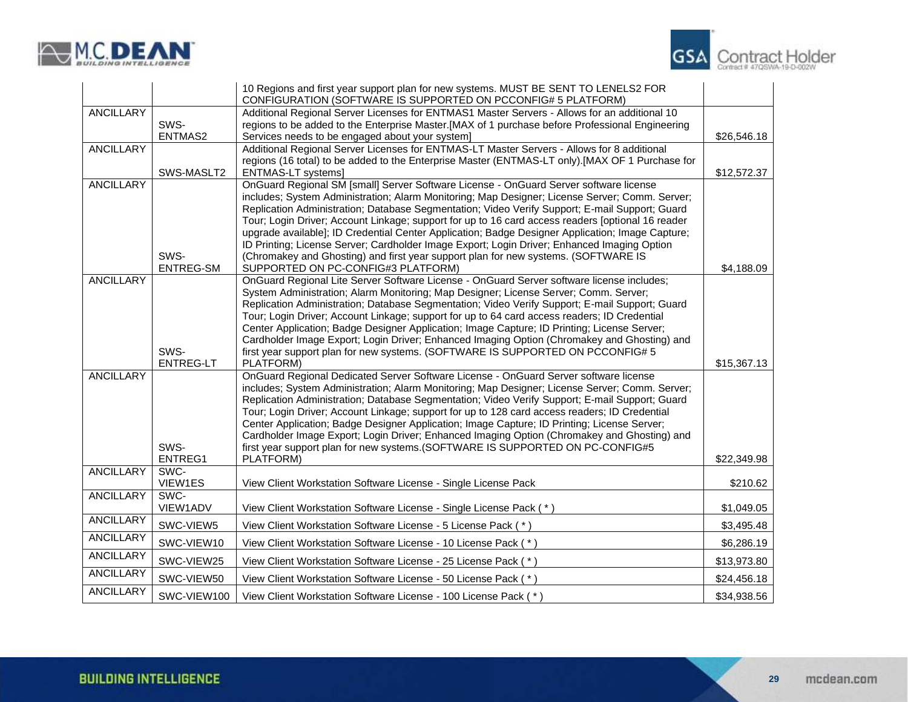| | | | |
|---|---|---|---|
| | | 10 Regions and first year support plan for new systems. MUST BE SENT TO LENELS2 FOR CONFIGURATION (SOFTWARE IS SUPPORTED ON PCCONFIG# 5 PLATFORM) | |
| ANCILLARY | SWS-ENTMAS2 | Additional Regional Server Licenses for ENTMAS1 Master Servers - Allows for an additional 10 regions to be added to the Enterprise Master.[MAX of 1 purchase before Professional Engineering Services needs to be engaged about your system] | $26,546.18 |
| ANCILLARY | SWS-MASLT2 | Additional Regional Server Licenses for ENTMAS-LT Master Servers - Allows for 8 additional regions (16 total) to be added to the Enterprise Master (ENTMAS-LT only).[MAX OF 1 Purchase for ENTMAS-LT systems] | $12,572.37 |
| ANCILLARY | SWS-ENTREG-SM | OnGuard Regional SM [small] Server Software License - OnGuard Server software license includes; System Administration; Alarm Monitoring; Map Designer; License Server; Comm. Server; Replication Administration; Database Segmentation; Video Verify Support; E-mail Support; Guard Tour; Login Driver; Account Linkage; support for up to 16 card access readers [optional 16 reader upgrade available]; ID Credential Center Application; Badge Designer Application; Image Capture; ID Printing; License Server; Cardholder Image Export; Login Driver; Enhanced Imaging Option (Chromakey and Ghosting) and first year support plan for new systems. (SOFTWARE IS SUPPORTED ON PC-CONFIG#3 PLATFORM) | $4,188.09 |
| ANCILLARY | SWS-ENTREG-LT | OnGuard Regional Lite Server Software License - OnGuard Server software license includes; System Administration; Alarm Monitoring; Map Designer; License Server; Comm. Server; Replication Administration; Database Segmentation; Video Verify Support; E-mail Support; Guard Tour; Login Driver; Account Linkage; support for up to 64 card access readers; ID Credential Center Application; Badge Designer Application; Image Capture; ID Printing; License Server; Cardholder Image Export; Login Driver; Enhanced Imaging Option (Chromakey and Ghosting) and first year support plan for new systems. (SOFTWARE IS SUPPORTED ON PCCONFIG# 5 PLATFORM) | $15,367.13 |
| ANCILLARY | SWS-ENTREG1 | OnGuard Regional Dedicated Server Software License - OnGuard Server software license includes; System Administration; Alarm Monitoring; Map Designer; License Server; Comm. Server; Replication Administration; Database Segmentation; Video Verify Support; E-mail Support; Guard Tour; Login Driver; Account Linkage; support for up to 128 card access readers; ID Credential Center Application; Badge Designer Application; Image Capture; ID Printing; License Server; Cardholder Image Export; Login Driver; Enhanced Imaging Option (Chromakey and Ghosting) and first year support plan for new systems.(SOFTWARE IS SUPPORTED ON PC-CONFIG#5 PLATFORM) | $22,349.98 |
| ANCILLARY | SWC-VIEW1ES | View Client Workstation Software License - Single License Pack | $210.62 |
| ANCILLARY | SWC-VIEW1ADV | View Client Workstation Software License - Single License Pack ( * ) | $1,049.05 |
| ANCILLARY | SWC-VIEW5 | View Client Workstation Software License - 5 License Pack ( * ) | $3,495.48 |
| ANCILLARY | SWC-VIEW10 | View Client Workstation Software License - 10 License Pack ( * ) | $6,286.19 |
| ANCILLARY | SWC-VIEW25 | View Client Workstation Software License - 25 License Pack ( * ) | $13,973.80 |
| ANCILLARY | SWC-VIEW50 | View Client Workstation Software License - 50 License Pack ( * ) | $24,456.18 |
| ANCILLARY | SWC-VIEW100 | View Client Workstation Software License - 100 License Pack ( * ) | $34,938.56 |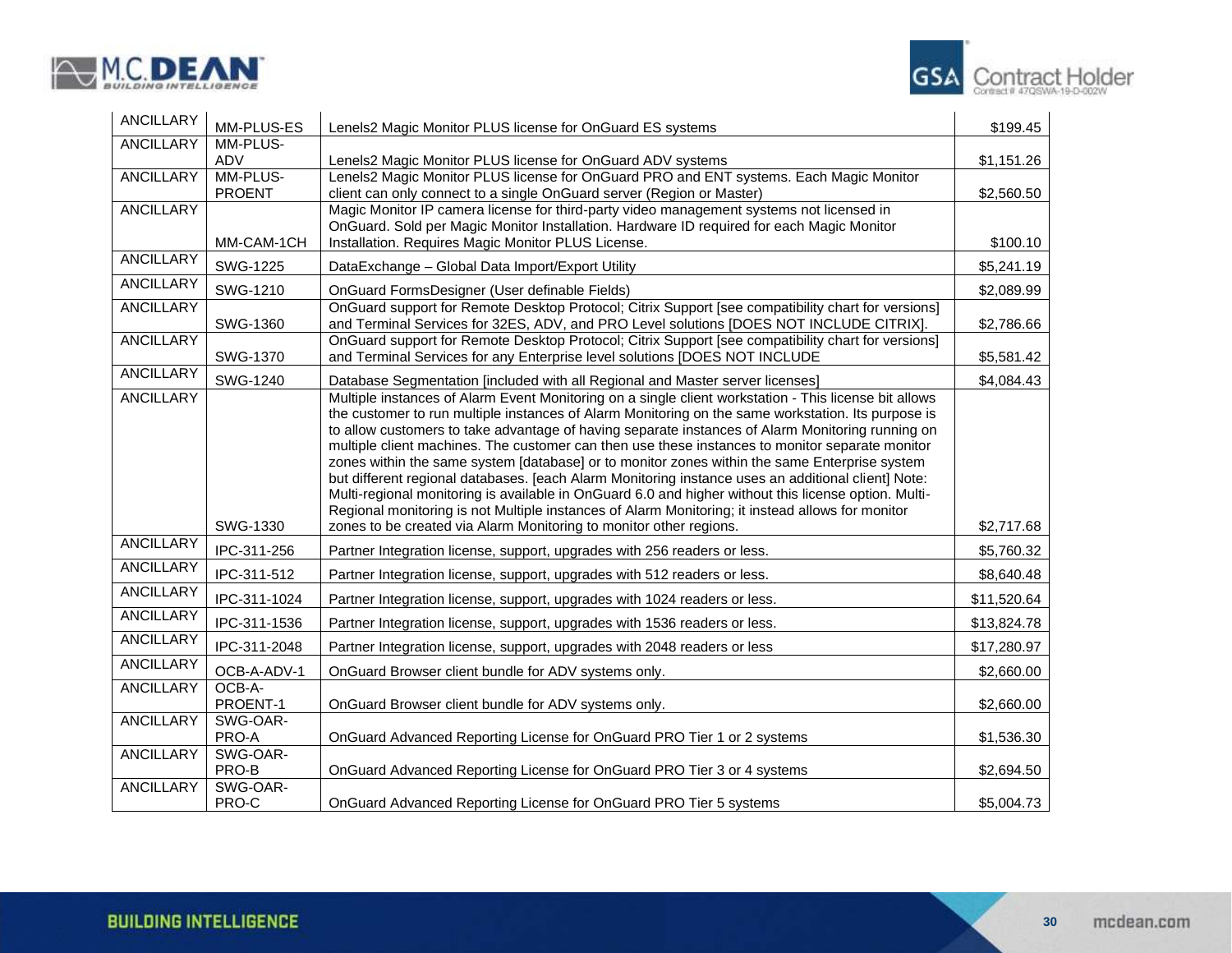| ANCILLARY | MM-PLUS-ES | Lenels2 Magic Monitor PLUS license for OnGuard ES systems | $199.45 |
|---|---|---|---|
| ANCILLARY | MM-PLUS-ADV | Lenels2 Magic Monitor PLUS license for OnGuard ADV systems | $1,151.26 |
| ANCILLARY | MM-PLUS-PROENT | Lenels2 Magic Monitor PLUS license for OnGuard PRO and ENT systems. Each Magic Monitor client can only connect to a single OnGuard server (Region or Master) | $2,560.50 |
| ANCILLARY | MM-CAM-1CH | Magic Monitor IP camera license for third-party video management systems not licensed in OnGuard. Sold per Magic Monitor Installation. Hardware ID required for each Magic Monitor Installation. Requires Magic Monitor PLUS License. | $100.10 |
| ANCILLARY | SWG-1225 | DataExchange – Global Data Import/Export Utility | $5,241.19 |
| ANCILLARY | SWG-1210 | OnGuard FormsDesigner (User definable Fields) | $2,089.99 |
| ANCILLARY | SWG-1360 | OnGuard support for Remote Desktop Protocol; Citrix Support [see compatibility chart for versions] and Terminal Services for 32ES, ADV, and PRO Level solutions [DOES NOT INCLUDE CITRIX]. | $2,786.66 |
| ANCILLARY | SWG-1370 | OnGuard support for Remote Desktop Protocol; Citrix Support [see compatibility chart for versions] and Terminal Services for any Enterprise level solutions [DOES NOT INCLUDE | $5,581.42 |
| ANCILLARY | SWG-1240 | Database Segmentation [included with all Regional and Master server licenses] | $4,084.43 |
| ANCILLARY | SWG-1330 | Multiple instances of Alarm Event Monitoring on a single client workstation - This license bit allows the customer to run multiple instances of Alarm Monitoring on the same workstation. Its purpose is to allow customers to take advantage of having separate instances of Alarm Monitoring running on multiple client machines. The customer can then use these instances to monitor separate monitor zones within the same system [database] or to monitor zones within the same Enterprise system but different regional databases. [each Alarm Monitoring instance uses an additional client] Note: Multi-regional monitoring is available in OnGuard 6.0 and higher without this license option. Multi-Regional monitoring is not Multiple instances of Alarm Monitoring; it instead allows for monitor zones to be created via Alarm Monitoring to monitor other regions. | $2,717.68 |
| ANCILLARY | IPC-311-256 | Partner Integration license, support, upgrades with 256 readers or less. | $5,760.32 |
| ANCILLARY | IPC-311-512 | Partner Integration license, support, upgrades with 512 readers or less. | $8,640.48 |
| ANCILLARY | IPC-311-1024 | Partner Integration license, support, upgrades with 1024 readers or less. | $11,520.64 |
| ANCILLARY | IPC-311-1536 | Partner Integration license, support, upgrades with 1536 readers or less. | $13,824.78 |
| ANCILLARY | IPC-311-2048 | Partner Integration license, support, upgrades with 2048 readers or less | $17,280.97 |
| ANCILLARY | OCB-A-ADV-1 | OnGuard Browser client bundle for ADV systems only. | $2,660.00 |
| ANCILLARY | OCB-A-PROENT-1 | OnGuard Browser client bundle for ADV systems only. | $2,660.00 |
| ANCILLARY | SWG-OAR-PRO-A | OnGuard Advanced Reporting License for OnGuard PRO Tier 1 or 2 systems | $1,536.30 |
| ANCILLARY | SWG-OAR-PRO-B | OnGuard Advanced Reporting License for OnGuard PRO Tier 3 or 4 systems | $2,694.50 |
| ANCILLARY | SWG-OAR-PRO-C | OnGuard Advanced Reporting License for OnGuard PRO Tier 5 systems | $5,004.73 |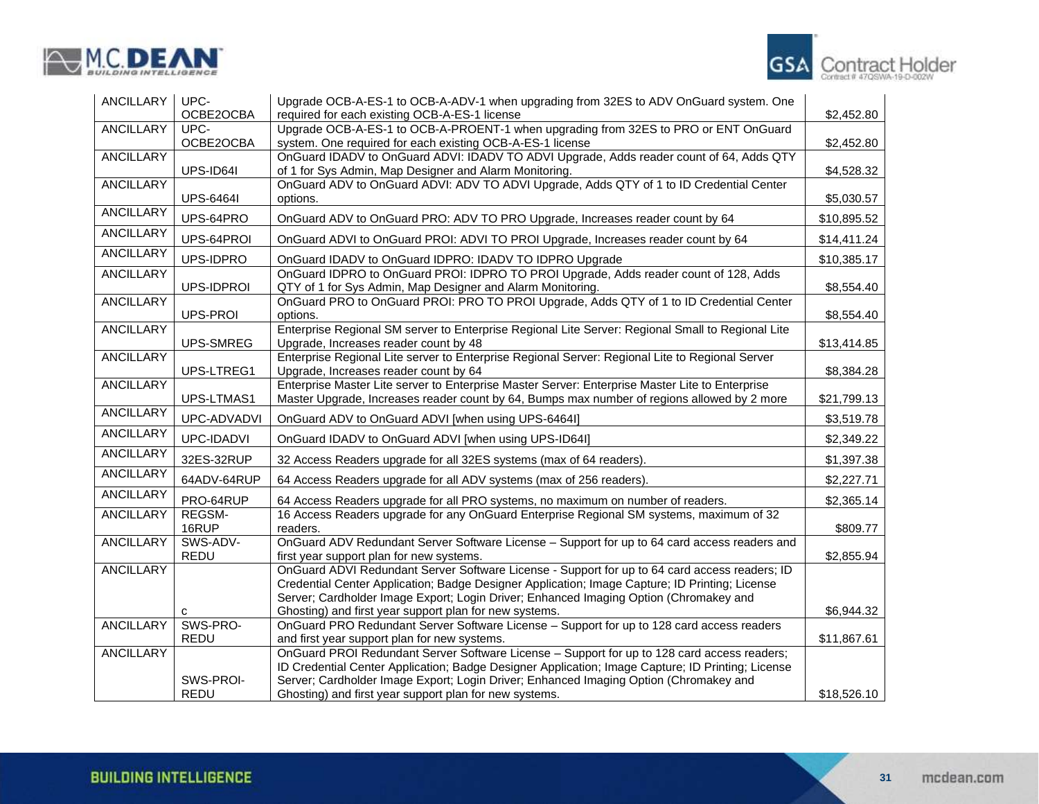| ANCILLARY | UPC-OCBE2OCBA | Upgrade OCB-A-ES-1 to OCB-A-ADV-1 when upgrading from 32ES to ADV OnGuard system. One required for each existing OCB-A-ES-1 license | $2,452.80 |
|---|---|---|---|
| ANCILLARY | UPC-OCBE2OCBA | Upgrade OCB-A-ES-1 to OCB-A-PROENT-1 when upgrading from 32ES to PRO or ENT OnGuard system. One required for each existing OCB-A-ES-1 license | $2,452.80 |
| ANCILLARY | UPS-ID64I | OnGuard IDADV to OnGuard ADVI: IDADV TO ADVI Upgrade, Adds reader count of 64, Adds QTY of 1 for Sys Admin, Map Designer and Alarm Monitoring. | $4,528.32 |
| ANCILLARY | UPS-6464I | OnGuard ADV to OnGuard ADVI: ADV TO ADVI Upgrade, Adds QTY of 1 to ID Credential Center options. | $5,030.57 |
| ANCILLARY | UPS-64PRO | OnGuard ADV to OnGuard PRO: ADV TO PRO Upgrade, Increases reader count by 64 | $10,895.52 |
| ANCILLARY | UPS-64PROI | OnGuard ADVI to OnGuard PROI: ADVI TO PROI Upgrade, Increases reader count by 64 | $14,411.24 |
| ANCILLARY | UPS-IDPRO | OnGuard IDADV to OnGuard IDPRO: IDADV TO IDPRO Upgrade | $10,385.17 |
| ANCILLARY | UPS-IDPROI | OnGuard IDPRO to OnGuard PROI: IDPRO TO PROI Upgrade, Adds reader count of 128, Adds QTY of 1 for Sys Admin, Map Designer and Alarm Monitoring. | $8,554.40 |
| ANCILLARY | UPS-PROI | OnGuard PRO to OnGuard PROI: PRO TO PROI Upgrade, Adds QTY of 1 to ID Credential Center options. | $8,554.40 |
| ANCILLARY | UPS-SMREG | Enterprise Regional SM server to Enterprise Regional Lite Server: Regional Small to Regional Lite Upgrade, Increases reader count by 48 | $13,414.85 |
| ANCILLARY | UPS-LTREG1 | Enterprise Regional Lite server to Enterprise Regional Server: Regional Lite to Regional Server Upgrade, Increases reader count by 64 | $8,384.28 |
| ANCILLARY | UPS-LTMAS1 | Enterprise Master Lite server to Enterprise Master Server: Enterprise Master Lite to Enterprise Master Upgrade, Increases reader count by 64, Bumps max number of regions allowed by 2 more | $21,799.13 |
| ANCILLARY | UPC-ADVADVI | OnGuard ADV to OnGuard ADVI [when using UPS-6464I] | $3,519.78 |
| ANCILLARY | UPC-IDADVI | OnGuard IDADV to OnGuard ADVI [when using UPS-ID64I] | $2,349.22 |
| ANCILLARY | 32ES-32RUP | 32 Access Readers upgrade for all 32ES systems (max of 64 readers). | $1,397.38 |
| ANCILLARY | 64ADV-64RUP | 64 Access Readers upgrade for all ADV systems (max of 256 readers). | $2,227.71 |
| ANCILLARY | PRO-64RUP | 64 Access Readers upgrade for all PRO systems, no maximum on number of readers. | $2,365.14 |
| ANCILLARY | REGSM-16RUP | 16 Access Readers upgrade for any OnGuard Enterprise Regional SM systems, maximum of 32 readers. | $809.77 |
| ANCILLARY | SWS-ADV-REDU | OnGuard ADV Redundant Server Software License – Support for up to 64 card access readers and first year support plan for new systems. | $2,855.94 |
| ANCILLARY | c | OnGuard ADVI Redundant Server Software License - Support for up to 64 card access readers; ID Credential Center Application; Badge Designer Application; Image Capture; ID Printing; License Server; Cardholder Image Export; Login Driver; Enhanced Imaging Option (Chromakey and Ghosting) and first year support plan for new systems. | $6,944.32 |
| ANCILLARY | SWS-PRO-REDU | OnGuard PRO Redundant Server Software License – Support for up to 128 card access readers and first year support plan for new systems. | $11,867.61 |
| ANCILLARY | SWS-PROI-REDU | OnGuard PROI Redundant Server Software License – Support for up to 128 card access readers; ID Credential Center Application; Badge Designer Application; Image Capture; ID Printing; License Server; Cardholder Image Export; Login Driver; Enhanced Imaging Option (Chromakey and Ghosting) and first year support plan for new systems. | $18,526.10 |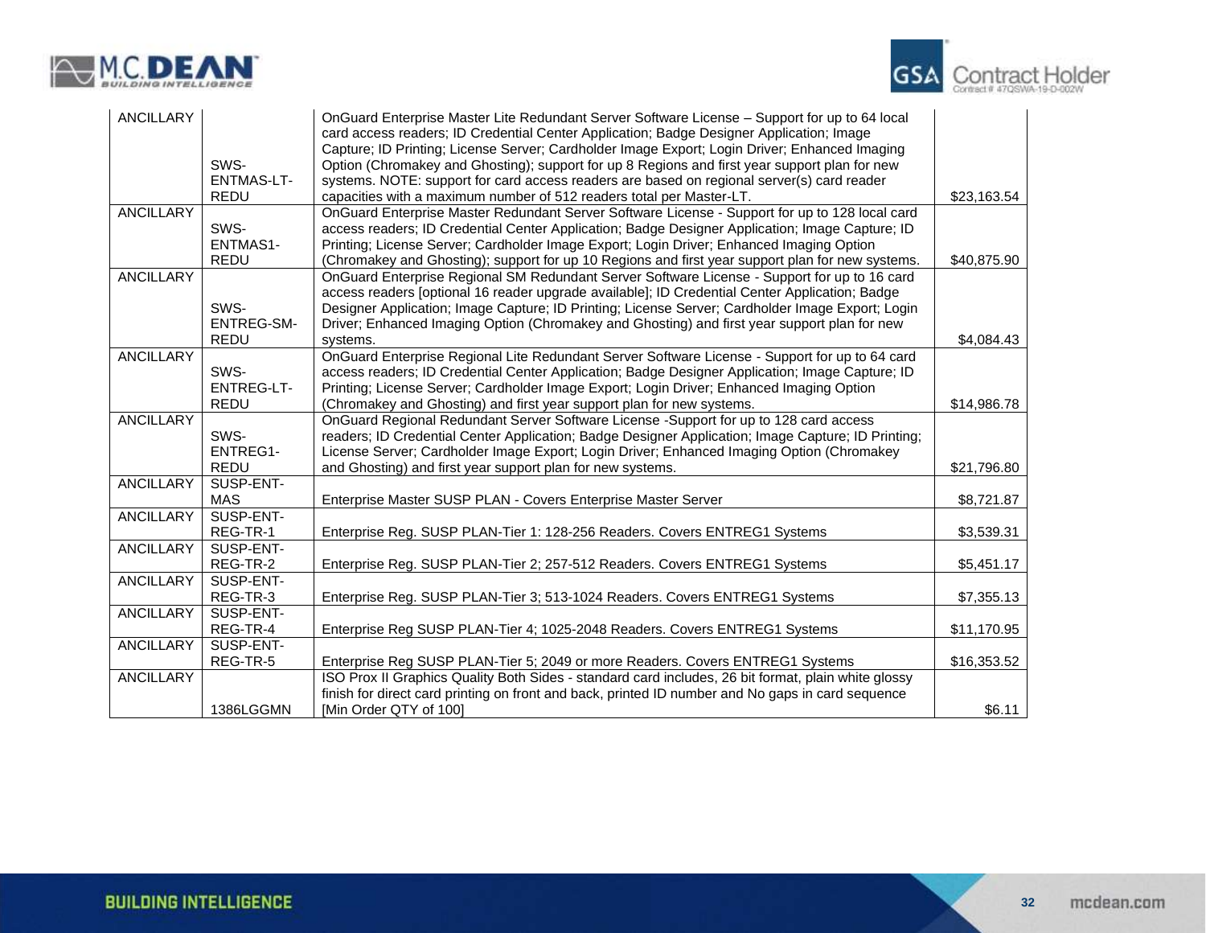| ANCILLARY | SWS-ENTMAS-LT-REDU | OnGuard Enterprise Master Lite Redundant Server Software License – Support for up to 64 local card access readers; ID Credential Center Application; Badge Designer Application; Image Capture; ID Printing; License Server; Cardholder Image Export; Login Driver; Enhanced Imaging Option (Chromakey and Ghosting); support for up 8 Regions and first year support plan for new systems. NOTE: support for card access readers are based on regional server(s) card reader capacities with a maximum number of 512 readers total per Master-LT. | $23,163.54 |
|---|---|---|---|
| ANCILLARY | SWS-ENTMAS1-REDU | OnGuard Enterprise Master Redundant Server Software License - Support for up to 128 local card access readers; ID Credential Center Application; Badge Designer Application; Image Capture; ID Printing; License Server; Cardholder Image Export; Login Driver; Enhanced Imaging Option (Chromakey and Ghosting); support for up 10 Regions and first year support plan for new systems. | $40,875.90 |
| ANCILLARY | SWS-ENTREG-SM-REDU | OnGuard Enterprise Regional SM Redundant Server Software License - Support for up to 16 card access readers [optional 16 reader upgrade available]; ID Credential Center Application; Badge Designer Application; Image Capture; ID Printing; License Server; Cardholder Image Export; Login Driver; Enhanced Imaging Option (Chromakey and Ghosting) and first year support plan for new systems. | $4,084.43 |
| ANCILLARY | SWS-ENTREG-LT-REDU | OnGuard Enterprise Regional Lite Redundant Server Software License - Support for up to 64 card access readers; ID Credential Center Application; Badge Designer Application; Image Capture; ID Printing; License Server; Cardholder Image Export; Login Driver; Enhanced Imaging Option (Chromakey and Ghosting) and first year support plan for new systems. | $14,986.78 |
| ANCILLARY | SWS-ENTREG1-REDU | OnGuard Regional Redundant Server Software License -Support for up to 128 card access readers; ID Credential Center Application; Badge Designer Application; Image Capture; ID Printing; License Server; Cardholder Image Export; Login Driver; Enhanced Imaging Option (Chromakey and Ghosting) and first year support plan for new systems. | $21,796.80 |
| ANCILLARY | SUSP-ENT-MAS | Enterprise Master SUSP PLAN - Covers Enterprise Master Server | $8,721.87 |
| ANCILLARY | SUSP-ENT-REG-TR-1 | Enterprise Reg. SUSP PLAN-Tier 1: 128-256 Readers. Covers ENTREG1 Systems | $3,539.31 |
| ANCILLARY | SUSP-ENT-REG-TR-2 | Enterprise Reg. SUSP PLAN-Tier 2; 257-512 Readers. Covers ENTREG1 Systems | $5,451.17 |
| ANCILLARY | SUSP-ENT-REG-TR-3 | Enterprise Reg. SUSP PLAN-Tier 3; 513-1024 Readers. Covers ENTREG1 Systems | $7,355.13 |
| ANCILLARY | SUSP-ENT-REG-TR-4 | Enterprise Reg SUSP PLAN-Tier 4; 1025-2048 Readers. Covers ENTREG1 Systems | $11,170.95 |
| ANCILLARY | SUSP-ENT-REG-TR-5 | Enterprise Reg SUSP PLAN-Tier 5; 2049 or more Readers. Covers ENTREG1 Systems | $16,353.52 |
| ANCILLARY | 1386LGGMN | ISO Prox II Graphics Quality Both Sides - standard card includes, 26 bit format, plain white glossy finish for direct card printing on front and back, printed ID number and No gaps in card sequence [Min Order QTY of 100] | $6.11 |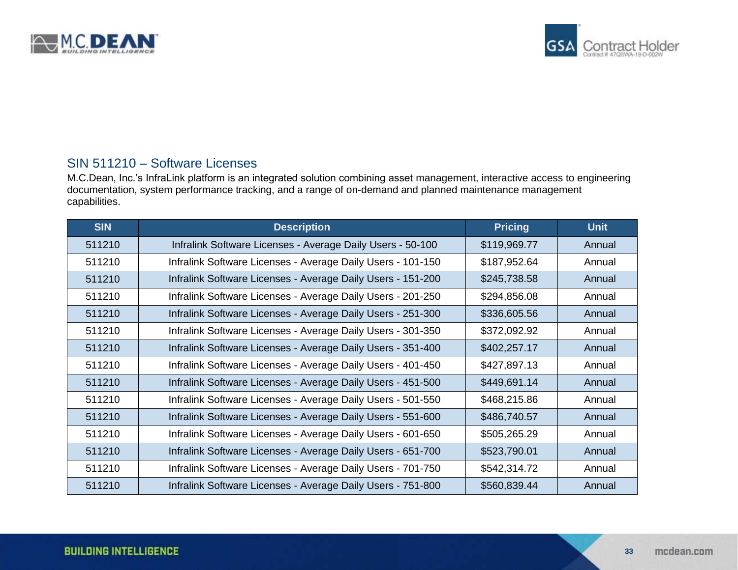## SIN 511210 – Software Licenses

M.C.Dean, Inc.'s InfraLink platform is an integrated solution combining asset management, interactive access to engineering documentation, system performance tracking, and a range of on-demand and planned maintenance management capabilities.

| SIN | Description | Pricing | Unit |
|---|---|---|---|
| 511210 | Infralink Software Licenses - Average Daily Users - 50-100 | $119,969.77 | Annual |
| 511210 | Infralink Software Licenses - Average Daily Users - 101-150 | $187,952.64 | Annual |
| 511210 | Infralink Software Licenses - Average Daily Users - 151-200 | $245,738.58 | Annual |
| 511210 | Infralink Software Licenses - Average Daily Users - 201-250 | $294,856.08 | Annual |
| 511210 | Infralink Software Licenses - Average Daily Users - 251-300 | $336,605.56 | Annual |
| 511210 | Infralink Software Licenses - Average Daily Users - 301-350 | $372,092.92 | Annual |
| 511210 | Infralink Software Licenses - Average Daily Users - 351-400 | $402,257.17 | Annual |
| 511210 | Infralink Software Licenses - Average Daily Users - 401-450 | $427,897.13 | Annual |
| 511210 | Infralink Software Licenses - Average Daily Users - 451-500 | $449,691.14 | Annual |
| 511210 | Infralink Software Licenses - Average Daily Users - 501-550 | $468,215.86 | Annual |
| 511210 | Infralink Software Licenses - Average Daily Users - 551-600 | $486,740.57 | Annual |
| 511210 | Infralink Software Licenses - Average Daily Users - 601-650 | $505,265.29 | Annual |
| 511210 | Infralink Software Licenses - Average Daily Users - 651-700 | $523,790.01 | Annual |
| 511210 | Infralink Software Licenses - Average Daily Users - 701-750 | $542,314.72 | Annual |
| 511210 | Infralink Software Licenses - Average Daily Users - 751-800 | $560,839.44 | Annual |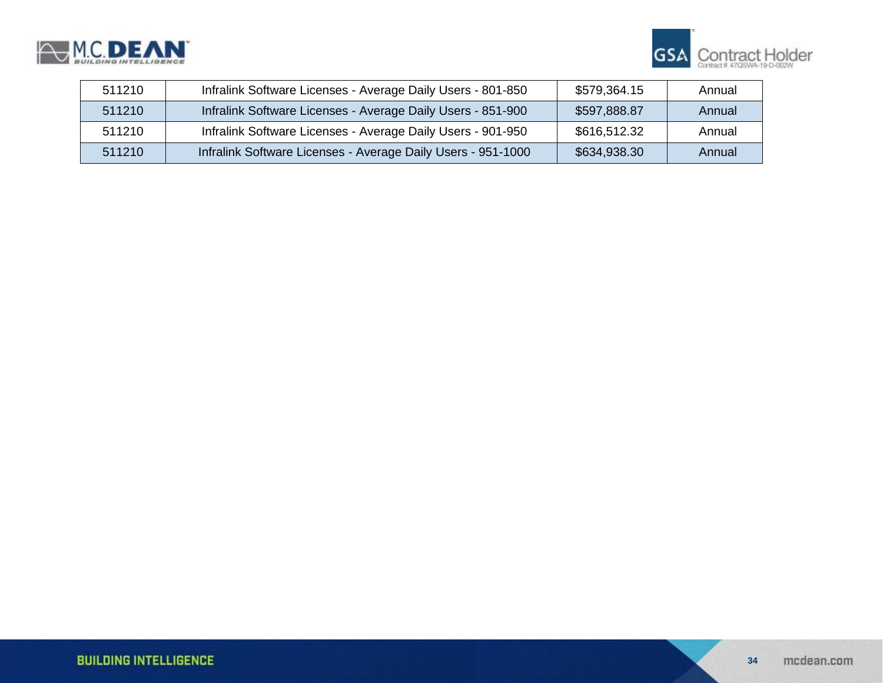| 511210 | Infralink Software Licenses - Average Daily Users - 801-850 | $579,364.15 | Annual |
|---|---|---|---|
| 511210 | Infralink Software Licenses - Average Daily Users - 851-900 | $597,888.87 | Annual |
| 511210 | Infralink Software Licenses - Average Daily Users - 901-950 | $616,512.32 | Annual |
| 511210 | Infralink Software Licenses - Average Daily Users - 951-1000 | $634,938.30 | Annual |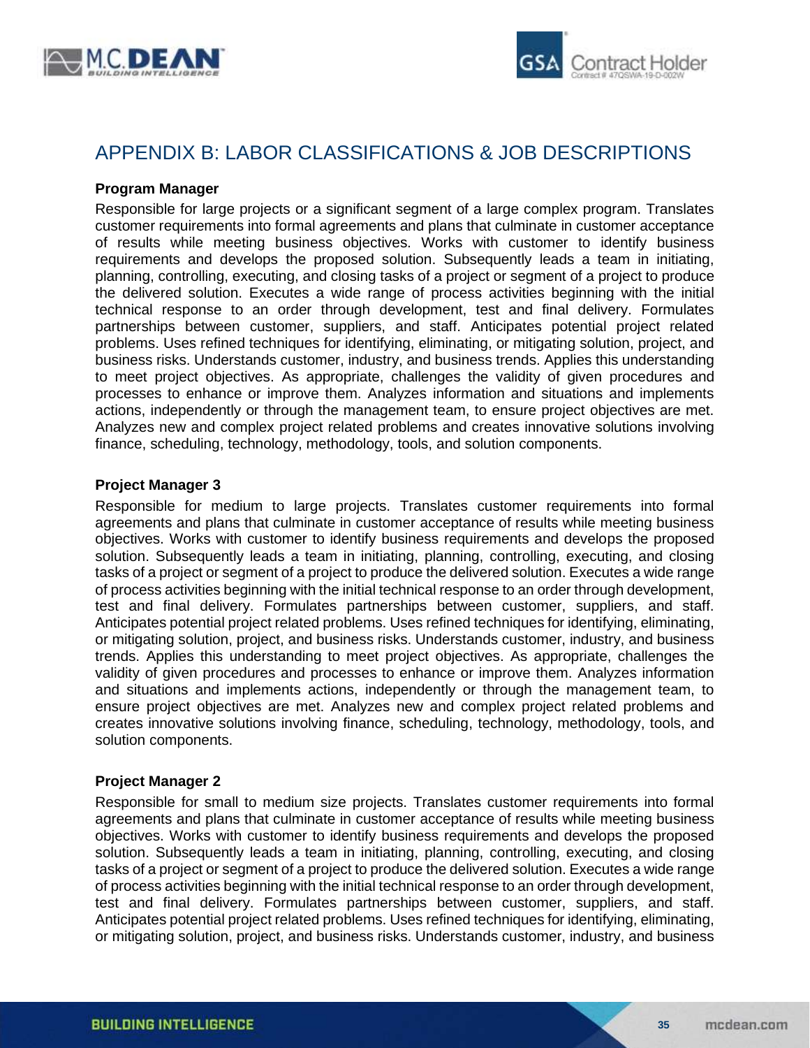# APPENDIX B: LABOR CLASSIFICATIONS & JOB DESCRIPTIONS

**Program Manager**

Responsible for large projects or a significant segment of a large complex program. Translates customer requirements into formal agreements and plans that culminate in customer acceptance of results while meeting business objectives. Works with customer to identify business requirements and develops the proposed solution. Subsequently leads a team in initiating, planning, controlling, executing, and closing tasks of a project or segment of a project to produce the delivered solution. Executes a wide range of process activities beginning with the initial technical response to an order through development, test and final delivery. Formulates partnerships between customer, suppliers, and staff. Anticipates potential project related problems. Uses refined techniques for identifying, eliminating, or mitigating solution, project, and business risks. Understands customer, industry, and business trends. Applies this understanding to meet project objectives. As appropriate, challenges the validity of given procedures and processes to enhance or improve them. Analyzes information and situations and implements actions, independently or through the management team, to ensure project objectives are met. Analyzes new and complex project related problems and creates innovative solutions involving finance, scheduling, technology, methodology, tools, and solution components.

**Project Manager 3**

Responsible for medium to large projects. Translates customer requirements into formal agreements and plans that culminate in customer acceptance of results while meeting business objectives. Works with customer to identify business requirements and develops the proposed solution. Subsequently leads a team in initiating, planning, controlling, executing, and closing tasks of a project or segment of a project to produce the delivered solution. Executes a wide range of process activities beginning with the initial technical response to an order through development, test and final delivery. Formulates partnerships between customer, suppliers, and staff. Anticipates potential project related problems. Uses refined techniques for identifying, eliminating, or mitigating solution, project, and business risks. Understands customer, industry, and business trends. Applies this understanding to meet project objectives. As appropriate, challenges the validity of given procedures and processes to enhance or improve them. Analyzes information and situations and implements actions, independently or through the management team, to ensure project objectives are met. Analyzes new and complex project related problems and creates innovative solutions involving finance, scheduling, technology, methodology, tools, and solution components.

**Project Manager 2**

Responsible for small to medium size projects. Translates customer requirements into formal agreements and plans that culminate in customer acceptance of results while meeting business objectives. Works with customer to identify business requirements and develops the proposed solution. Subsequently leads a team in initiating, planning, controlling, executing, and closing tasks of a project or segment of a project to produce the delivered solution. Executes a wide range of process activities beginning with the initial technical response to an order through development, test and final delivery. Formulates partnerships between customer, suppliers, and staff. Anticipates potential project related problems. Uses refined techniques for identifying, eliminating, or mitigating solution, project, and business risks. Understands customer, industry, and business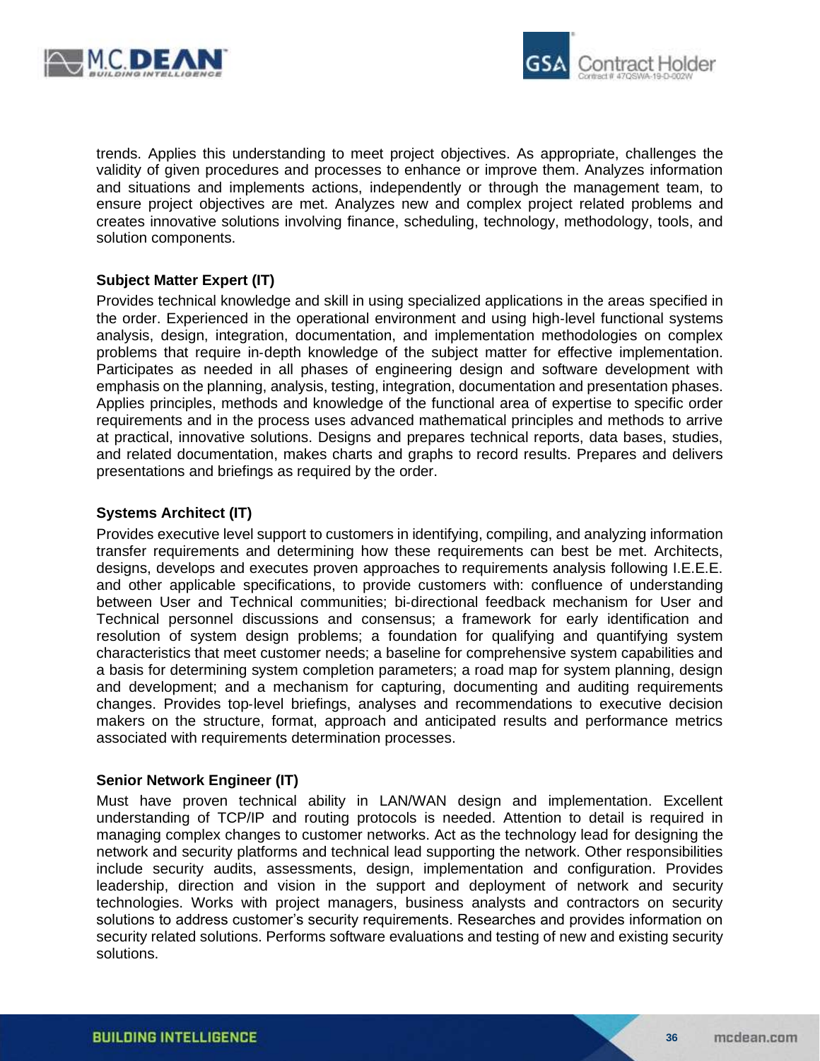trends. Applies this understanding to meet project objectives. As appropriate, challenges the validity of given procedures and processes to enhance or improve them. Analyzes information and situations and implements actions, independently or through the management team, to ensure project objectives are met. Analyzes new and complex project related problems and creates innovative solutions involving finance, scheduling, technology, methodology, tools, and solution components.

**Subject Matter Expert (IT)**

Provides technical knowledge and skill in using specialized applications in the areas specified in the order. Experienced in the operational environment and using high-level functional systems analysis, design, integration, documentation, and implementation methodologies on complex problems that require in-depth knowledge of the subject matter for effective implementation. Participates as needed in all phases of engineering design and software development with emphasis on the planning, analysis, testing, integration, documentation and presentation phases. Applies principles, methods and knowledge of the functional area of expertise to specific order requirements and in the process uses advanced mathematical principles and methods to arrive at practical, innovative solutions. Designs and prepares technical reports, data bases, studies, and related documentation, makes charts and graphs to record results. Prepares and delivers presentations and briefings as required by the order.

**Systems Architect (IT)**

Provides executive level support to customers in identifying, compiling, and analyzing information transfer requirements and determining how these requirements can best be met. Architects, designs, develops and executes proven approaches to requirements analysis following I.E.E.E. and other applicable specifications, to provide customers with: confluence of understanding between User and Technical communities; bi-directional feedback mechanism for User and Technical personnel discussions and consensus; a framework for early identification and resolution of system design problems; a foundation for qualifying and quantifying system characteristics that meet customer needs; a baseline for comprehensive system capabilities and a basis for determining system completion parameters; a road map for system planning, design and development; and a mechanism for capturing, documenting and auditing requirements changes. Provides top-level briefings, analyses and recommendations to executive decision makers on the structure, format, approach and anticipated results and performance metrics associated with requirements determination processes.

**Senior Network Engineer (IT)**

Must have proven technical ability in LAN/WAN design and implementation. Excellent understanding of TCP/IP and routing protocols is needed. Attention to detail is required in managing complex changes to customer networks. Act as the technology lead for designing the network and security platforms and technical lead supporting the network. Other responsibilities include security audits, assessments, design, implementation and configuration. Provides leadership, direction and vision in the support and deployment of network and security technologies. Works with project managers, business analysts and contractors on security solutions to address customer's security requirements. Researches and provides information on security related solutions. Performs software evaluations and testing of new and existing security solutions.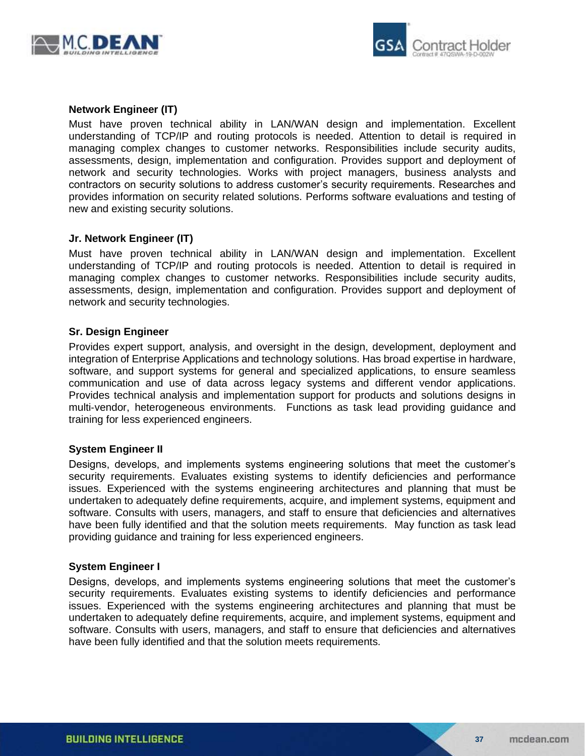**Network Engineer (IT)**

Must have proven technical ability in LAN/WAN design and implementation. Excellent understanding of TCP/IP and routing protocols is needed. Attention to detail is required in managing complex changes to customer networks. Responsibilities include security audits, assessments, design, implementation and configuration. Provides support and deployment of network and security technologies. Works with project managers, business analysts and contractors on security solutions to address customer's security requirements. Researches and provides information on security related solutions. Performs software evaluations and testing of new and existing security solutions.

**Jr. Network Engineer (IT)**

Must have proven technical ability in LAN/WAN design and implementation. Excellent understanding of TCP/IP and routing protocols is needed. Attention to detail is required in managing complex changes to customer networks. Responsibilities include security audits, assessments, design, implementation and configuration. Provides support and deployment of network and security technologies.

**Sr. Design Engineer**

Provides expert support, analysis, and oversight in the design, development, deployment and integration of Enterprise Applications and technology solutions. Has broad expertise in hardware, software, and support systems for general and specialized applications, to ensure seamless communication and use of data across legacy systems and different vendor applications. Provides technical analysis and implementation support for products and solutions designs in multi-vendor, heterogeneous environments. Functions as task lead providing guidance and training for less experienced engineers.

**System Engineer II**

Designs, develops, and implements systems engineering solutions that meet the customer's security requirements. Evaluates existing systems to identify deficiencies and performance issues. Experienced with the systems engineering architectures and planning that must be undertaken to adequately define requirements, acquire, and implement systems, equipment and software. Consults with users, managers, and staff to ensure that deficiencies and alternatives have been fully identified and that the solution meets requirements. May function as task lead providing guidance and training for less experienced engineers.

**System Engineer I**

Designs, develops, and implements systems engineering solutions that meet the customer's security requirements. Evaluates existing systems to identify deficiencies and performance issues. Experienced with the systems engineering architectures and planning that must be undertaken to adequately define requirements, acquire, and implement systems, equipment and software. Consults with users, managers, and staff to ensure that deficiencies and alternatives have been fully identified and that the solution meets requirements.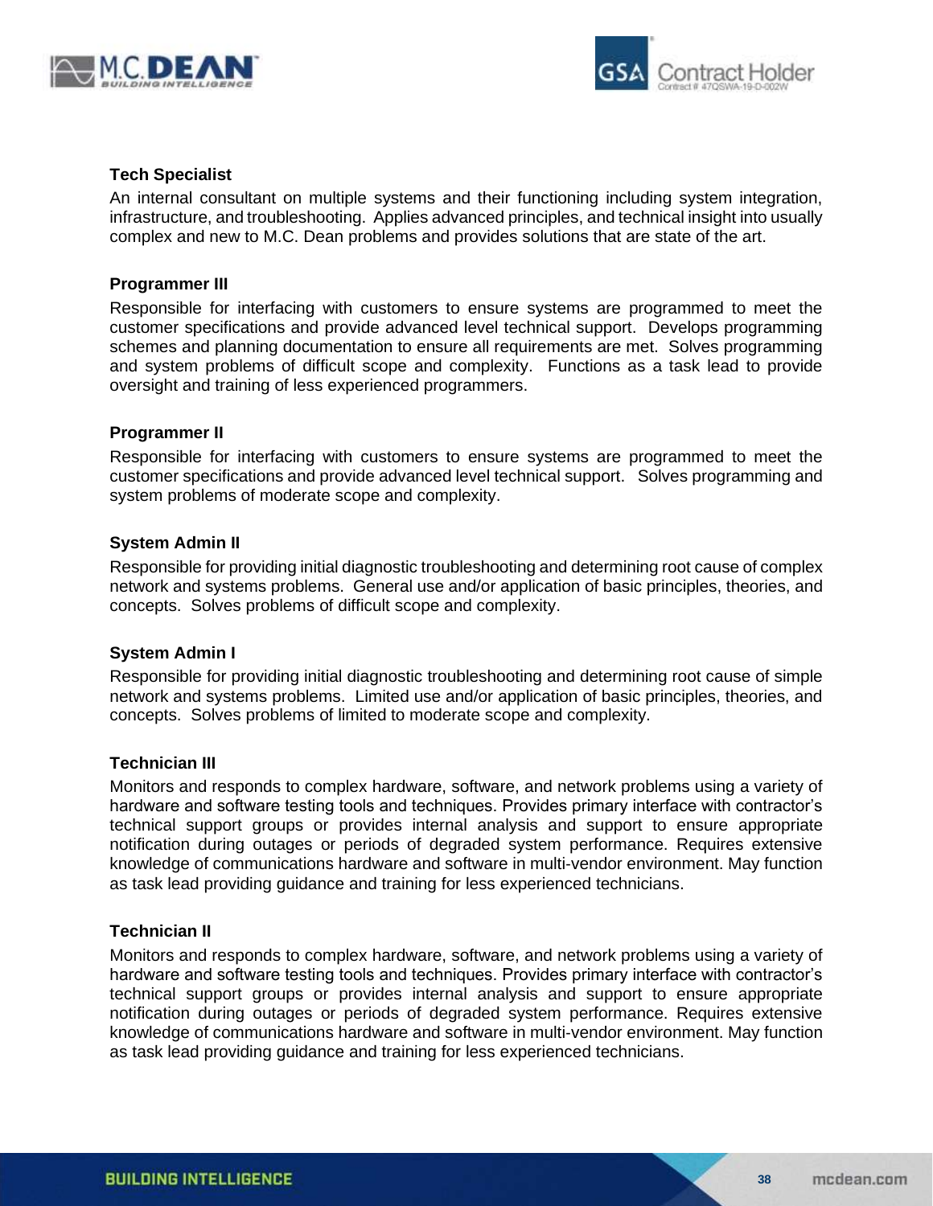**Tech Specialist**

An internal consultant on multiple systems and their functioning including system integration, infrastructure, and troubleshooting. Applies advanced principles, and technical insight into usually complex and new to M.C. Dean problems and provides solutions that are state of the art.

**Programmer III**

Responsible for interfacing with customers to ensure systems are programmed to meet the customer specifications and provide advanced level technical support. Develops programming schemes and planning documentation to ensure all requirements are met. Solves programming and system problems of difficult scope and complexity. Functions as a task lead to provide oversight and training of less experienced programmers.

**Programmer II**

Responsible for interfacing with customers to ensure systems are programmed to meet the customer specifications and provide advanced level technical support. Solves programming and system problems of moderate scope and complexity.

**System Admin II**

Responsible for providing initial diagnostic troubleshooting and determining root cause of complex network and systems problems. General use and/or application of basic principles, theories, and concepts. Solves problems of difficult scope and complexity.

**System Admin I**

Responsible for providing initial diagnostic troubleshooting and determining root cause of simple network and systems problems. Limited use and/or application of basic principles, theories, and concepts. Solves problems of limited to moderate scope and complexity.

**Technician III**

Monitors and responds to complex hardware, software, and network problems using a variety of hardware and software testing tools and techniques. Provides primary interface with contractor's technical support groups or provides internal analysis and support to ensure appropriate notification during outages or periods of degraded system performance. Requires extensive knowledge of communications hardware and software in multi-vendor environment. May function as task lead providing guidance and training for less experienced technicians.

**Technician II**

Monitors and responds to complex hardware, software, and network problems using a variety of hardware and software testing tools and techniques. Provides primary interface with contractor's technical support groups or provides internal analysis and support to ensure appropriate notification during outages or periods of degraded system performance. Requires extensive knowledge of communications hardware and software in multi-vendor environment. May function as task lead providing guidance and training for less experienced technicians.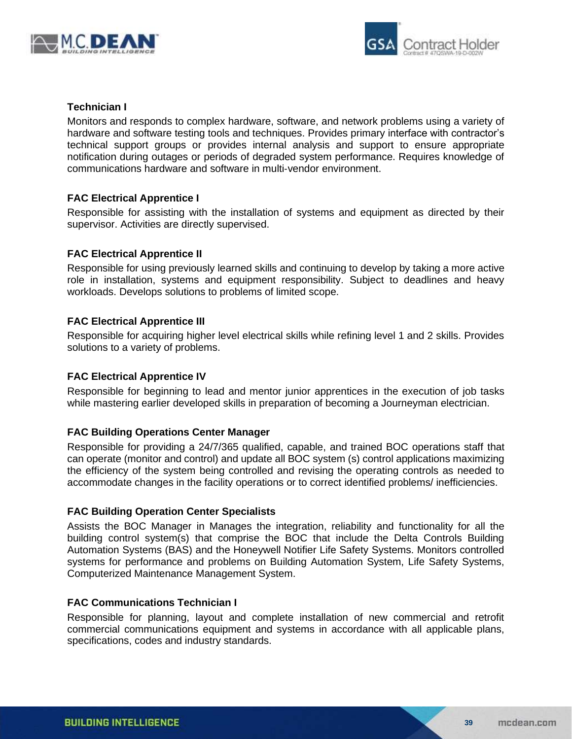**Technician I**

Monitors and responds to complex hardware, software, and network problems using a variety of hardware and software testing tools and techniques. Provides primary interface with contractor's technical support groups or provides internal analysis and support to ensure appropriate notification during outages or periods of degraded system performance. Requires knowledge of communications hardware and software in multi-vendor environment.

**FAC Electrical Apprentice I**

Responsible for assisting with the installation of systems and equipment as directed by their supervisor. Activities are directly supervised.

**FAC Electrical Apprentice II**

Responsible for using previously learned skills and continuing to develop by taking a more active role in installation, systems and equipment responsibility. Subject to deadlines and heavy workloads. Develops solutions to problems of limited scope.

**FAC Electrical Apprentice III**

Responsible for acquiring higher level electrical skills while refining level 1 and 2 skills. Provides solutions to a variety of problems.

**FAC Electrical Apprentice IV**

Responsible for beginning to lead and mentor junior apprentices in the execution of job tasks while mastering earlier developed skills in preparation of becoming a Journeyman electrician.

**FAC Building Operations Center Manager**

Responsible for providing a 24/7/365 qualified, capable, and trained BOC operations staff that can operate (monitor and control) and update all BOC system (s) control applications maximizing the efficiency of the system being controlled and revising the operating controls as needed to accommodate changes in the facility operations or to correct identified problems/ inefficiencies.

**FAC Building Operation Center Specialists**

Assists the BOC Manager in Manages the integration, reliability and functionality for all the building control system(s) that comprise the BOC that include the Delta Controls Building Automation Systems (BAS) and the Honeywell Notifier Life Safety Systems. Monitors controlled systems for performance and problems on Building Automation System, Life Safety Systems, Computerized Maintenance Management System.

**FAC Communications Technician I**

Responsible for planning, layout and complete installation of new commercial and retrofit commercial communications equipment and systems in accordance with all applicable plans, specifications, codes and industry standards.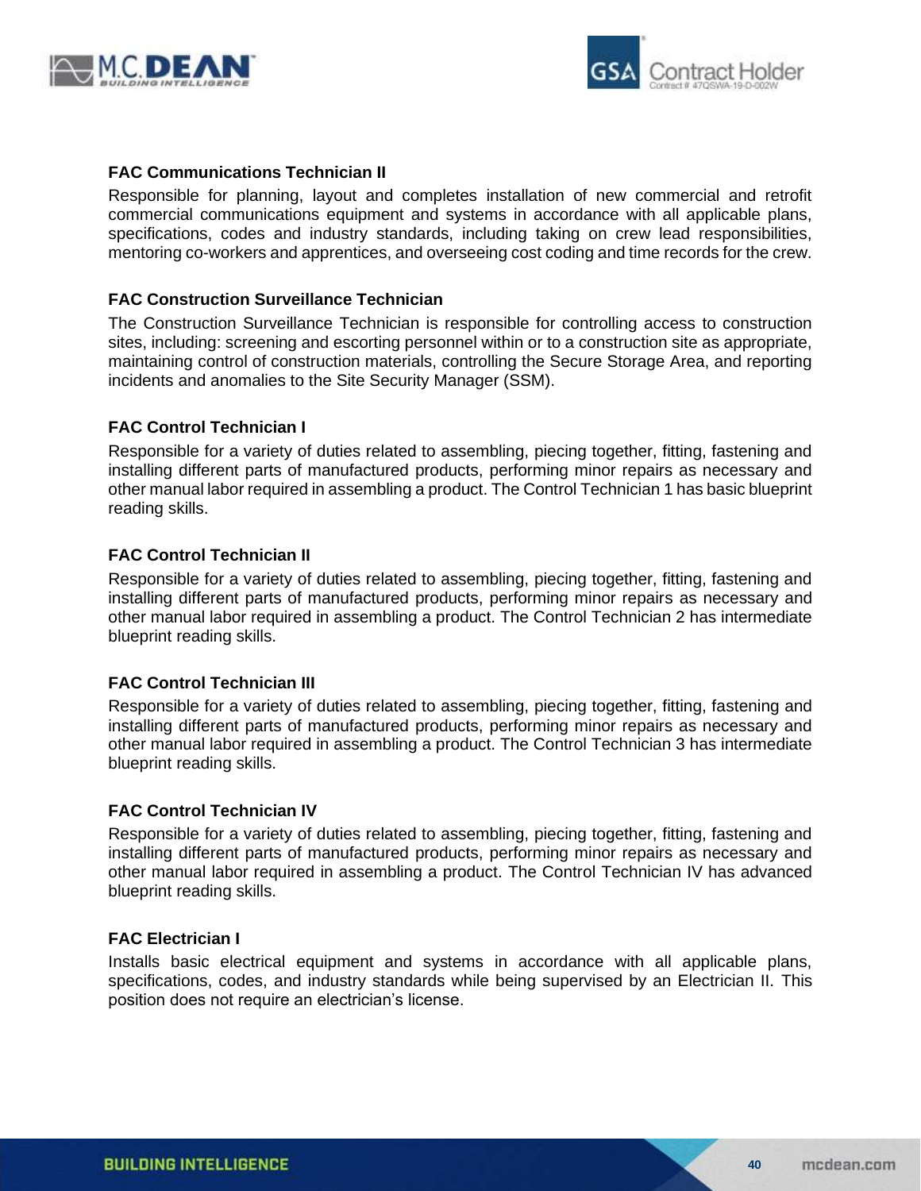**FAC Communications Technician II**

Responsible for planning, layout and completes installation of new commercial and retrofit commercial communications equipment and systems in accordance with all applicable plans, specifications, codes and industry standards, including taking on crew lead responsibilities, mentoring co-workers and apprentices, and overseeing cost coding and time records for the crew.

**FAC Construction Surveillance Technician**

The Construction Surveillance Technician is responsible for controlling access to construction sites, including: screening and escorting personnel within or to a construction site as appropriate, maintaining control of construction materials, controlling the Secure Storage Area, and reporting incidents and anomalies to the Site Security Manager (SSM).

**FAC Control Technician I**

Responsible for a variety of duties related to assembling, piecing together, fitting, fastening and installing different parts of manufactured products, performing minor repairs as necessary and other manual labor required in assembling a product. The Control Technician 1 has basic blueprint reading skills.

**FAC Control Technician II**

Responsible for a variety of duties related to assembling, piecing together, fitting, fastening and installing different parts of manufactured products, performing minor repairs as necessary and other manual labor required in assembling a product. The Control Technician 2 has intermediate blueprint reading skills.

**FAC Control Technician III**

Responsible for a variety of duties related to assembling, piecing together, fitting, fastening and installing different parts of manufactured products, performing minor repairs as necessary and other manual labor required in assembling a product. The Control Technician 3 has intermediate blueprint reading skills.

**FAC Control Technician IV**

Responsible for a variety of duties related to assembling, piecing together, fitting, fastening and installing different parts of manufactured products, performing minor repairs as necessary and other manual labor required in assembling a product. The Control Technician IV has advanced blueprint reading skills.

**FAC Electrician I**

Installs basic electrical equipment and systems in accordance with all applicable plans, specifications, codes, and industry standards while being supervised by an Electrician II. This position does not require an electrician's license.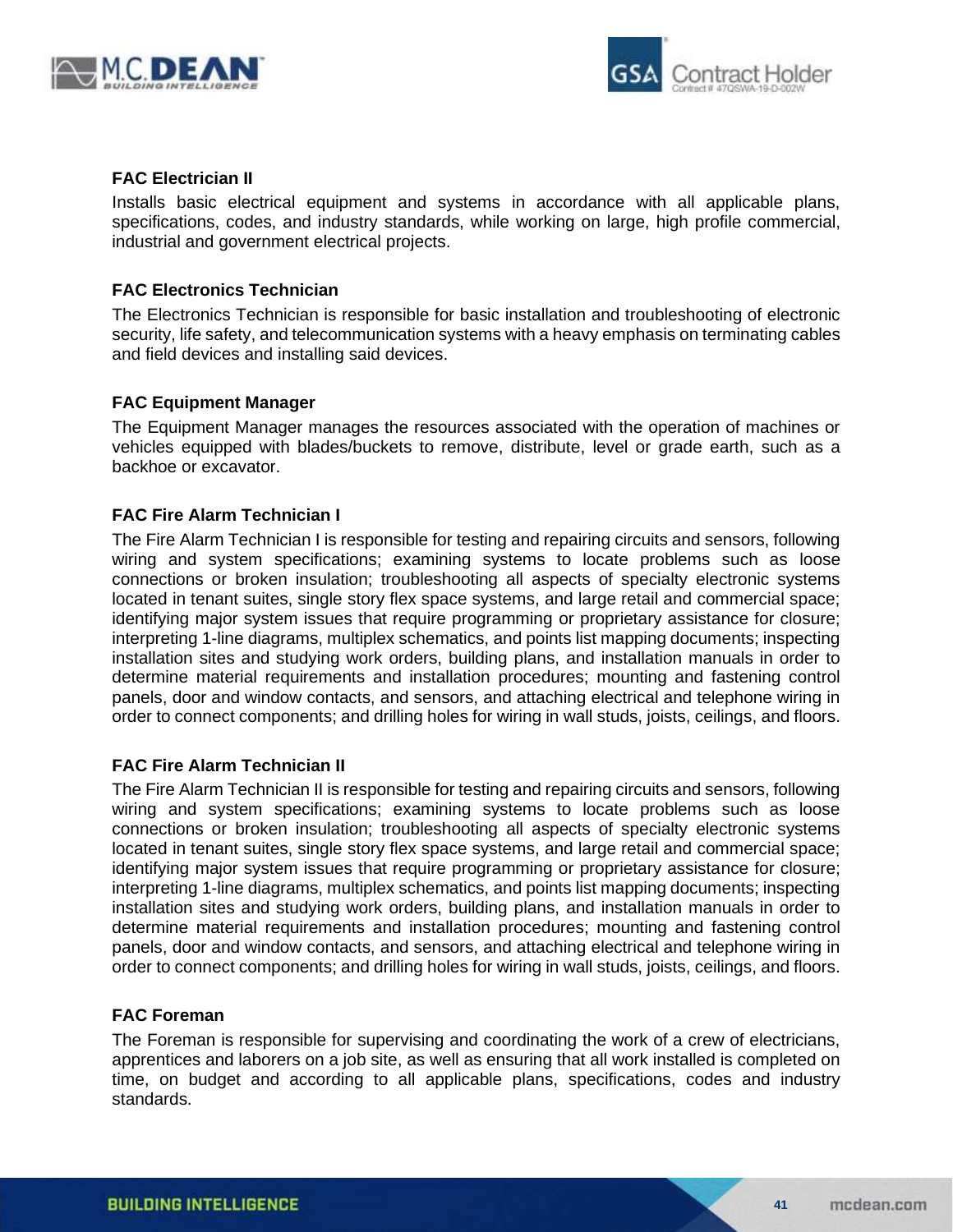### FAC Electrician II

Installs basic electrical equipment and systems in accordance with all applicable plans, specifications, codes, and industry standards, while working on large, high profile commercial, industrial and government electrical projects.

### FAC Electronics Technician

The Electronics Technician is responsible for basic installation and troubleshooting of electronic security, life safety, and telecommunication systems with a heavy emphasis on terminating cables and field devices and installing said devices.

### FAC Equipment Manager

The Equipment Manager manages the resources associated with the operation of machines or vehicles equipped with blades/buckets to remove, distribute, level or grade earth, such as a backhoe or excavator.

### FAC Fire Alarm Technician I

The Fire Alarm Technician I is responsible for testing and repairing circuits and sensors, following wiring and system specifications; examining systems to locate problems such as loose connections or broken insulation; troubleshooting all aspects of specialty electronic systems located in tenant suites, single story flex space systems, and large retail and commercial space; identifying major system issues that require programming or proprietary assistance for closure; interpreting 1-line diagrams, multiplex schematics, and points list mapping documents; inspecting installation sites and studying work orders, building plans, and installation manuals in order to determine material requirements and installation procedures; mounting and fastening control panels, door and window contacts, and sensors, and attaching electrical and telephone wiring in order to connect components; and drilling holes for wiring in wall studs, joists, ceilings, and floors.

### FAC Fire Alarm Technician II

The Fire Alarm Technician II is responsible for testing and repairing circuits and sensors, following wiring and system specifications; examining systems to locate problems such as loose connections or broken insulation; troubleshooting all aspects of specialty electronic systems located in tenant suites, single story flex space systems, and large retail and commercial space; identifying major system issues that require programming or proprietary assistance for closure; interpreting 1-line diagrams, multiplex schematics, and points list mapping documents; inspecting installation sites and studying work orders, building plans, and installation manuals in order to determine material requirements and installation procedures; mounting and fastening control panels, door and window contacts, and sensors, and attaching electrical and telephone wiring in order to connect components; and drilling holes for wiring in wall studs, joists, ceilings, and floors.

### FAC Foreman

The Foreman is responsible for supervising and coordinating the work of a crew of electricians, apprentices and laborers on a job site, as well as ensuring that all work installed is completed on time, on budget and according to all applicable plans, specifications, codes and industry standards.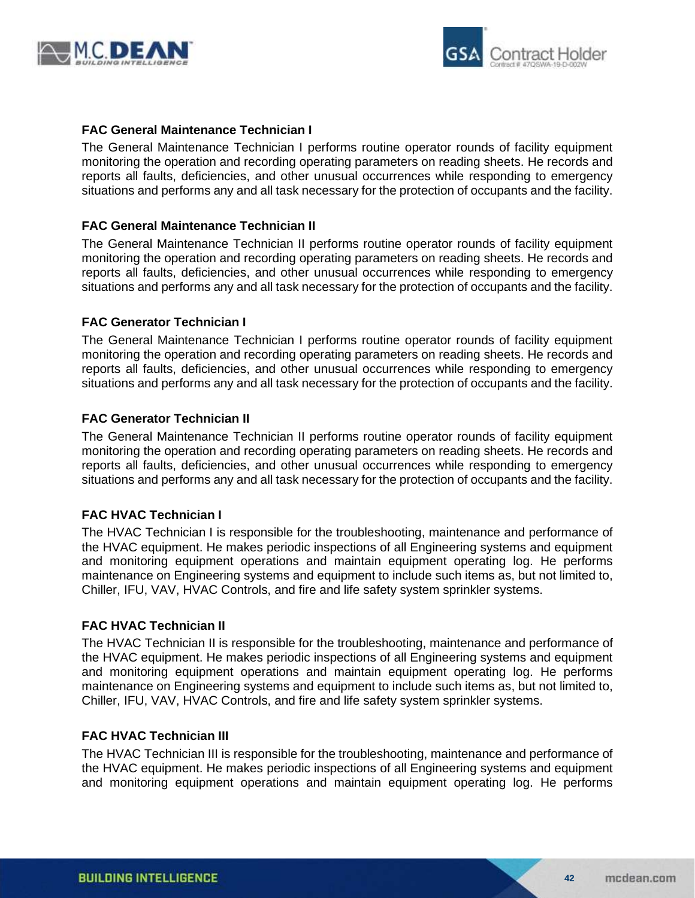### FAC General Maintenance Technician I

The General Maintenance Technician I performs routine operator rounds of facility equipment monitoring the operation and recording operating parameters on reading sheets. He records and reports all faults, deficiencies, and other unusual occurrences while responding to emergency situations and performs any and all task necessary for the protection of occupants and the facility.

### FAC General Maintenance Technician II

The General Maintenance Technician II performs routine operator rounds of facility equipment monitoring the operation and recording operating parameters on reading sheets. He records and reports all faults, deficiencies, and other unusual occurrences while responding to emergency situations and performs any and all task necessary for the protection of occupants and the facility.

### FAC Generator Technician I

The General Maintenance Technician I performs routine operator rounds of facility equipment monitoring the operation and recording operating parameters on reading sheets. He records and reports all faults, deficiencies, and other unusual occurrences while responding to emergency situations and performs any and all task necessary for the protection of occupants and the facility.

### FAC Generator Technician II

The General Maintenance Technician II performs routine operator rounds of facility equipment monitoring the operation and recording operating parameters on reading sheets. He records and reports all faults, deficiencies, and other unusual occurrences while responding to emergency situations and performs any and all task necessary for the protection of occupants and the facility.

### FAC HVAC Technician I

The HVAC Technician I is responsible for the troubleshooting, maintenance and performance of the HVAC equipment. He makes periodic inspections of all Engineering systems and equipment and monitoring equipment operations and maintain equipment operating log. He performs maintenance on Engineering systems and equipment to include such items as, but not limited to, Chiller, IFU, VAV, HVAC Controls, and fire and life safety system sprinkler systems.

### FAC HVAC Technician II

The HVAC Technician II is responsible for the troubleshooting, maintenance and performance of the HVAC equipment. He makes periodic inspections of all Engineering systems and equipment and monitoring equipment operations and maintain equipment operating log. He performs maintenance on Engineering systems and equipment to include such items as, but not limited to, Chiller, IFU, VAV, HVAC Controls, and fire and life safety system sprinkler systems.

### FAC HVAC Technician III

The HVAC Technician III is responsible for the troubleshooting, maintenance and performance of the HVAC equipment. He makes periodic inspections of all Engineering systems and equipment and monitoring equipment operations and maintain equipment operating log. He performs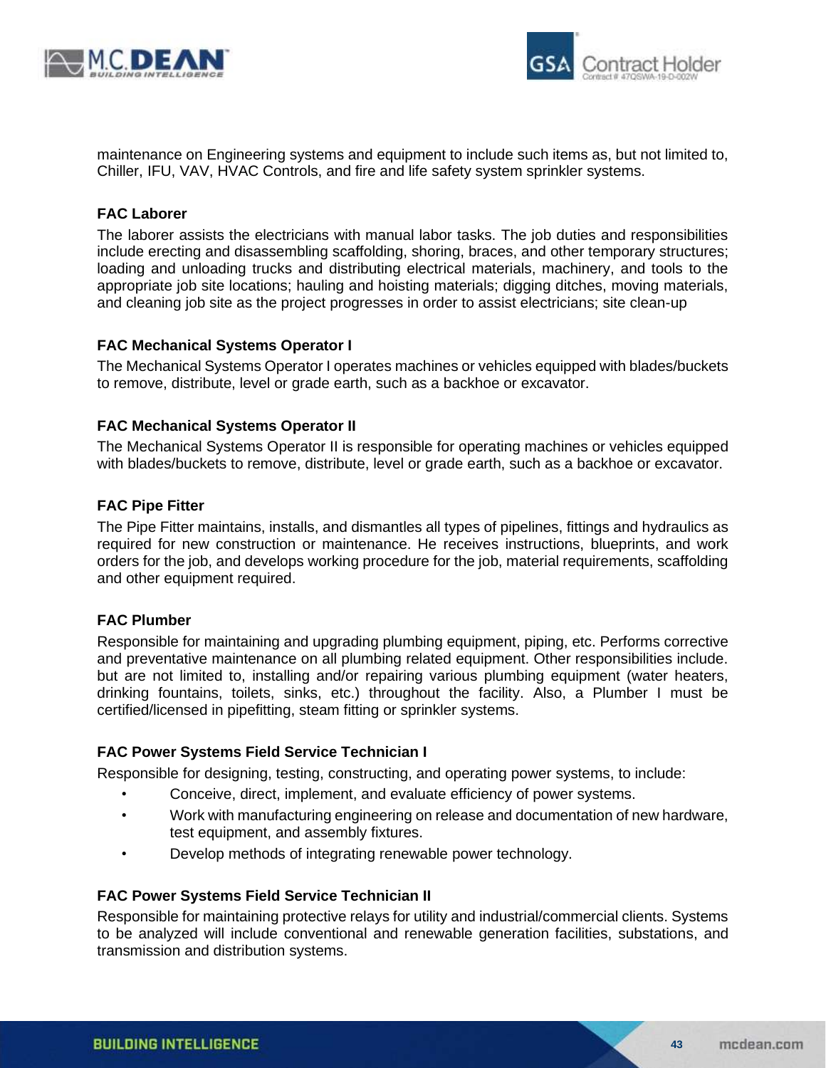maintenance on Engineering systems and equipment to include such items as, but not limited to, Chiller, IFU, VAV, HVAC Controls, and fire and life safety system sprinkler systems.

### FAC Laborer

The laborer assists the electricians with manual labor tasks. The job duties and responsibilities include erecting and disassembling scaffolding, shoring, braces, and other temporary structures; loading and unloading trucks and distributing electrical materials, machinery, and tools to the appropriate job site locations; hauling and hoisting materials; digging ditches, moving materials, and cleaning job site as the project progresses in order to assist electricians; site clean-up

### FAC Mechanical Systems Operator I

The Mechanical Systems Operator I operates machines or vehicles equipped with blades/buckets to remove, distribute, level or grade earth, such as a backhoe or excavator.

### FAC Mechanical Systems Operator II

The Mechanical Systems Operator II is responsible for operating machines or vehicles equipped with blades/buckets to remove, distribute, level or grade earth, such as a backhoe or excavator.

### FAC Pipe Fitter

The Pipe Fitter maintains, installs, and dismantles all types of pipelines, fittings and hydraulics as required for new construction or maintenance. He receives instructions, blueprints, and work orders for the job, and develops working procedure for the job, material requirements, scaffolding and other equipment required.

### FAC Plumber

Responsible for maintaining and upgrading plumbing equipment, piping, etc. Performs corrective and preventative maintenance on all plumbing related equipment. Other responsibilities include. but are not limited to, installing and/or repairing various plumbing equipment (water heaters, drinking fountains, toilets, sinks, etc.) throughout the facility. Also, a Plumber I must be certified/licensed in pipefitting, steam fitting or sprinkler systems.

### FAC Power Systems Field Service Technician I

Responsible for designing, testing, constructing, and operating power systems, to include:

- Conceive, direct, implement, and evaluate efficiency of power systems.
- Work with manufacturing engineering on release and documentation of new hardware, test equipment, and assembly fixtures.
- Develop methods of integrating renewable power technology.

### FAC Power Systems Field Service Technician II

Responsible for maintaining protective relays for utility and industrial/commercial clients. Systems to be analyzed will include conventional and renewable generation facilities, substations, and transmission and distribution systems.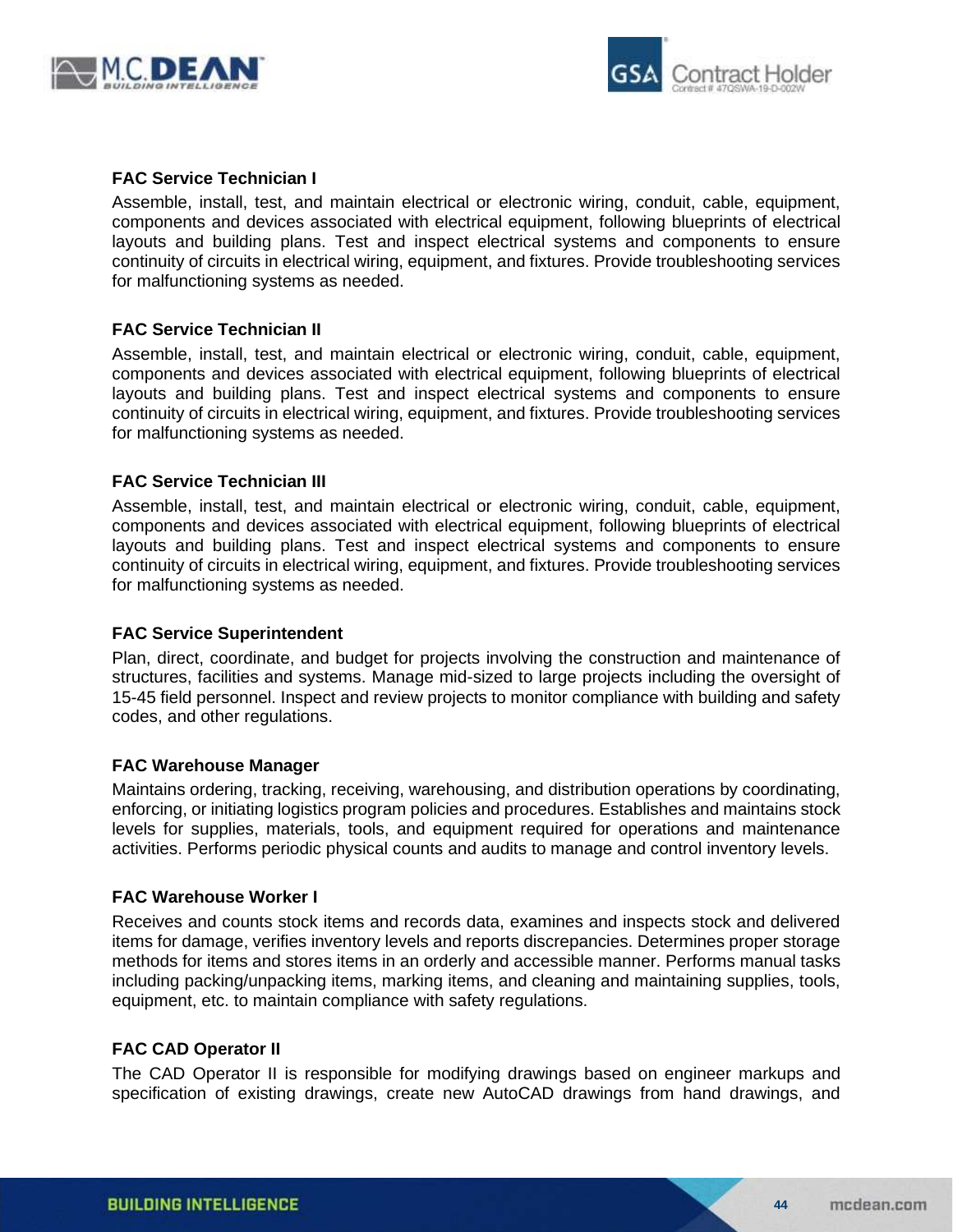### FAC Service Technician I

Assemble, install, test, and maintain electrical or electronic wiring, conduit, cable, equipment, components and devices associated with electrical equipment, following blueprints of electrical layouts and building plans. Test and inspect electrical systems and components to ensure continuity of circuits in electrical wiring, equipment, and fixtures. Provide troubleshooting services for malfunctioning systems as needed.

### FAC Service Technician II

Assemble, install, test, and maintain electrical or electronic wiring, conduit, cable, equipment, components and devices associated with electrical equipment, following blueprints of electrical layouts and building plans. Test and inspect electrical systems and components to ensure continuity of circuits in electrical wiring, equipment, and fixtures. Provide troubleshooting services for malfunctioning systems as needed.

### FAC Service Technician III

Assemble, install, test, and maintain electrical or electronic wiring, conduit, cable, equipment, components and devices associated with electrical equipment, following blueprints of electrical layouts and building plans. Test and inspect electrical systems and components to ensure continuity of circuits in electrical wiring, equipment, and fixtures. Provide troubleshooting services for malfunctioning systems as needed.

### FAC Service Superintendent

Plan, direct, coordinate, and budget for projects involving the construction and maintenance of structures, facilities and systems. Manage mid-sized to large projects including the oversight of 15-45 field personnel. Inspect and review projects to monitor compliance with building and safety codes, and other regulations.

### FAC Warehouse Manager

Maintains ordering, tracking, receiving, warehousing, and distribution operations by coordinating, enforcing, or initiating logistics program policies and procedures. Establishes and maintains stock levels for supplies, materials, tools, and equipment required for operations and maintenance activities. Performs periodic physical counts and audits to manage and control inventory levels.

### FAC Warehouse Worker I

Receives and counts stock items and records data, examines and inspects stock and delivered items for damage, verifies inventory levels and reports discrepancies. Determines proper storage methods for items and stores items in an orderly and accessible manner. Performs manual tasks including packing/unpacking items, marking items, and cleaning and maintaining supplies, tools, equipment, etc. to maintain compliance with safety regulations.

### FAC CAD Operator II

The CAD Operator II is responsible for modifying drawings based on engineer markups and specification of existing drawings, create new AutoCAD drawings from hand drawings, and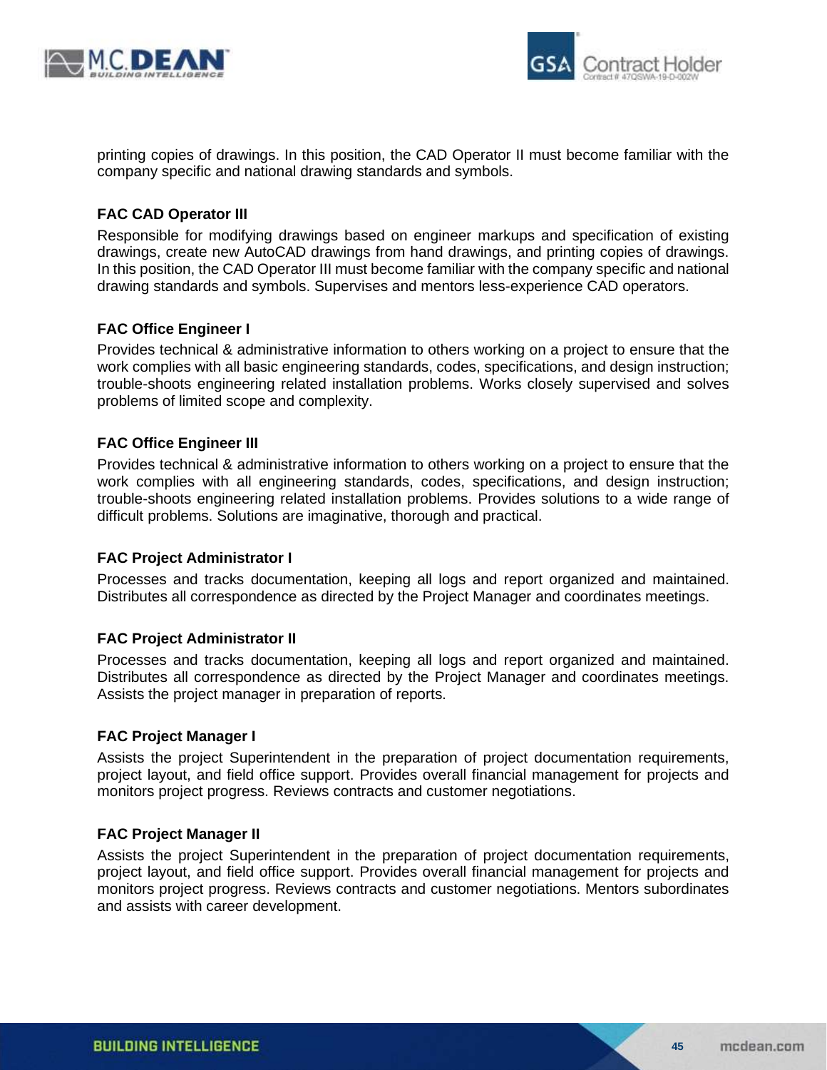printing copies of drawings. In this position, the CAD Operator II must become familiar with the company specific and national drawing standards and symbols.

**FAC CAD Operator III**

Responsible for modifying drawings based on engineer markups and specification of existing drawings, create new AutoCAD drawings from hand drawings, and printing copies of drawings. In this position, the CAD Operator III must become familiar with the company specific and national drawing standards and symbols. Supervises and mentors less-experience CAD operators.

**FAC Office Engineer I**

Provides technical & administrative information to others working on a project to ensure that the work complies with all basic engineering standards, codes, specifications, and design instruction; trouble-shoots engineering related installation problems. Works closely supervised and solves problems of limited scope and complexity.

**FAC Office Engineer III**

Provides technical & administrative information to others working on a project to ensure that the work complies with all engineering standards, codes, specifications, and design instruction; trouble-shoots engineering related installation problems. Provides solutions to a wide range of difficult problems. Solutions are imaginative, thorough and practical.

**FAC Project Administrator I**

Processes and tracks documentation, keeping all logs and report organized and maintained. Distributes all correspondence as directed by the Project Manager and coordinates meetings.

**FAC Project Administrator II**

Processes and tracks documentation, keeping all logs and report organized and maintained. Distributes all correspondence as directed by the Project Manager and coordinates meetings. Assists the project manager in preparation of reports.

**FAC Project Manager I**

Assists the project Superintendent in the preparation of project documentation requirements, project layout, and field office support. Provides overall financial management for projects and monitors project progress. Reviews contracts and customer negotiations.

**FAC Project Manager II**

Assists the project Superintendent in the preparation of project documentation requirements, project layout, and field office support. Provides overall financial management for projects and monitors project progress. Reviews contracts and customer negotiations. Mentors subordinates and assists with career development.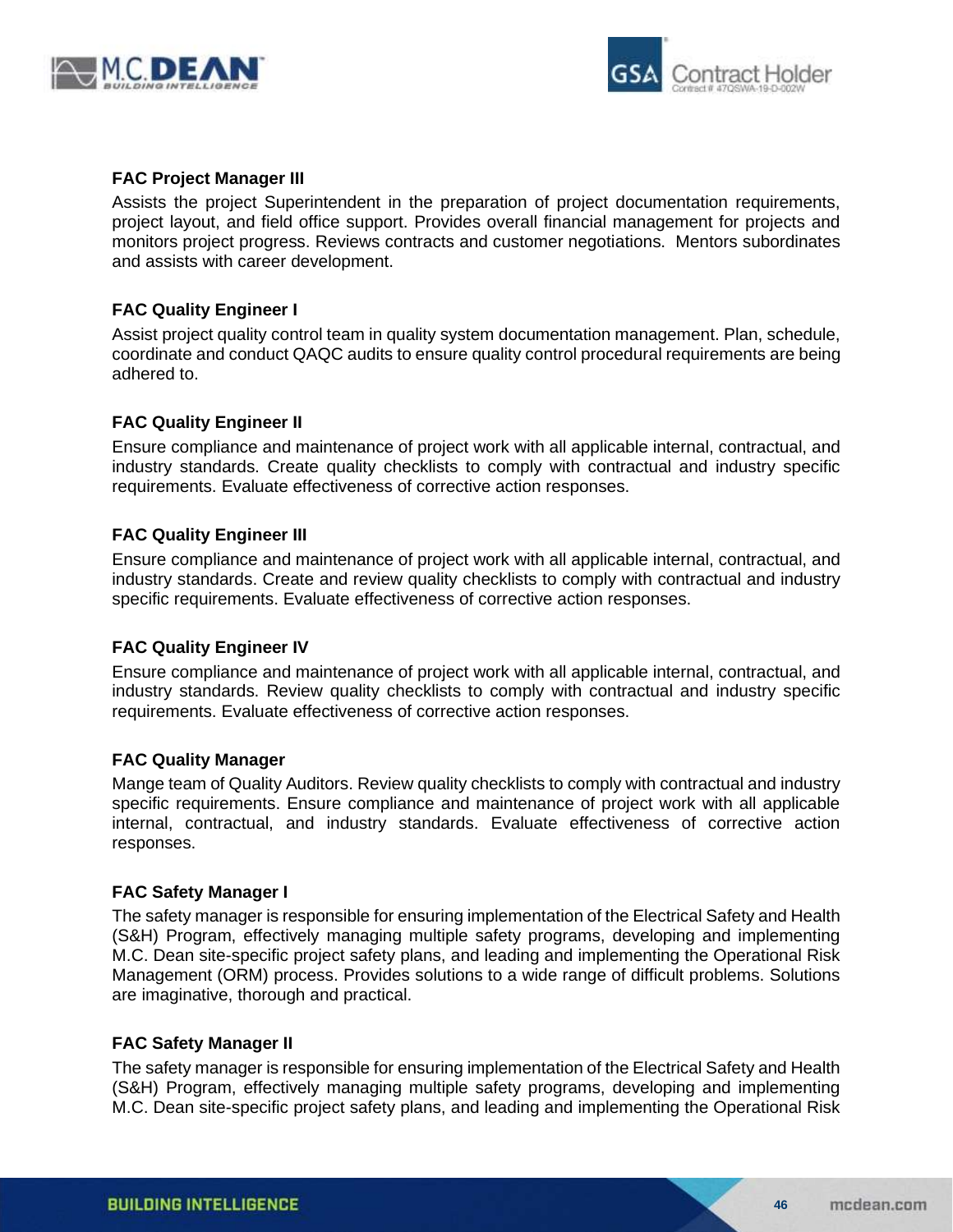**FAC Project Manager III**

Assists the project Superintendent in the preparation of project documentation requirements, project layout, and field office support. Provides overall financial management for projects and monitors project progress. Reviews contracts and customer negotiations. Mentors subordinates and assists with career development.

**FAC Quality Engineer I**

Assist project quality control team in quality system documentation management. Plan, schedule, coordinate and conduct QAQC audits to ensure quality control procedural requirements are being adhered to.

**FAC Quality Engineer II**

Ensure compliance and maintenance of project work with all applicable internal, contractual, and industry standards. Create quality checklists to comply with contractual and industry specific requirements. Evaluate effectiveness of corrective action responses.

**FAC Quality Engineer III**

Ensure compliance and maintenance of project work with all applicable internal, contractual, and industry standards. Create and review quality checklists to comply with contractual and industry specific requirements. Evaluate effectiveness of corrective action responses.

**FAC Quality Engineer IV**

Ensure compliance and maintenance of project work with all applicable internal, contractual, and industry standards. Review quality checklists to comply with contractual and industry specific requirements. Evaluate effectiveness of corrective action responses.

**FAC Quality Manager**

Mange team of Quality Auditors. Review quality checklists to comply with contractual and industry specific requirements. Ensure compliance and maintenance of project work with all applicable internal, contractual, and industry standards. Evaluate effectiveness of corrective action responses.

**FAC Safety Manager I**

The safety manager is responsible for ensuring implementation of the Electrical Safety and Health (S&H) Program, effectively managing multiple safety programs, developing and implementing M.C. Dean site-specific project safety plans, and leading and implementing the Operational Risk Management (ORM) process. Provides solutions to a wide range of difficult problems. Solutions are imaginative, thorough and practical.

**FAC Safety Manager II**

The safety manager is responsible for ensuring implementation of the Electrical Safety and Health (S&H) Program, effectively managing multiple safety programs, developing and implementing M.C. Dean site-specific project safety plans, and leading and implementing the Operational Risk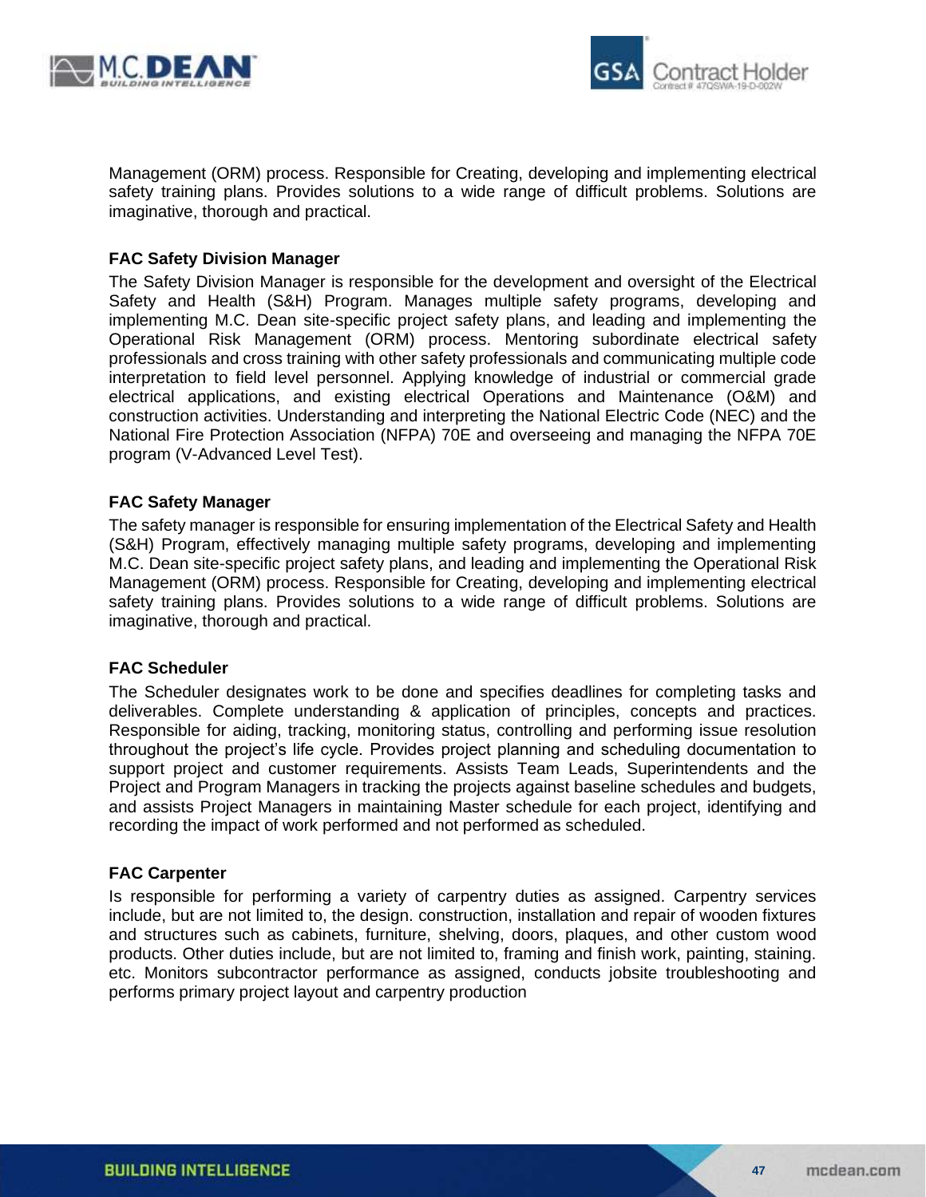Management (ORM) process. Responsible for Creating, developing and implementing electrical safety training plans. Provides solutions to a wide range of difficult problems. Solutions are imaginative, thorough and practical.

**FAC Safety Division Manager**

The Safety Division Manager is responsible for the development and oversight of the Electrical Safety and Health (S&H) Program. Manages multiple safety programs, developing and implementing M.C. Dean site-specific project safety plans, and leading and implementing the Operational Risk Management (ORM) process. Mentoring subordinate electrical safety professionals and cross training with other safety professionals and communicating multiple code interpretation to field level personnel. Applying knowledge of industrial or commercial grade electrical applications, and existing electrical Operations and Maintenance (O&M) and construction activities. Understanding and interpreting the National Electric Code (NEC) and the National Fire Protection Association (NFPA) 70E and overseeing and managing the NFPA 70E program (V-Advanced Level Test).

**FAC Safety Manager**

The safety manager is responsible for ensuring implementation of the Electrical Safety and Health (S&H) Program, effectively managing multiple safety programs, developing and implementing M.C. Dean site-specific project safety plans, and leading and implementing the Operational Risk Management (ORM) process. Responsible for Creating, developing and implementing electrical safety training plans. Provides solutions to a wide range of difficult problems. Solutions are imaginative, thorough and practical.

**FAC Scheduler**

The Scheduler designates work to be done and specifies deadlines for completing tasks and deliverables. Complete understanding & application of principles, concepts and practices. Responsible for aiding, tracking, monitoring status, controlling and performing issue resolution throughout the project's life cycle. Provides project planning and scheduling documentation to support project and customer requirements. Assists Team Leads, Superintendents and the Project and Program Managers in tracking the projects against baseline schedules and budgets, and assists Project Managers in maintaining Master schedule for each project, identifying and recording the impact of work performed and not performed as scheduled.

**FAC Carpenter**

Is responsible for performing a variety of carpentry duties as assigned. Carpentry services include, but are not limited to, the design. construction, installation and repair of wooden fixtures and structures such as cabinets, furniture, shelving, doors, plaques, and other custom wood products. Other duties include, but are not limited to, framing and finish work, painting, staining. etc. Monitors subcontractor performance as assigned, conducts jobsite troubleshooting and performs primary project layout and carpentry production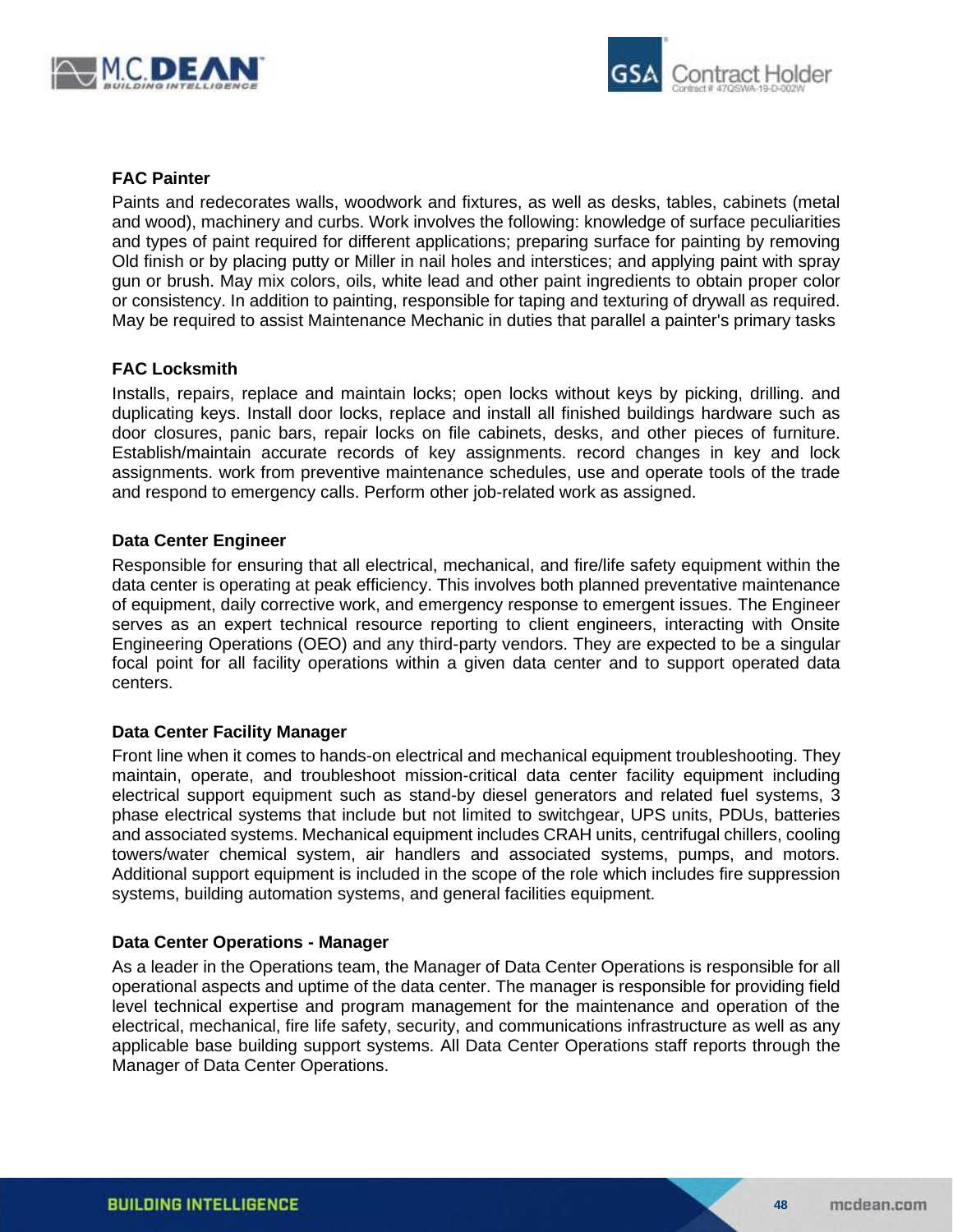### FAC Painter

Paints and redecorates walls, woodwork and fixtures, as well as desks, tables, cabinets (metal and wood), machinery and curbs. Work involves the following: knowledge of surface peculiarities and types of paint required for different applications; preparing surface for painting by removing Old finish or by placing putty or Miller in nail holes and interstices; and applying paint with spray gun or brush. May mix colors, oils, white lead and other paint ingredients to obtain proper color or consistency. In addition to painting, responsible for taping and texturing of drywall as required. May be required to assist Maintenance Mechanic in duties that parallel a painter's primary tasks

### FAC Locksmith

Installs, repairs, replace and maintain locks; open locks without keys by picking, drilling. and duplicating keys. Install door locks, replace and install all finished buildings hardware such as door closures, panic bars, repair locks on file cabinets, desks, and other pieces of furniture. Establish/maintain accurate records of key assignments. record changes in key and lock assignments. work from preventive maintenance schedules, use and operate tools of the trade and respond to emergency calls. Perform other job-related work as assigned.

### Data Center Engineer

Responsible for ensuring that all electrical, mechanical, and fire/life safety equipment within the data center is operating at peak efficiency. This involves both planned preventative maintenance of equipment, daily corrective work, and emergency response to emergent issues. The Engineer serves as an expert technical resource reporting to client engineers, interacting with Onsite Engineering Operations (OEO) and any third-party vendors. They are expected to be a singular focal point for all facility operations within a given data center and to support operated data centers.

### Data Center Facility Manager

Front line when it comes to hands-on electrical and mechanical equipment troubleshooting. They maintain, operate, and troubleshoot mission-critical data center facility equipment including electrical support equipment such as stand-by diesel generators and related fuel systems, 3 phase electrical systems that include but not limited to switchgear, UPS units, PDUs, batteries and associated systems. Mechanical equipment includes CRAH units, centrifugal chillers, cooling towers/water chemical system, air handlers and associated systems, pumps, and motors. Additional support equipment is included in the scope of the role which includes fire suppression systems, building automation systems, and general facilities equipment.

### Data Center Operations - Manager

As a leader in the Operations team, the Manager of Data Center Operations is responsible for all operational aspects and uptime of the data center. The manager is responsible for providing field level technical expertise and program management for the maintenance and operation of the electrical, mechanical, fire life safety, security, and communications infrastructure as well as any applicable base building support systems. All Data Center Operations staff reports through the Manager of Data Center Operations.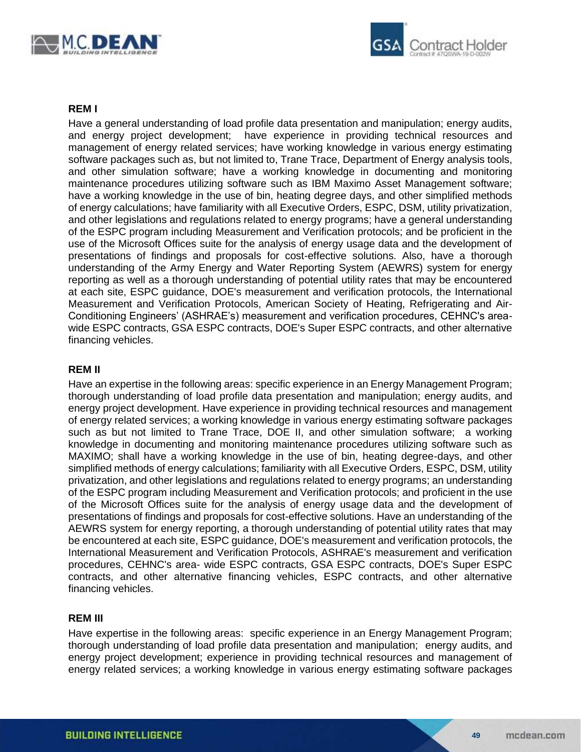**REM I**

Have a general understanding of load profile data presentation and manipulation; energy audits, and energy project development; have experience in providing technical resources and management of energy related services; have working knowledge in various energy estimating software packages such as, but not limited to, Trane Trace, Department of Energy analysis tools, and other simulation software; have a working knowledge in documenting and monitoring maintenance procedures utilizing software such as IBM Maximo Asset Management software; have a working knowledge in the use of bin, heating degree days, and other simplified methods of energy calculations; have familiarity with all Executive Orders, ESPC, DSM, utility privatization, and other legislations and regulations related to energy programs; have a general understanding of the ESPC program including Measurement and Verification protocols; and be proficient in the use of the Microsoft Offices suite for the analysis of energy usage data and the development of presentations of findings and proposals for cost-effective solutions. Also, have a thorough understanding of the Army Energy and Water Reporting System (AEWRS) system for energy reporting as well as a thorough understanding of potential utility rates that may be encountered at each site, ESPC guidance, DOE's measurement and verification protocols, the International Measurement and Verification Protocols, American Society of Heating, Refrigerating and Air-Conditioning Engineers' (ASHRAE's) measurement and verification procedures, CEHNC's area-wide ESPC contracts, GSA ESPC contracts, DOE's Super ESPC contracts, and other alternative financing vehicles.

**REM II**

Have an expertise in the following areas: specific experience in an Energy Management Program; thorough understanding of load profile data presentation and manipulation; energy audits, and energy project development. Have experience in providing technical resources and management of energy related services; a working knowledge in various energy estimating software packages such as but not limited to Trane Trace, DOE II, and other simulation software; a working knowledge in documenting and monitoring maintenance procedures utilizing software such as MAXIMO; shall have a working knowledge in the use of bin, heating degree-days, and other simplified methods of energy calculations; familiarity with all Executive Orders, ESPC, DSM, utility privatization, and other legislations and regulations related to energy programs; an understanding of the ESPC program including Measurement and Verification protocols; and proficient in the use of the Microsoft Offices suite for the analysis of energy usage data and the development of presentations of findings and proposals for cost-effective solutions. Have an understanding of the AEWRS system for energy reporting, a thorough understanding of potential utility rates that may be encountered at each site, ESPC guidance, DOE's measurement and verification protocols, the International Measurement and Verification Protocols, ASHRAE's measurement and verification procedures, CEHNC's area- wide ESPC contracts, GSA ESPC contracts, DOE's Super ESPC contracts, and other alternative financing vehicles, ESPC contracts, and other alternative financing vehicles.

**REM III**

Have expertise in the following areas: specific experience in an Energy Management Program; thorough understanding of load profile data presentation and manipulation; energy audits, and energy project development; experience in providing technical resources and management of energy related services; a working knowledge in various energy estimating software packages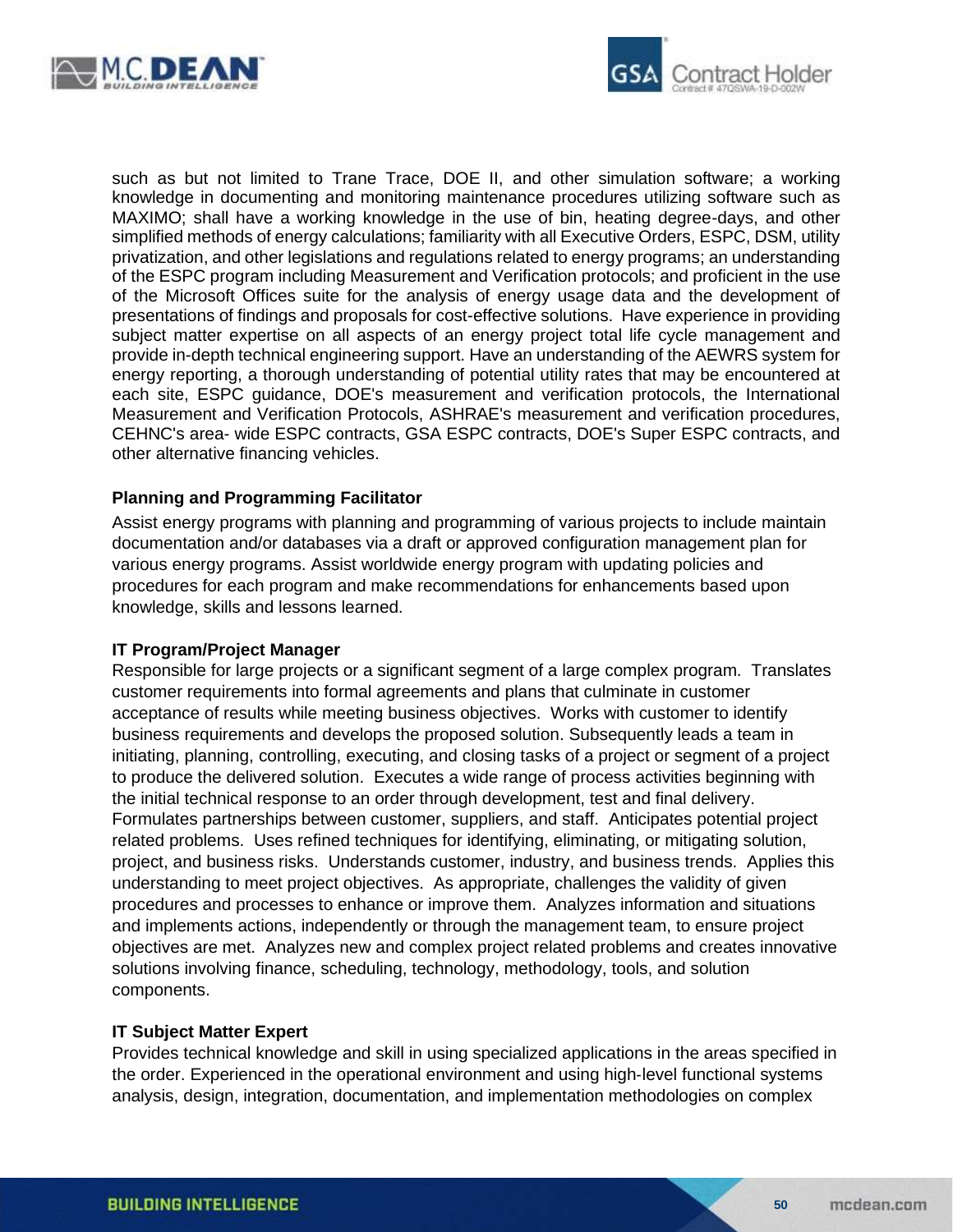such as but not limited to Trane Trace, DOE II, and other simulation software; a working knowledge in documenting and monitoring maintenance procedures utilizing software such as MAXIMO; shall have a working knowledge in the use of bin, heating degree-days, and other simplified methods of energy calculations; familiarity with all Executive Orders, ESPC, DSM, utility privatization, and other legislations and regulations related to energy programs; an understanding of the ESPC program including Measurement and Verification protocols; and proficient in the use of the Microsoft Offices suite for the analysis of energy usage data and the development of presentations of findings and proposals for cost-effective solutions. Have experience in providing subject matter expertise on all aspects of an energy project total life cycle management and provide in-depth technical engineering support. Have an understanding of the AEWRS system for energy reporting, a thorough understanding of potential utility rates that may be encountered at each site, ESPC guidance, DOE's measurement and verification protocols, the International Measurement and Verification Protocols, ASHRAE's measurement and verification procedures, CEHNC's area- wide ESPC contracts, GSA ESPC contracts, DOE's Super ESPC contracts, and other alternative financing vehicles.

**Planning and Programming Facilitator**

Assist energy programs with planning and programming of various projects to include maintain documentation and/or databases via a draft or approved configuration management plan for various energy programs. Assist worldwide energy program with updating policies and procedures for each program and make recommendations for enhancements based upon knowledge, skills and lessons learned.

**IT Program/Project Manager**

Responsible for large projects or a significant segment of a large complex program. Translates customer requirements into formal agreements and plans that culminate in customer acceptance of results while meeting business objectives. Works with customer to identify business requirements and develops the proposed solution. Subsequently leads a team in initiating, planning, controlling, executing, and closing tasks of a project or segment of a project to produce the delivered solution. Executes a wide range of process activities beginning with the initial technical response to an order through development, test and final delivery. Formulates partnerships between customer, suppliers, and staff. Anticipates potential project related problems. Uses refined techniques for identifying, eliminating, or mitigating solution, project, and business risks. Understands customer, industry, and business trends. Applies this understanding to meet project objectives. As appropriate, challenges the validity of given procedures and processes to enhance or improve them. Analyzes information and situations and implements actions, independently or through the management team, to ensure project objectives are met. Analyzes new and complex project related problems and creates innovative solutions involving finance, scheduling, technology, methodology, tools, and solution components.

**IT Subject Matter Expert**

Provides technical knowledge and skill in using specialized applications in the areas specified in the order. Experienced in the operational environment and using high-level functional systems analysis, design, integration, documentation, and implementation methodologies on complex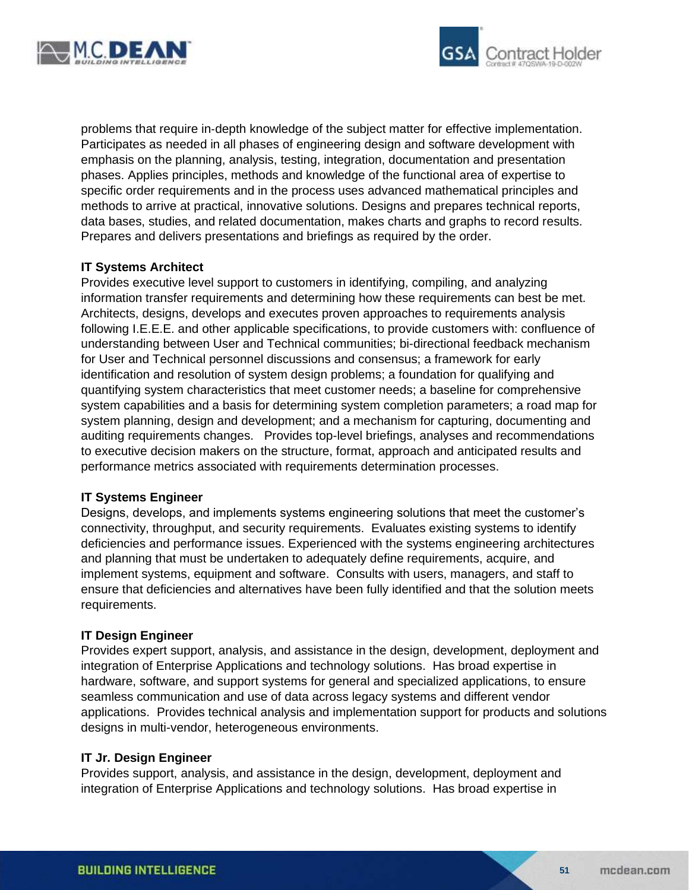problems that require in-depth knowledge of the subject matter for effective implementation. Participates as needed in all phases of engineering design and software development with emphasis on the planning, analysis, testing, integration, documentation and presentation phases. Applies principles, methods and knowledge of the functional area of expertise to specific order requirements and in the process uses advanced mathematical principles and methods to arrive at practical, innovative solutions. Designs and prepares technical reports, data bases, studies, and related documentation, makes charts and graphs to record results. Prepares and delivers presentations and briefings as required by the order.

**IT Systems Architect**
Provides executive level support to customers in identifying, compiling, and analyzing information transfer requirements and determining how these requirements can best be met. Architects, designs, develops and executes proven approaches to requirements analysis following I.E.E.E. and other applicable specifications, to provide customers with: confluence of understanding between User and Technical communities; bi-directional feedback mechanism for User and Technical personnel discussions and consensus; a framework for early identification and resolution of system design problems; a foundation for qualifying and quantifying system characteristics that meet customer needs; a baseline for comprehensive system capabilities and a basis for determining system completion parameters; a road map for system planning, design and development; and a mechanism for capturing, documenting and auditing requirements changes. Provides top-level briefings, analyses and recommendations to executive decision makers on the structure, format, approach and anticipated results and performance metrics associated with requirements determination processes.

**IT Systems Engineer**
Designs, develops, and implements systems engineering solutions that meet the customer's connectivity, throughput, and security requirements. Evaluates existing systems to identify deficiencies and performance issues. Experienced with the systems engineering architectures and planning that must be undertaken to adequately define requirements, acquire, and implement systems, equipment and software. Consults with users, managers, and staff to ensure that deficiencies and alternatives have been fully identified and that the solution meets requirements.

**IT Design Engineer**
Provides expert support, analysis, and assistance in the design, development, deployment and integration of Enterprise Applications and technology solutions. Has broad expertise in hardware, software, and support systems for general and specialized applications, to ensure seamless communication and use of data across legacy systems and different vendor applications. Provides technical analysis and implementation support for products and solutions designs in multi-vendor, heterogeneous environments.

**IT Jr. Design Engineer**
Provides support, analysis, and assistance in the design, development, deployment and integration of Enterprise Applications and technology solutions. Has broad expertise in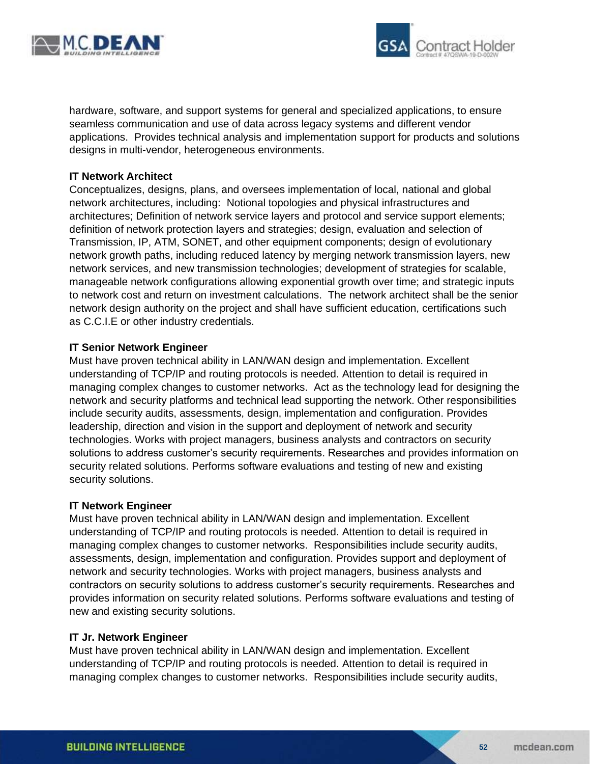hardware, software, and support systems for general and specialized applications, to ensure seamless communication and use of data across legacy systems and different vendor applications. Provides technical analysis and implementation support for products and solutions designs in multi-vendor, heterogeneous environments.

**IT Network Architect**

Conceptualizes, designs, plans, and oversees implementation of local, national and global network architectures, including: Notional topologies and physical infrastructures and architectures; Definition of network service layers and protocol and service support elements; definition of network protection layers and strategies; design, evaluation and selection of Transmission, IP, ATM, SONET, and other equipment components; design of evolutionary network growth paths, including reduced latency by merging network transmission layers, new network services, and new transmission technologies; development of strategies for scalable, manageable network configurations allowing exponential growth over time; and strategic inputs to network cost and return on investment calculations. The network architect shall be the senior network design authority on the project and shall have sufficient education, certifications such as C.C.I.E or other industry credentials.

**IT Senior Network Engineer**

Must have proven technical ability in LAN/WAN design and implementation. Excellent understanding of TCP/IP and routing protocols is needed. Attention to detail is required in managing complex changes to customer networks. Act as the technology lead for designing the network and security platforms and technical lead supporting the network. Other responsibilities include security audits, assessments, design, implementation and configuration. Provides leadership, direction and vision in the support and deployment of network and security technologies. Works with project managers, business analysts and contractors on security solutions to address customer's security requirements. Researches and provides information on security related solutions. Performs software evaluations and testing of new and existing security solutions.

**IT Network Engineer**

Must have proven technical ability in LAN/WAN design and implementation. Excellent understanding of TCP/IP and routing protocols is needed. Attention to detail is required in managing complex changes to customer networks. Responsibilities include security audits, assessments, design, implementation and configuration. Provides support and deployment of network and security technologies. Works with project managers, business analysts and contractors on security solutions to address customer's security requirements. Researches and provides information on security related solutions. Performs software evaluations and testing of new and existing security solutions.

**IT Jr. Network Engineer**

Must have proven technical ability in LAN/WAN design and implementation. Excellent understanding of TCP/IP and routing protocols is needed. Attention to detail is required in managing complex changes to customer networks. Responsibilities include security audits,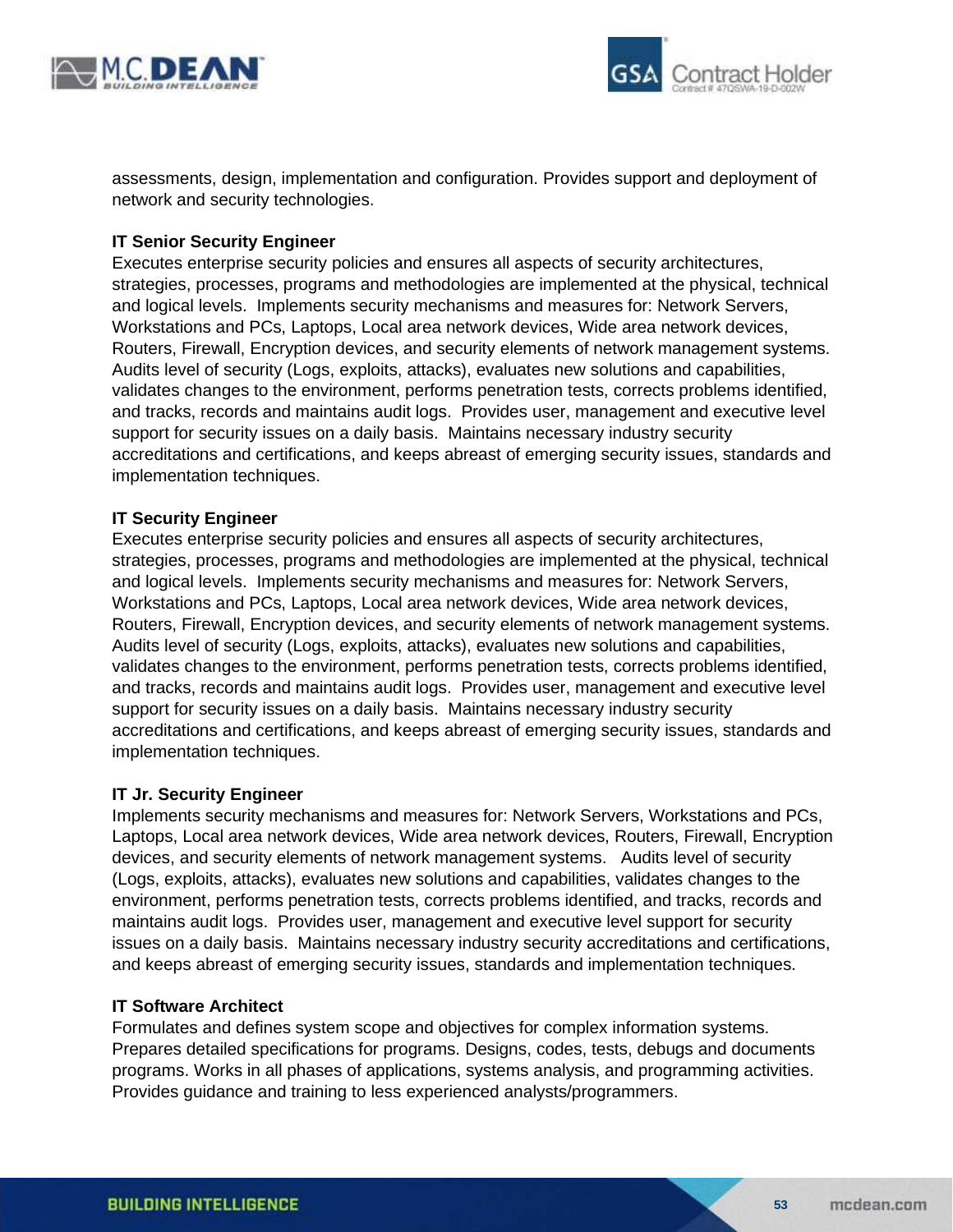assessments, design, implementation and configuration. Provides support and deployment of network and security technologies.

**IT Senior Security Engineer**
Executes enterprise security policies and ensures all aspects of security architectures, strategies, processes, programs and methodologies are implemented at the physical, technical and logical levels. Implements security mechanisms and measures for: Network Servers, Workstations and PCs, Laptops, Local area network devices, Wide area network devices, Routers, Firewall, Encryption devices, and security elements of network management systems. Audits level of security (Logs, exploits, attacks), evaluates new solutions and capabilities, validates changes to the environment, performs penetration tests, corrects problems identified, and tracks, records and maintains audit logs. Provides user, management and executive level support for security issues on a daily basis. Maintains necessary industry security accreditations and certifications, and keeps abreast of emerging security issues, standards and implementation techniques.

**IT Security Engineer**
Executes enterprise security policies and ensures all aspects of security architectures, strategies, processes, programs and methodologies are implemented at the physical, technical and logical levels. Implements security mechanisms and measures for: Network Servers, Workstations and PCs, Laptops, Local area network devices, Wide area network devices, Routers, Firewall, Encryption devices, and security elements of network management systems. Audits level of security (Logs, exploits, attacks), evaluates new solutions and capabilities, validates changes to the environment, performs penetration tests, corrects problems identified, and tracks, records and maintains audit logs. Provides user, management and executive level support for security issues on a daily basis. Maintains necessary industry security accreditations and certifications, and keeps abreast of emerging security issues, standards and implementation techniques.

**IT Jr. Security Engineer**
Implements security mechanisms and measures for: Network Servers, Workstations and PCs, Laptops, Local area network devices, Wide area network devices, Routers, Firewall, Encryption devices, and security elements of network management systems. Audits level of security (Logs, exploits, attacks), evaluates new solutions and capabilities, validates changes to the environment, performs penetration tests, corrects problems identified, and tracks, records and maintains audit logs. Provides user, management and executive level support for security issues on a daily basis. Maintains necessary industry security accreditations and certifications, and keeps abreast of emerging security issues, standards and implementation techniques.

**IT Software Architect**
Formulates and defines system scope and objectives for complex information systems. Prepares detailed specifications for programs. Designs, codes, tests, debugs and documents programs. Works in all phases of applications, systems analysis, and programming activities. Provides guidance and training to less experienced analysts/programmers.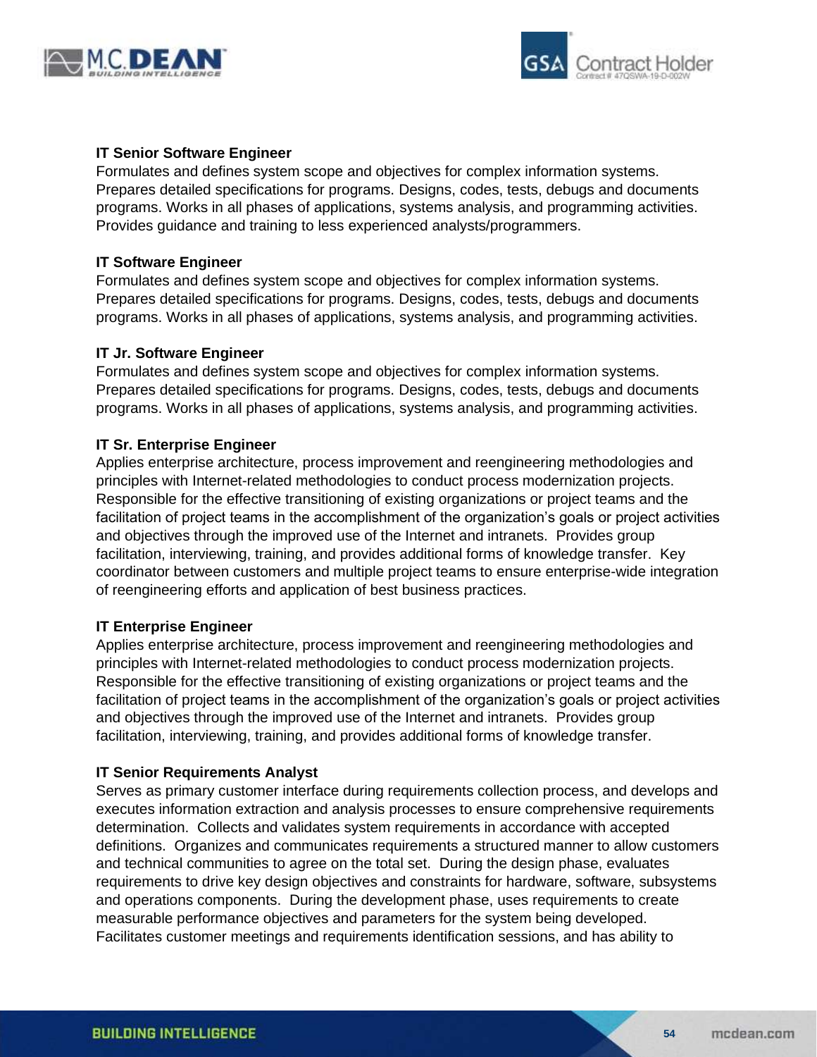**IT Senior Software Engineer**

Formulates and defines system scope and objectives for complex information systems. Prepares detailed specifications for programs. Designs, codes, tests, debugs and documents programs. Works in all phases of applications, systems analysis, and programming activities. Provides guidance and training to less experienced analysts/programmers.

**IT Software Engineer**

Formulates and defines system scope and objectives for complex information systems. Prepares detailed specifications for programs. Designs, codes, tests, debugs and documents programs. Works in all phases of applications, systems analysis, and programming activities.

**IT Jr. Software Engineer**

Formulates and defines system scope and objectives for complex information systems. Prepares detailed specifications for programs. Designs, codes, tests, debugs and documents programs. Works in all phases of applications, systems analysis, and programming activities.

**IT Sr. Enterprise Engineer**

Applies enterprise architecture, process improvement and reengineering methodologies and principles with Internet-related methodologies to conduct process modernization projects. Responsible for the effective transitioning of existing organizations or project teams and the facilitation of project teams in the accomplishment of the organization's goals or project activities and objectives through the improved use of the Internet and intranets. Provides group facilitation, interviewing, training, and provides additional forms of knowledge transfer. Key coordinator between customers and multiple project teams to ensure enterprise-wide integration of reengineering efforts and application of best business practices.

**IT Enterprise Engineer**

Applies enterprise architecture, process improvement and reengineering methodologies and principles with Internet-related methodologies to conduct process modernization projects. Responsible for the effective transitioning of existing organizations or project teams and the facilitation of project teams in the accomplishment of the organization's goals or project activities and objectives through the improved use of the Internet and intranets. Provides group facilitation, interviewing, training, and provides additional forms of knowledge transfer.

**IT Senior Requirements Analyst**

Serves as primary customer interface during requirements collection process, and develops and executes information extraction and analysis processes to ensure comprehensive requirements determination. Collects and validates system requirements in accordance with accepted definitions. Organizes and communicates requirements a structured manner to allow customers and technical communities to agree on the total set. During the design phase, evaluates requirements to drive key design objectives and constraints for hardware, software, subsystems and operations components. During the development phase, uses requirements to create measurable performance objectives and parameters for the system being developed. Facilitates customer meetings and requirements identification sessions, and has ability to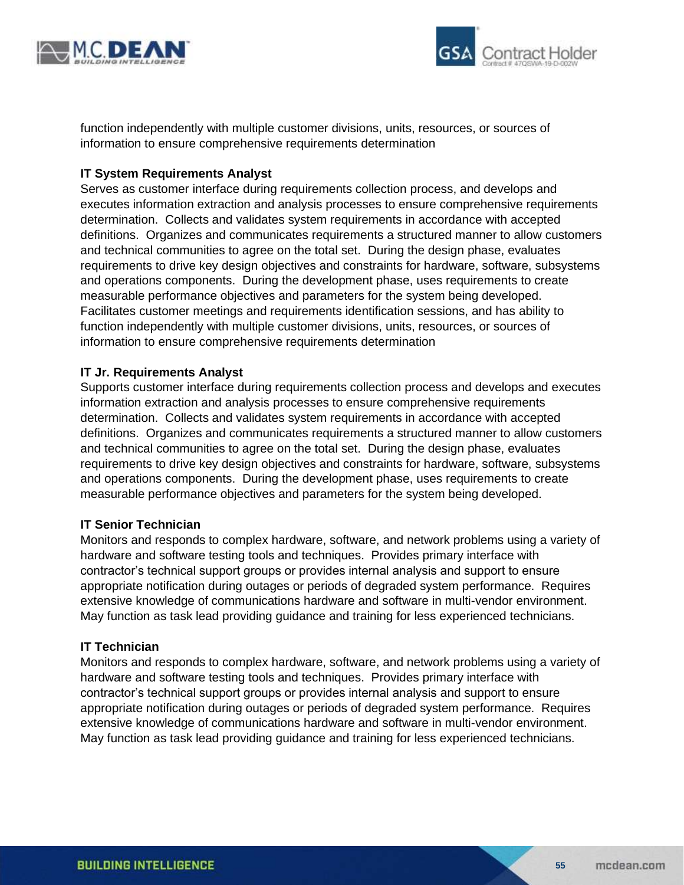function independently with multiple customer divisions, units, resources, or sources of information to ensure comprehensive requirements determination

**IT System Requirements Analyst**

Serves as customer interface during requirements collection process, and develops and executes information extraction and analysis processes to ensure comprehensive requirements determination. Collects and validates system requirements in accordance with accepted definitions. Organizes and communicates requirements a structured manner to allow customers and technical communities to agree on the total set. During the design phase, evaluates requirements to drive key design objectives and constraints for hardware, software, subsystems and operations components. During the development phase, uses requirements to create measurable performance objectives and parameters for the system being developed. Facilitates customer meetings and requirements identification sessions, and has ability to function independently with multiple customer divisions, units, resources, or sources of information to ensure comprehensive requirements determination

**IT Jr. Requirements Analyst**

Supports customer interface during requirements collection process and develops and executes information extraction and analysis processes to ensure comprehensive requirements determination. Collects and validates system requirements in accordance with accepted definitions. Organizes and communicates requirements a structured manner to allow customers and technical communities to agree on the total set. During the design phase, evaluates requirements to drive key design objectives and constraints for hardware, software, subsystems and operations components. During the development phase, uses requirements to create measurable performance objectives and parameters for the system being developed.

**IT Senior Technician**

Monitors and responds to complex hardware, software, and network problems using a variety of hardware and software testing tools and techniques. Provides primary interface with contractor's technical support groups or provides internal analysis and support to ensure appropriate notification during outages or periods of degraded system performance. Requires extensive knowledge of communications hardware and software in multi-vendor environment. May function as task lead providing guidance and training for less experienced technicians.

**IT Technician**

Monitors and responds to complex hardware, software, and network problems using a variety of hardware and software testing tools and techniques. Provides primary interface with contractor's technical support groups or provides internal analysis and support to ensure appropriate notification during outages or periods of degraded system performance. Requires extensive knowledge of communications hardware and software in multi-vendor environment. May function as task lead providing guidance and training for less experienced technicians.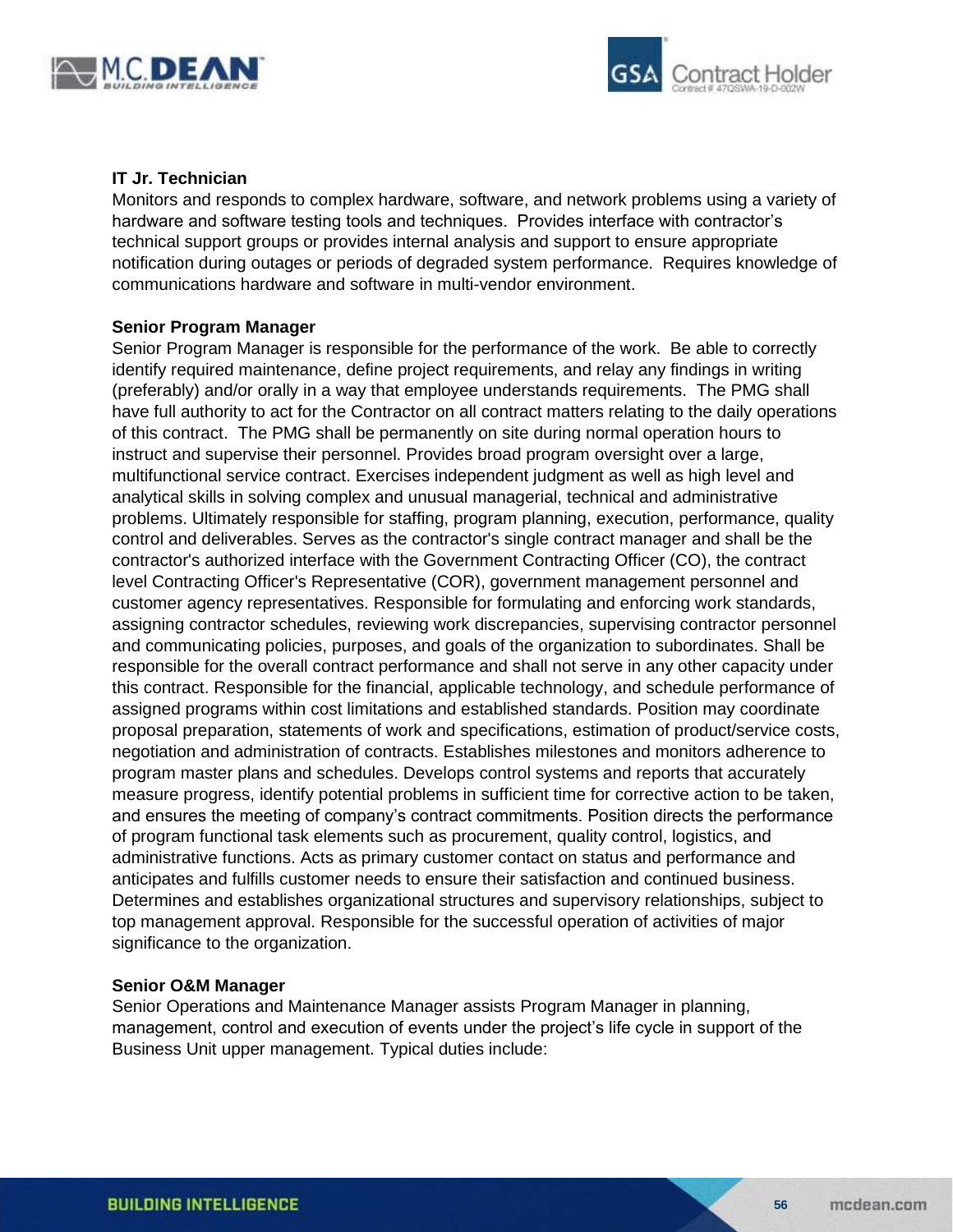**IT Jr. Technician**

Monitors and responds to complex hardware, software, and network problems using a variety of hardware and software testing tools and techniques. Provides interface with contractor's technical support groups or provides internal analysis and support to ensure appropriate notification during outages or periods of degraded system performance. Requires knowledge of communications hardware and software in multi-vendor environment.

**Senior Program Manager**

Senior Program Manager is responsible for the performance of the work. Be able to correctly identify required maintenance, define project requirements, and relay any findings in writing (preferably) and/or orally in a way that employee understands requirements. The PMG shall have full authority to act for the Contractor on all contract matters relating to the daily operations of this contract. The PMG shall be permanently on site during normal operation hours to instruct and supervise their personnel. Provides broad program oversight over a large, multifunctional service contract. Exercises independent judgment as well as high level and analytical skills in solving complex and unusual managerial, technical and administrative problems. Ultimately responsible for staffing, program planning, execution, performance, quality control and deliverables. Serves as the contractor's single contract manager and shall be the contractor's authorized interface with the Government Contracting Officer (CO), the contract level Contracting Officer's Representative (COR), government management personnel and customer agency representatives. Responsible for formulating and enforcing work standards, assigning contractor schedules, reviewing work discrepancies, supervising contractor personnel and communicating policies, purposes, and goals of the organization to subordinates. Shall be responsible for the overall contract performance and shall not serve in any other capacity under this contract. Responsible for the financial, applicable technology, and schedule performance of assigned programs within cost limitations and established standards. Position may coordinate proposal preparation, statements of work and specifications, estimation of product/service costs, negotiation and administration of contracts. Establishes milestones and monitors adherence to program master plans and schedules. Develops control systems and reports that accurately measure progress, identify potential problems in sufficient time for corrective action to be taken, and ensures the meeting of company's contract commitments. Position directs the performance of program functional task elements such as procurement, quality control, logistics, and administrative functions. Acts as primary customer contact on status and performance and anticipates and fulfills customer needs to ensure their satisfaction and continued business. Determines and establishes organizational structures and supervisory relationships, subject to top management approval. Responsible for the successful operation of activities of major significance to the organization.

**Senior O&M Manager**

Senior Operations and Maintenance Manager assists Program Manager in planning, management, control and execution of events under the project's life cycle in support of the Business Unit upper management. Typical duties include: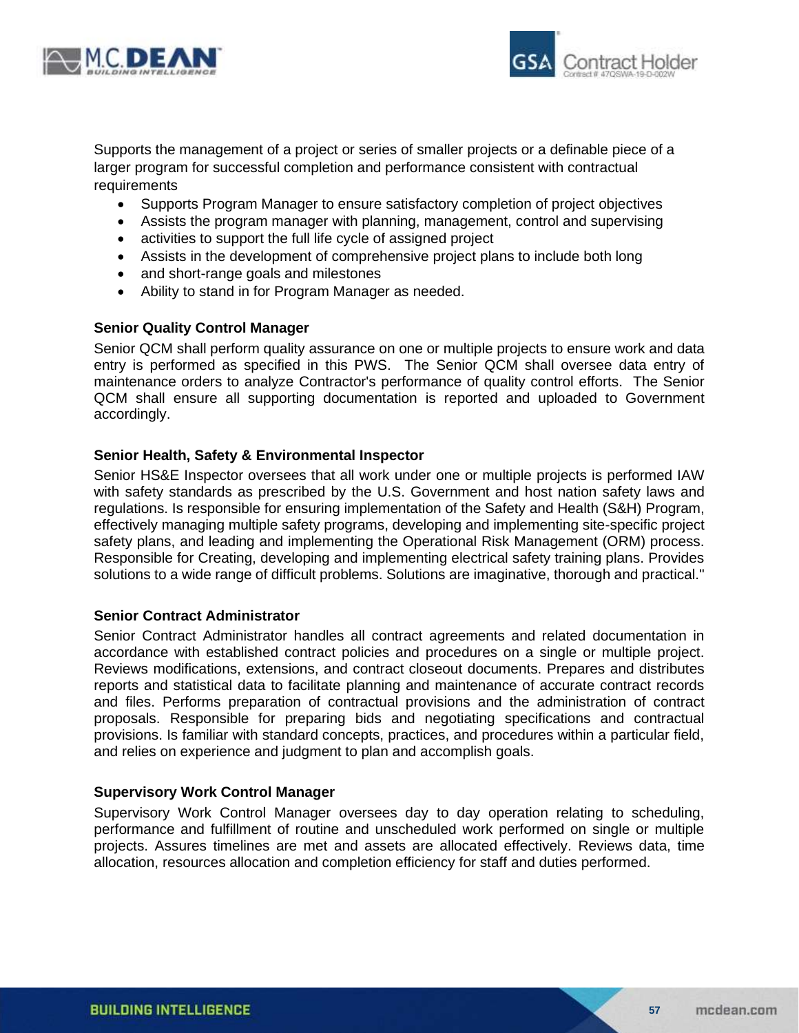Supports the management of a project or series of smaller projects or a definable piece of a larger program for successful completion and performance consistent with contractual requirements

- Supports Program Manager to ensure satisfactory completion of project objectives
- Assists the program manager with planning, management, control and supervising
- activities to support the full life cycle of assigned project
- Assists in the development of comprehensive project plans to include both long
- and short-range goals and milestones
- Ability to stand in for Program Manager as needed.

**Senior Quality Control Manager**

Senior QCM shall perform quality assurance on one or multiple projects to ensure work and data entry is performed as specified in this PWS. The Senior QCM shall oversee data entry of maintenance orders to analyze Contractor's performance of quality control efforts. The Senior QCM shall ensure all supporting documentation is reported and uploaded to Government accordingly.

**Senior Health, Safety & Environmental Inspector**

Senior HS&E Inspector oversees that all work under one or multiple projects is performed IAW with safety standards as prescribed by the U.S. Government and host nation safety laws and regulations. Is responsible for ensuring implementation of the Safety and Health (S&H) Program, effectively managing multiple safety programs, developing and implementing site-specific project safety plans, and leading and implementing the Operational Risk Management (ORM) process. Responsible for Creating, developing and implementing electrical safety training plans. Provides solutions to a wide range of difficult problems. Solutions are imaginative, thorough and practical."

**Senior Contract Administrator**

Senior Contract Administrator handles all contract agreements and related documentation in accordance with established contract policies and procedures on a single or multiple project. Reviews modifications, extensions, and contract closeout documents. Prepares and distributes reports and statistical data to facilitate planning and maintenance of accurate contract records and files. Performs preparation of contractual provisions and the administration of contract proposals. Responsible for preparing bids and negotiating specifications and contractual provisions. Is familiar with standard concepts, practices, and procedures within a particular field, and relies on experience and judgment to plan and accomplish goals.

**Supervisory Work Control Manager**

Supervisory Work Control Manager oversees day to day operation relating to scheduling, performance and fulfillment of routine and unscheduled work performed on single or multiple projects. Assures timelines are met and assets are allocated effectively. Reviews data, time allocation, resources allocation and completion efficiency for staff and duties performed.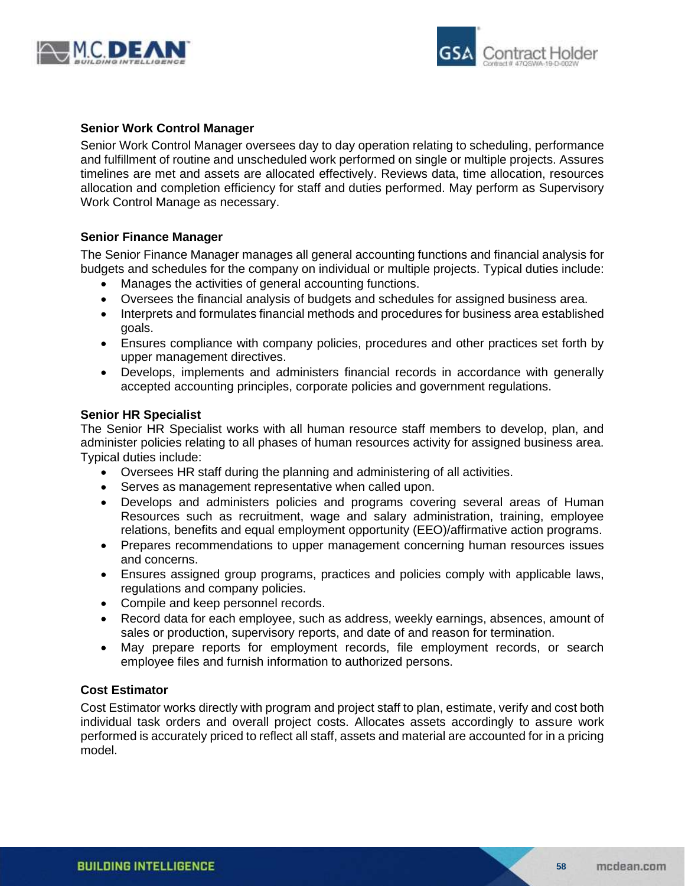**Senior Work Control Manager**

Senior Work Control Manager oversees day to day operation relating to scheduling, performance and fulfillment of routine and unscheduled work performed on single or multiple projects. Assures timelines are met and assets are allocated effectively. Reviews data, time allocation, resources allocation and completion efficiency for staff and duties performed. May perform as Supervisory Work Control Manage as necessary.

**Senior Finance Manager**

The Senior Finance Manager manages all general accounting functions and financial analysis for budgets and schedules for the company on individual or multiple projects. Typical duties include:

- Manages the activities of general accounting functions.
- Oversees the financial analysis of budgets and schedules for assigned business area.
- Interprets and formulates financial methods and procedures for business area established goals.
- Ensures compliance with company policies, procedures and other practices set forth by upper management directives.
- Develops, implements and administers financial records in accordance with generally accepted accounting principles, corporate policies and government regulations.

**Senior HR Specialist**

The Senior HR Specialist works with all human resource staff members to develop, plan, and administer policies relating to all phases of human resources activity for assigned business area. Typical duties include:

- Oversees HR staff during the planning and administering of all activities.
- Serves as management representative when called upon.
- Develops and administers policies and programs covering several areas of Human Resources such as recruitment, wage and salary administration, training, employee relations, benefits and equal employment opportunity (EEO)/affirmative action programs.
- Prepares recommendations to upper management concerning human resources issues and concerns.
- Ensures assigned group programs, practices and policies comply with applicable laws, regulations and company policies.
- Compile and keep personnel records.
- Record data for each employee, such as address, weekly earnings, absences, amount of sales or production, supervisory reports, and date of and reason for termination.
- May prepare reports for employment records, file employment records, or search employee files and furnish information to authorized persons.

**Cost Estimator**

Cost Estimator works directly with program and project staff to plan, estimate, verify and cost both individual task orders and overall project costs. Allocates assets accordingly to assure work performed is accurately priced to reflect all staff, assets and material are accounted for in a pricing model.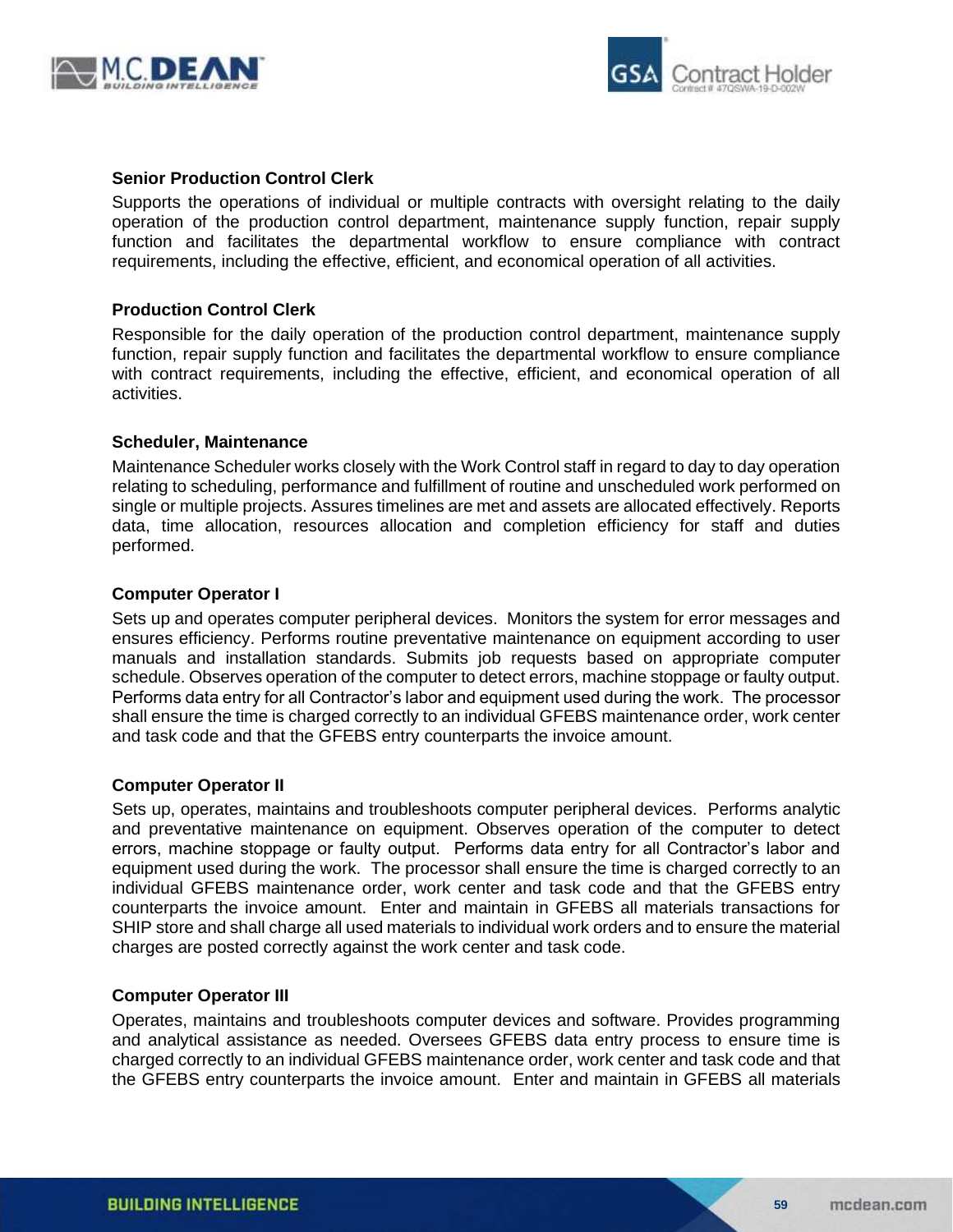### Senior Production Control Clerk

Supports the operations of individual or multiple contracts with oversight relating to the daily operation of the production control department, maintenance supply function, repair supply function and facilitates the departmental workflow to ensure compliance with contract requirements, including the effective, efficient, and economical operation of all activities.

### Production Control Clerk

Responsible for the daily operation of the production control department, maintenance supply function, repair supply function and facilitates the departmental workflow to ensure compliance with contract requirements, including the effective, efficient, and economical operation of all activities.

### Scheduler, Maintenance

Maintenance Scheduler works closely with the Work Control staff in regard to day to day operation relating to scheduling, performance and fulfillment of routine and unscheduled work performed on single or multiple projects. Assures timelines are met and assets are allocated effectively. Reports data, time allocation, resources allocation and completion efficiency for staff and duties performed.

### Computer Operator I

Sets up and operates computer peripheral devices. Monitors the system for error messages and ensures efficiency. Performs routine preventative maintenance on equipment according to user manuals and installation standards. Submits job requests based on appropriate computer schedule. Observes operation of the computer to detect errors, machine stoppage or faulty output. Performs data entry for all Contractor's labor and equipment used during the work. The processor shall ensure the time is charged correctly to an individual GFEBS maintenance order, work center and task code and that the GFEBS entry counterparts the invoice amount.

### Computer Operator II

Sets up, operates, maintains and troubleshoots computer peripheral devices. Performs analytic and preventative maintenance on equipment. Observes operation of the computer to detect errors, machine stoppage or faulty output. Performs data entry for all Contractor's labor and equipment used during the work. The processor shall ensure the time is charged correctly to an individual GFEBS maintenance order, work center and task code and that the GFEBS entry counterparts the invoice amount. Enter and maintain in GFEBS all materials transactions for SHIP store and shall charge all used materials to individual work orders and to ensure the material charges are posted correctly against the work center and task code.

### Computer Operator III

Operates, maintains and troubleshoots computer devices and software. Provides programming and analytical assistance as needed. Oversees GFEBS data entry process to ensure time is charged correctly to an individual GFEBS maintenance order, work center and task code and that the GFEBS entry counterparts the invoice amount. Enter and maintain in GFEBS all materials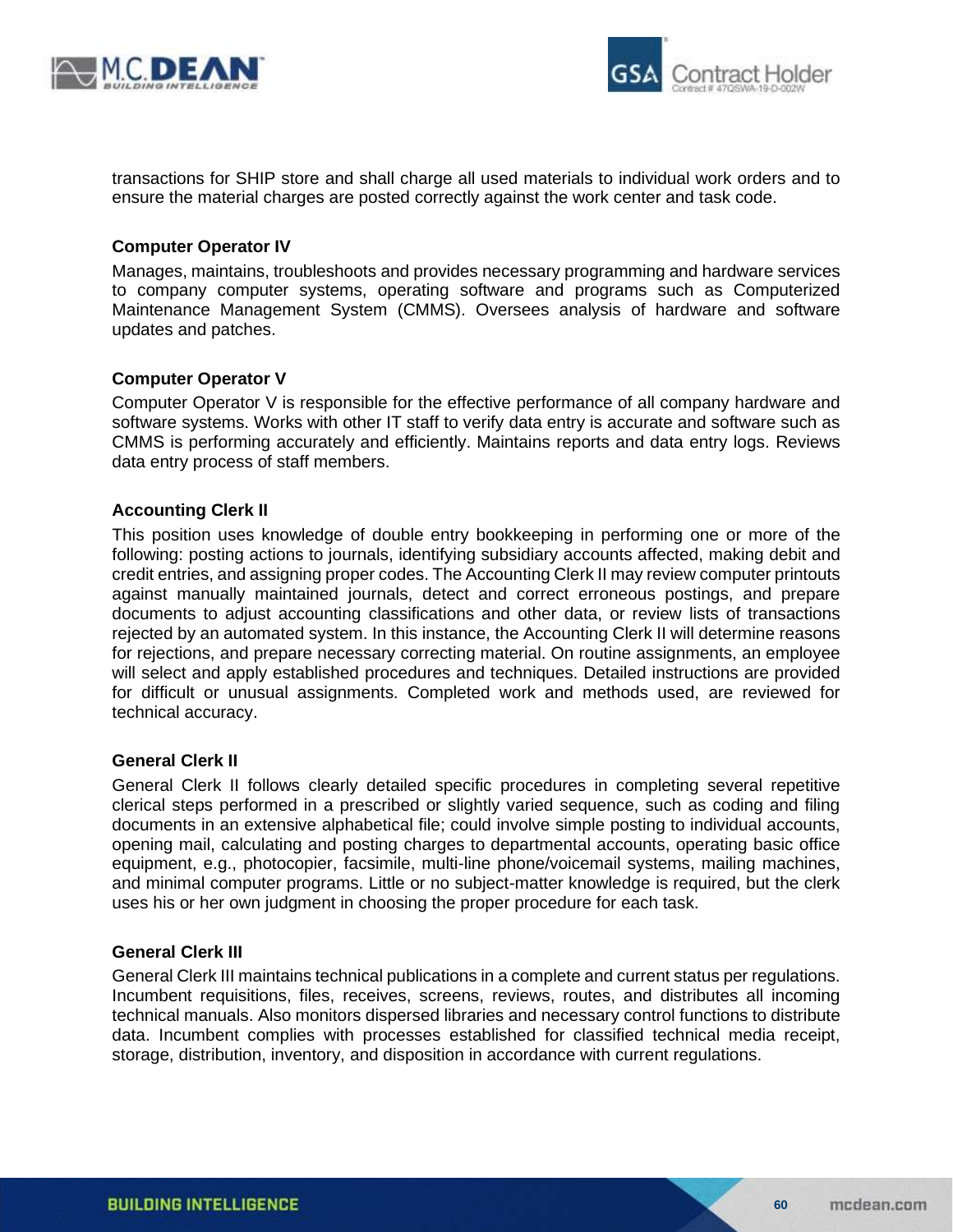transactions for SHIP store and shall charge all used materials to individual work orders and to ensure the material charges are posted correctly against the work center and task code.

**Computer Operator IV**

Manages, maintains, troubleshoots and provides necessary programming and hardware services to company computer systems, operating software and programs such as Computerized Maintenance Management System (CMMS). Oversees analysis of hardware and software updates and patches.

**Computer Operator V**

Computer Operator V is responsible for the effective performance of all company hardware and software systems. Works with other IT staff to verify data entry is accurate and software such as CMMS is performing accurately and efficiently. Maintains reports and data entry logs. Reviews data entry process of staff members.

**Accounting Clerk II**

This position uses knowledge of double entry bookkeeping in performing one or more of the following: posting actions to journals, identifying subsidiary accounts affected, making debit and credit entries, and assigning proper codes. The Accounting Clerk II may review computer printouts against manually maintained journals, detect and correct erroneous postings, and prepare documents to adjust accounting classifications and other data, or review lists of transactions rejected by an automated system. In this instance, the Accounting Clerk II will determine reasons for rejections, and prepare necessary correcting material. On routine assignments, an employee will select and apply established procedures and techniques. Detailed instructions are provided for difficult or unusual assignments. Completed work and methods used, are reviewed for technical accuracy.

**General Clerk II**

General Clerk II follows clearly detailed specific procedures in completing several repetitive clerical steps performed in a prescribed or slightly varied sequence, such as coding and filing documents in an extensive alphabetical file; could involve simple posting to individual accounts, opening mail, calculating and posting charges to departmental accounts, operating basic office equipment, e.g., photocopier, facsimile, multi-line phone/voicemail systems, mailing machines, and minimal computer programs. Little or no subject-matter knowledge is required, but the clerk uses his or her own judgment in choosing the proper procedure for each task.

**General Clerk III**

General Clerk III maintains technical publications in a complete and current status per regulations. Incumbent requisitions, files, receives, screens, reviews, routes, and distributes all incoming technical manuals. Also monitors dispersed libraries and necessary control functions to distribute data. Incumbent complies with processes established for classified technical media receipt, storage, distribution, inventory, and disposition in accordance with current regulations.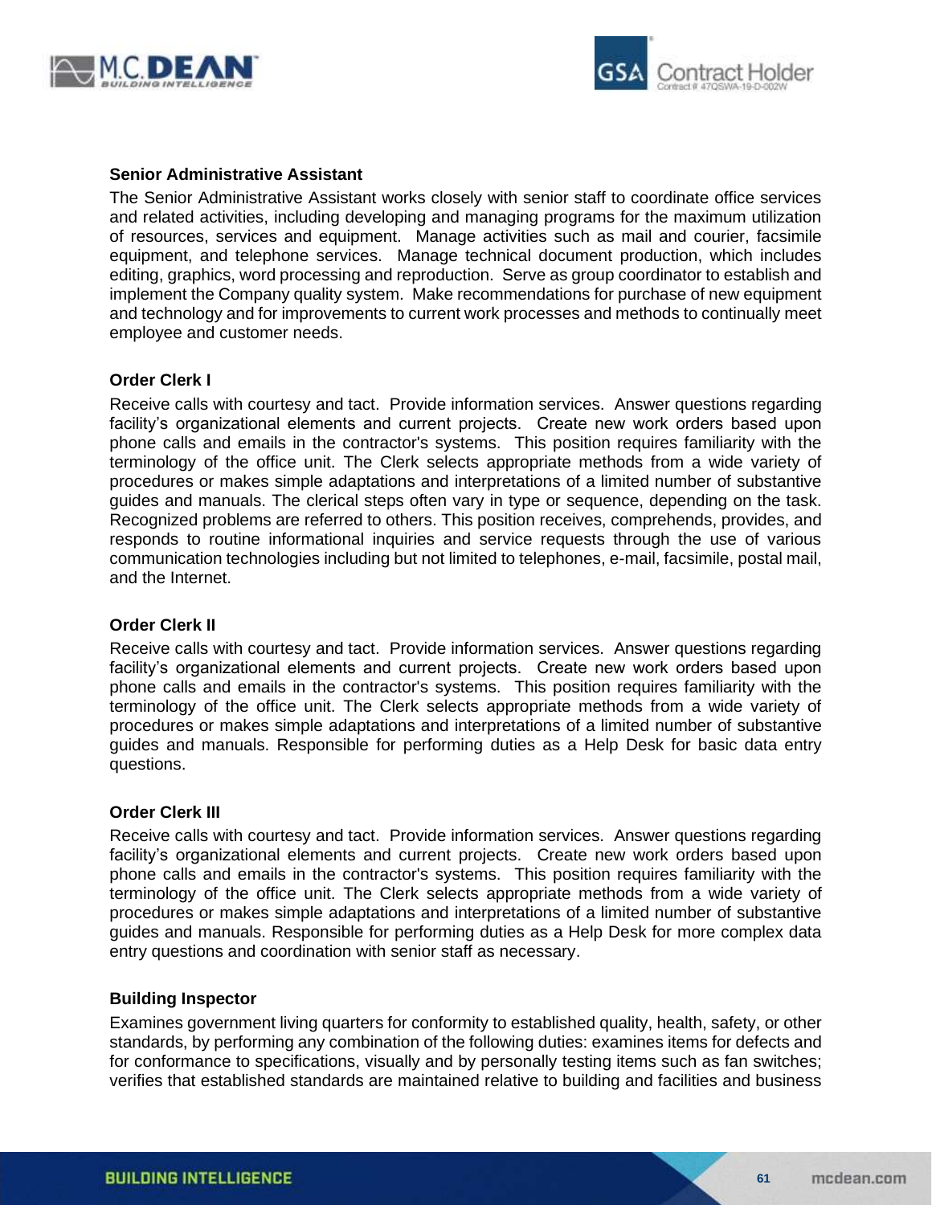**Senior Administrative Assistant**

The Senior Administrative Assistant works closely with senior staff to coordinate office services and related activities, including developing and managing programs for the maximum utilization of resources, services and equipment. Manage activities such as mail and courier, facsimile equipment, and telephone services. Manage technical document production, which includes editing, graphics, word processing and reproduction. Serve as group coordinator to establish and implement the Company quality system. Make recommendations for purchase of new equipment and technology and for improvements to current work processes and methods to continually meet employee and customer needs.

**Order Clerk I**

Receive calls with courtesy and tact. Provide information services. Answer questions regarding facility's organizational elements and current projects. Create new work orders based upon phone calls and emails in the contractor's systems. This position requires familiarity with the terminology of the office unit. The Clerk selects appropriate methods from a wide variety of procedures or makes simple adaptations and interpretations of a limited number of substantive guides and manuals. The clerical steps often vary in type or sequence, depending on the task. Recognized problems are referred to others. This position receives, comprehends, provides, and responds to routine informational inquiries and service requests through the use of various communication technologies including but not limited to telephones, e-mail, facsimile, postal mail, and the Internet.

**Order Clerk II**

Receive calls with courtesy and tact. Provide information services. Answer questions regarding facility's organizational elements and current projects. Create new work orders based upon phone calls and emails in the contractor's systems. This position requires familiarity with the terminology of the office unit. The Clerk selects appropriate methods from a wide variety of procedures or makes simple adaptations and interpretations of a limited number of substantive guides and manuals. Responsible for performing duties as a Help Desk for basic data entry questions.

**Order Clerk III**

Receive calls with courtesy and tact. Provide information services. Answer questions regarding facility's organizational elements and current projects. Create new work orders based upon phone calls and emails in the contractor's systems. This position requires familiarity with the terminology of the office unit. The Clerk selects appropriate methods from a wide variety of procedures or makes simple adaptations and interpretations of a limited number of substantive guides and manuals. Responsible for performing duties as a Help Desk for more complex data entry questions and coordination with senior staff as necessary.

**Building Inspector**

Examines government living quarters for conformity to established quality, health, safety, or other standards, by performing any combination of the following duties: examines items for defects and for conformance to specifications, visually and by personally testing items such as fan switches; verifies that established standards are maintained relative to building and facilities and business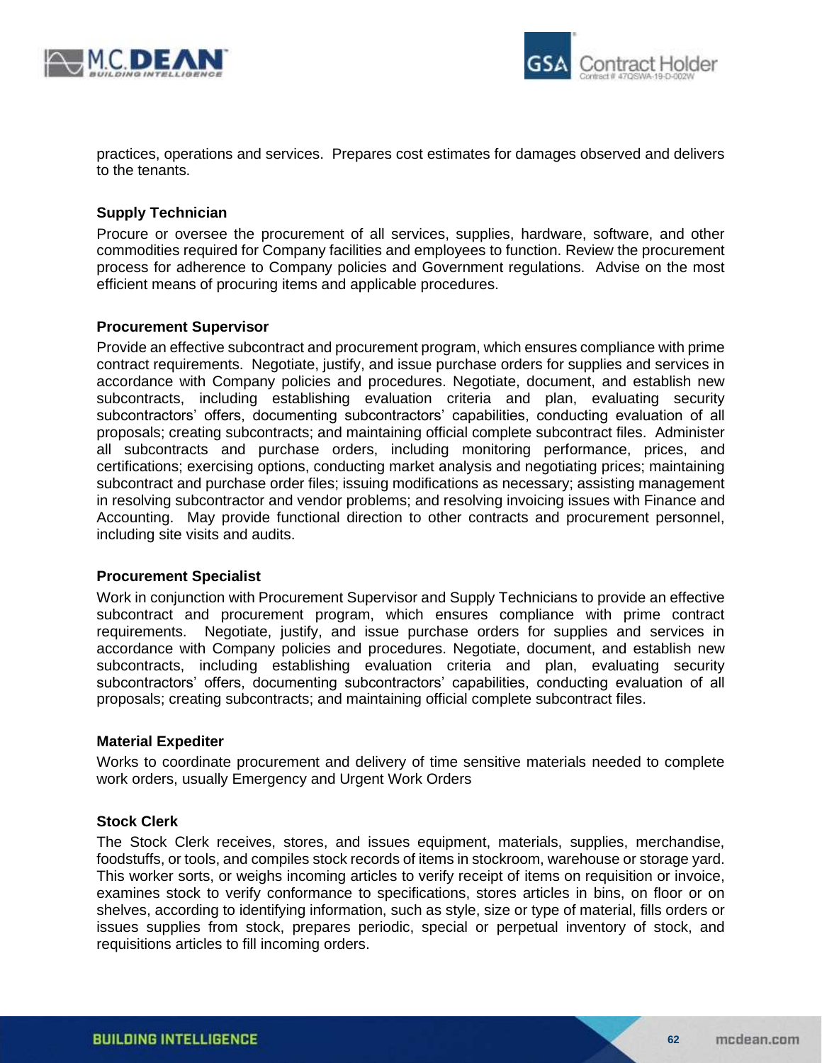practices, operations and services. Prepares cost estimates for damages observed and delivers to the tenants.

**Supply Technician**

Procure or oversee the procurement of all services, supplies, hardware, software, and other commodities required for Company facilities and employees to function. Review the procurement process for adherence to Company policies and Government regulations. Advise on the most efficient means of procuring items and applicable procedures.

**Procurement Supervisor**

Provide an effective subcontract and procurement program, which ensures compliance with prime contract requirements. Negotiate, justify, and issue purchase orders for supplies and services in accordance with Company policies and procedures. Negotiate, document, and establish new subcontracts, including establishing evaluation criteria and plan, evaluating security subcontractors' offers, documenting subcontractors' capabilities, conducting evaluation of all proposals; creating subcontracts; and maintaining official complete subcontract files. Administer all subcontracts and purchase orders, including monitoring performance, prices, and certifications; exercising options, conducting market analysis and negotiating prices; maintaining subcontract and purchase order files; issuing modifications as necessary; assisting management in resolving subcontractor and vendor problems; and resolving invoicing issues with Finance and Accounting. May provide functional direction to other contracts and procurement personnel, including site visits and audits.

**Procurement Specialist**

Work in conjunction with Procurement Supervisor and Supply Technicians to provide an effective subcontract and procurement program, which ensures compliance with prime contract requirements. Negotiate, justify, and issue purchase orders for supplies and services in accordance with Company policies and procedures. Negotiate, document, and establish new subcontracts, including establishing evaluation criteria and plan, evaluating security subcontractors' offers, documenting subcontractors' capabilities, conducting evaluation of all proposals; creating subcontracts; and maintaining official complete subcontract files.

**Material Expediter**

Works to coordinate procurement and delivery of time sensitive materials needed to complete work orders, usually Emergency and Urgent Work Orders

**Stock Clerk**

The Stock Clerk receives, stores, and issues equipment, materials, supplies, merchandise, foodstuffs, or tools, and compiles stock records of items in stockroom, warehouse or storage yard. This worker sorts, or weighs incoming articles to verify receipt of items on requisition or invoice, examines stock to verify conformance to specifications, stores articles in bins, on floor or on shelves, according to identifying information, such as style, size or type of material, fills orders or issues supplies from stock, prepares periodic, special or perpetual inventory of stock, and requisitions articles to fill incoming orders.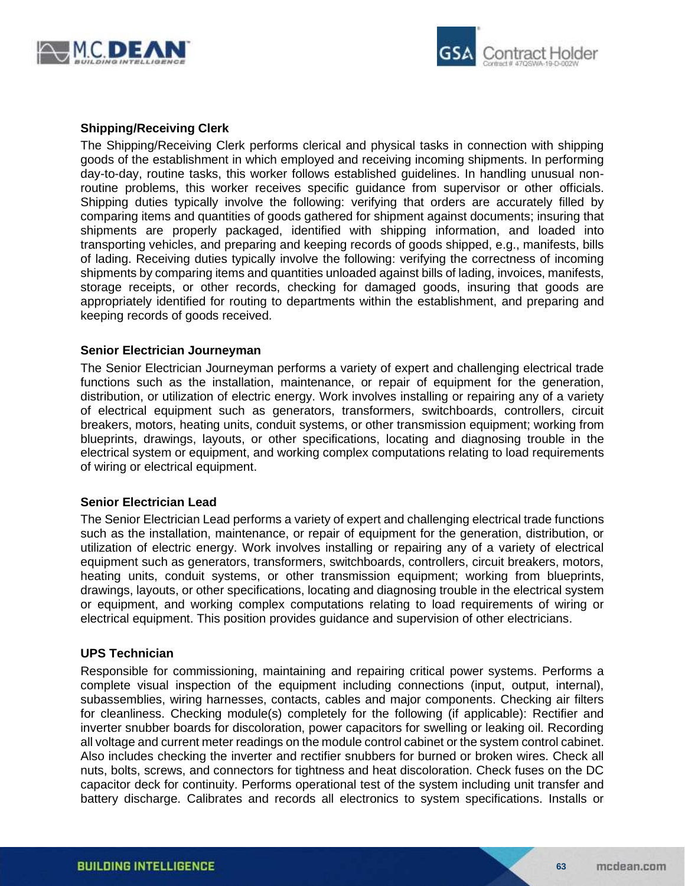### Shipping/Receiving Clerk

The Shipping/Receiving Clerk performs clerical and physical tasks in connection with shipping goods of the establishment in which employed and receiving incoming shipments. In performing day-to-day, routine tasks, this worker follows established guidelines. In handling unusual non-routine problems, this worker receives specific guidance from supervisor or other officials. Shipping duties typically involve the following: verifying that orders are accurately filled by comparing items and quantities of goods gathered for shipment against documents; insuring that shipments are properly packaged, identified with shipping information, and loaded into transporting vehicles, and preparing and keeping records of goods shipped, e.g., manifests, bills of lading. Receiving duties typically involve the following: verifying the correctness of incoming shipments by comparing items and quantities unloaded against bills of lading, invoices, manifests, storage receipts, or other records, checking for damaged goods, insuring that goods are appropriately identified for routing to departments within the establishment, and preparing and keeping records of goods received.

### Senior Electrician Journeyman

The Senior Electrician Journeyman performs a variety of expert and challenging electrical trade functions such as the installation, maintenance, or repair of equipment for the generation, distribution, or utilization of electric energy. Work involves installing or repairing any of a variety of electrical equipment such as generators, transformers, switchboards, controllers, circuit breakers, motors, heating units, conduit systems, or other transmission equipment; working from blueprints, drawings, layouts, or other specifications, locating and diagnosing trouble in the electrical system or equipment, and working complex computations relating to load requirements of wiring or electrical equipment.

### Senior Electrician Lead

The Senior Electrician Lead performs a variety of expert and challenging electrical trade functions such as the installation, maintenance, or repair of equipment for the generation, distribution, or utilization of electric energy. Work involves installing or repairing any of a variety of electrical equipment such as generators, transformers, switchboards, controllers, circuit breakers, motors, heating units, conduit systems, or other transmission equipment; working from blueprints, drawings, layouts, or other specifications, locating and diagnosing trouble in the electrical system or equipment, and working complex computations relating to load requirements of wiring or electrical equipment. This position provides guidance and supervision of other electricians.

### UPS Technician

Responsible for commissioning, maintaining and repairing critical power systems. Performs a complete visual inspection of the equipment including connections (input, output, internal), subassemblies, wiring harnesses, contacts, cables and major components. Checking air filters for cleanliness. Checking module(s) completely for the following (if applicable): Rectifier and inverter snubber boards for discoloration, power capacitors for swelling or leaking oil. Recording all voltage and current meter readings on the module control cabinet or the system control cabinet. Also includes checking the inverter and rectifier snubbers for burned or broken wires. Check all nuts, bolts, screws, and connectors for tightness and heat discoloration. Check fuses on the DC capacitor deck for continuity. Performs operational test of the system including unit transfer and battery discharge. Calibrates and records all electronics to system specifications. Installs or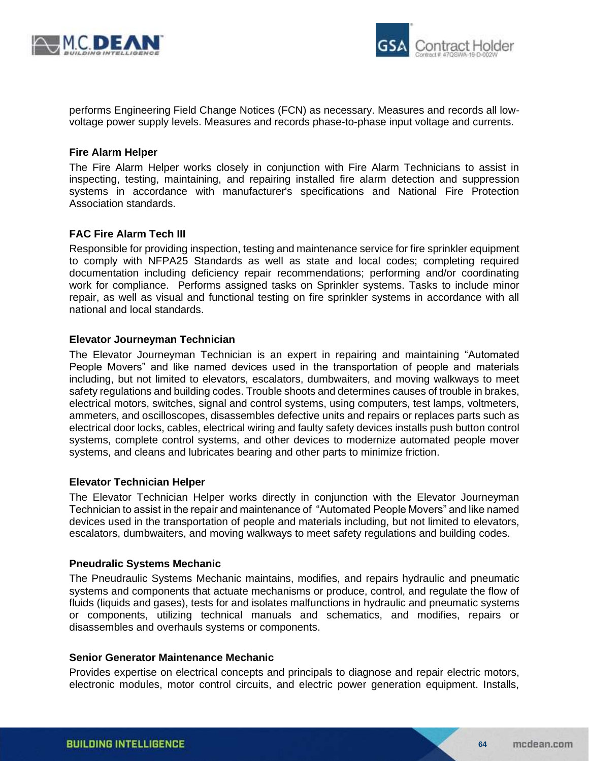performs Engineering Field Change Notices (FCN) as necessary. Measures and records all low-voltage power supply levels. Measures and records phase-to-phase input voltage and currents.

**Fire Alarm Helper**

The Fire Alarm Helper works closely in conjunction with Fire Alarm Technicians to assist in inspecting, testing, maintaining, and repairing installed fire alarm detection and suppression systems in accordance with manufacturer's specifications and National Fire Protection Association standards.

**FAC Fire Alarm Tech III**

Responsible for providing inspection, testing and maintenance service for fire sprinkler equipment to comply with NFPA25 Standards as well as state and local codes; completing required documentation including deficiency repair recommendations; performing and/or coordinating work for compliance. Performs assigned tasks on Sprinkler systems. Tasks to include minor repair, as well as visual and functional testing on fire sprinkler systems in accordance with all national and local standards.

**Elevator Journeyman Technician**

The Elevator Journeyman Technician is an expert in repairing and maintaining "Automated People Movers" and like named devices used in the transportation of people and materials including, but not limited to elevators, escalators, dumbwaiters, and moving walkways to meet safety regulations and building codes. Trouble shoots and determines causes of trouble in brakes, electrical motors, switches, signal and control systems, using computers, test lamps, voltmeters, ammeters, and oscilloscopes, disassembles defective units and repairs or replaces parts such as electrical door locks, cables, electrical wiring and faulty safety devices installs push button control systems, complete control systems, and other devices to modernize automated people mover systems, and cleans and lubricates bearing and other parts to minimize friction.

**Elevator Technician Helper**

The Elevator Technician Helper works directly in conjunction with the Elevator Journeyman Technician to assist in the repair and maintenance of "Automated People Movers" and like named devices used in the transportation of people and materials including, but not limited to elevators, escalators, dumbwaiters, and moving walkways to meet safety regulations and building codes.

**Pneudralic Systems Mechanic**

The Pneudraulic Systems Mechanic maintains, modifies, and repairs hydraulic and pneumatic systems and components that actuate mechanisms or produce, control, and regulate the flow of fluids (liquids and gases), tests for and isolates malfunctions in hydraulic and pneumatic systems or components, utilizing technical manuals and schematics, and modifies, repairs or disassembles and overhauls systems or components.

**Senior Generator Maintenance Mechanic**

Provides expertise on electrical concepts and principals to diagnose and repair electric motors, electronic modules, motor control circuits, and electric power generation equipment. Installs,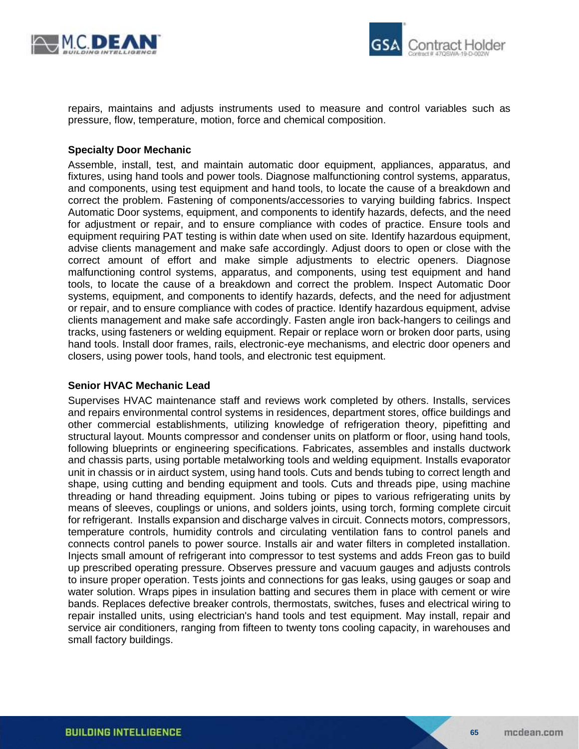repairs, maintains and adjusts instruments used to measure and control variables such as pressure, flow, temperature, motion, force and chemical composition.

**Specialty Door Mechanic**

Assemble, install, test, and maintain automatic door equipment, appliances, apparatus, and fixtures, using hand tools and power tools. Diagnose malfunctioning control systems, apparatus, and components, using test equipment and hand tools, to locate the cause of a breakdown and correct the problem. Fastening of components/accessories to varying building fabrics. Inspect Automatic Door systems, equipment, and components to identify hazards, defects, and the need for adjustment or repair, and to ensure compliance with codes of practice. Ensure tools and equipment requiring PAT testing is within date when used on site. Identify hazardous equipment, advise clients management and make safe accordingly. Adjust doors to open or close with the correct amount of effort and make simple adjustments to electric openers. Diagnose malfunctioning control systems, apparatus, and components, using test equipment and hand tools, to locate the cause of a breakdown and correct the problem. Inspect Automatic Door systems, equipment, and components to identify hazards, defects, and the need for adjustment or repair, and to ensure compliance with codes of practice. Identify hazardous equipment, advise clients management and make safe accordingly. Fasten angle iron back-hangers to ceilings and tracks, using fasteners or welding equipment. Repair or replace worn or broken door parts, using hand tools. Install door frames, rails, electronic-eye mechanisms, and electric door openers and closers, using power tools, hand tools, and electronic test equipment.

**Senior HVAC Mechanic Lead**

Supervises HVAC maintenance staff and reviews work completed by others. Installs, services and repairs environmental control systems in residences, department stores, office buildings and other commercial establishments, utilizing knowledge of refrigeration theory, pipefitting and structural layout. Mounts compressor and condenser units on platform or floor, using hand tools, following blueprints or engineering specifications. Fabricates, assembles and installs ductwork and chassis parts, using portable metalworking tools and welding equipment. Installs evaporator unit in chassis or in airduct system, using hand tools. Cuts and bends tubing to correct length and shape, using cutting and bending equipment and tools. Cuts and threads pipe, using machine threading or hand threading equipment. Joins tubing or pipes to various refrigerating units by means of sleeves, couplings or unions, and solders joints, using torch, forming complete circuit for refrigerant. Installs expansion and discharge valves in circuit. Connects motors, compressors, temperature controls, humidity controls and circulating ventilation fans to control panels and connects control panels to power source. Installs air and water filters in completed installation. Injects small amount of refrigerant into compressor to test systems and adds Freon gas to build up prescribed operating pressure. Observes pressure and vacuum gauges and adjusts controls to insure proper operation. Tests joints and connections for gas leaks, using gauges or soap and water solution. Wraps pipes in insulation batting and secures them in place with cement or wire bands. Replaces defective breaker controls, thermostats, switches, fuses and electrical wiring to repair installed units, using electrician's hand tools and test equipment. May install, repair and service air conditioners, ranging from fifteen to twenty tons cooling capacity, in warehouses and small factory buildings.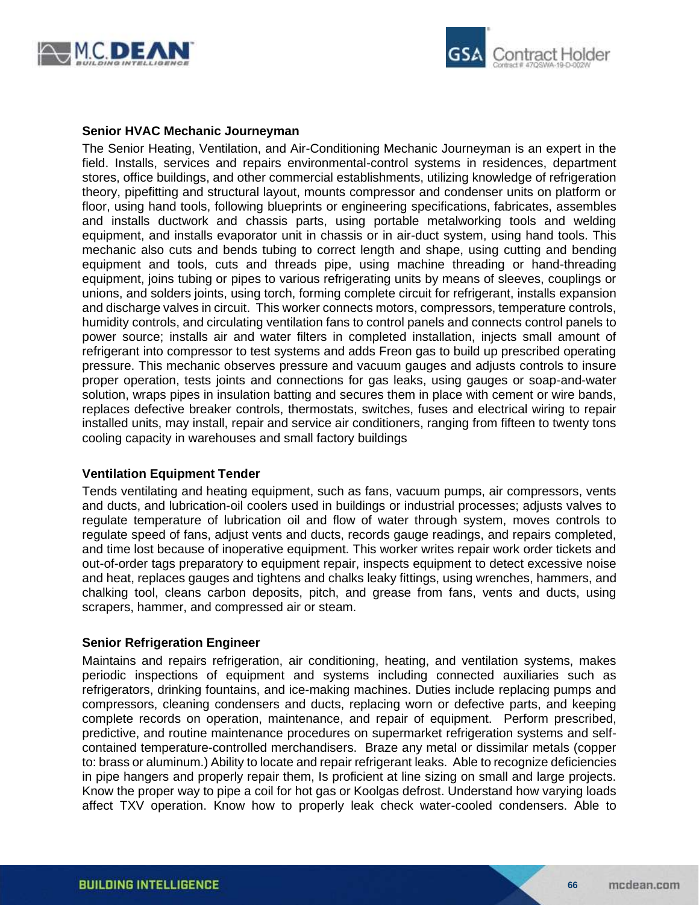**Senior HVAC Mechanic Journeyman**

The Senior Heating, Ventilation, and Air-Conditioning Mechanic Journeyman is an expert in the field. Installs, services and repairs environmental-control systems in residences, department stores, office buildings, and other commercial establishments, utilizing knowledge of refrigeration theory, pipefitting and structural layout, mounts compressor and condenser units on platform or floor, using hand tools, following blueprints or engineering specifications, fabricates, assembles and installs ductwork and chassis parts, using portable metalworking tools and welding equipment, and installs evaporator unit in chassis or in air-duct system, using hand tools. This mechanic also cuts and bends tubing to correct length and shape, using cutting and bending equipment and tools, cuts and threads pipe, using machine threading or hand-threading equipment, joins tubing or pipes to various refrigerating units by means of sleeves, couplings or unions, and solders joints, using torch, forming complete circuit for refrigerant, installs expansion and discharge valves in circuit. This worker connects motors, compressors, temperature controls, humidity controls, and circulating ventilation fans to control panels and connects control panels to power source; installs air and water filters in completed installation, injects small amount of refrigerant into compressor to test systems and adds Freon gas to build up prescribed operating pressure. This mechanic observes pressure and vacuum gauges and adjusts controls to insure proper operation, tests joints and connections for gas leaks, using gauges or soap-and-water solution, wraps pipes in insulation batting and secures them in place with cement or wire bands, replaces defective breaker controls, thermostats, switches, fuses and electrical wiring to repair installed units, may install, repair and service air conditioners, ranging from fifteen to twenty tons cooling capacity in warehouses and small factory buildings

**Ventilation Equipment Tender**

Tends ventilating and heating equipment, such as fans, vacuum pumps, air compressors, vents and ducts, and lubrication-oil coolers used in buildings or industrial processes; adjusts valves to regulate temperature of lubrication oil and flow of water through system, moves controls to regulate speed of fans, adjust vents and ducts, records gauge readings, and repairs completed, and time lost because of inoperative equipment. This worker writes repair work order tickets and out-of-order tags preparatory to equipment repair, inspects equipment to detect excessive noise and heat, replaces gauges and tightens and chalks leaky fittings, using wrenches, hammers, and chalking tool, cleans carbon deposits, pitch, and grease from fans, vents and ducts, using scrapers, hammer, and compressed air or steam.

**Senior Refrigeration Engineer**

Maintains and repairs refrigeration, air conditioning, heating, and ventilation systems, makes periodic inspections of equipment and systems including connected auxiliaries such as refrigerators, drinking fountains, and ice-making machines. Duties include replacing pumps and compressors, cleaning condensers and ducts, replacing worn or defective parts, and keeping complete records on operation, maintenance, and repair of equipment. Perform prescribed, predictive, and routine maintenance procedures on supermarket refrigeration systems and self-contained temperature-controlled merchandisers. Braze any metal or dissimilar metals (copper to: brass or aluminum.) Ability to locate and repair refrigerant leaks. Able to recognize deficiencies in pipe hangers and properly repair them, Is proficient at line sizing on small and large projects. Know the proper way to pipe a coil for hot gas or Koolgas defrost. Understand how varying loads affect TXV operation. Know how to properly leak check water-cooled condensers. Able to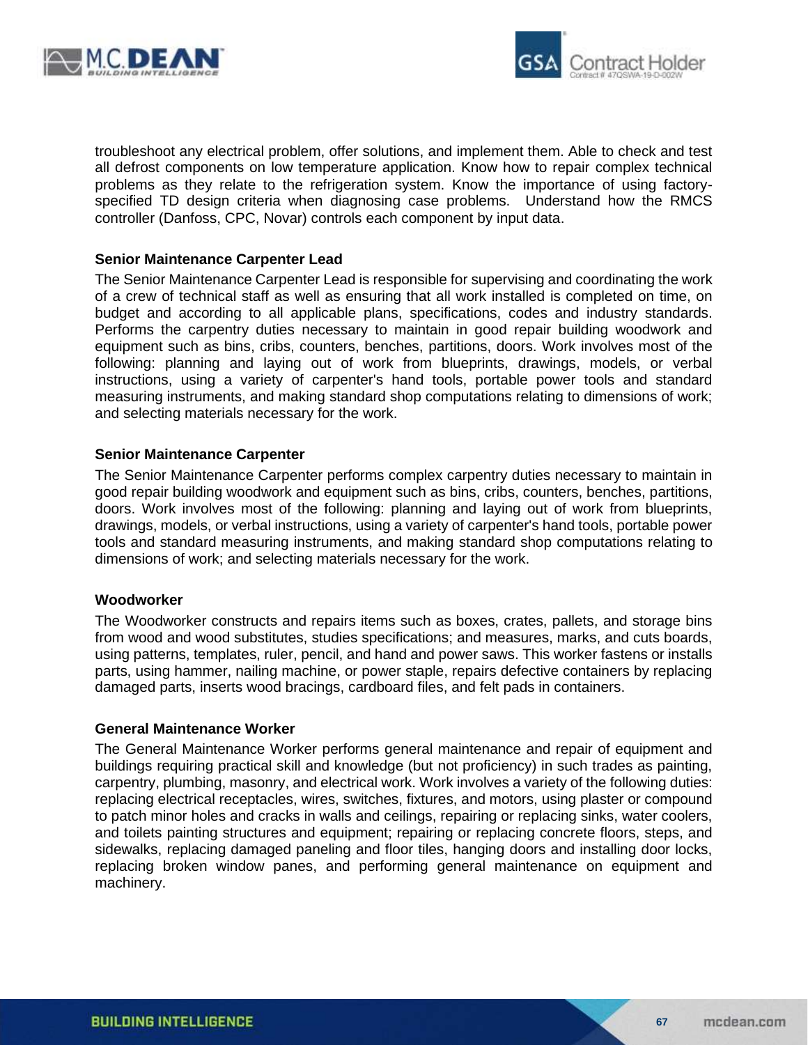troubleshoot any electrical problem, offer solutions, and implement them. Able to check and test all defrost components on low temperature application. Know how to repair complex technical problems as they relate to the refrigeration system. Know the importance of using factory-specified TD design criteria when diagnosing case problems. Understand how the RMCS controller (Danfoss, CPC, Novar) controls each component by input data.

**Senior Maintenance Carpenter Lead**

The Senior Maintenance Carpenter Lead is responsible for supervising and coordinating the work of a crew of technical staff as well as ensuring that all work installed is completed on time, on budget and according to all applicable plans, specifications, codes and industry standards. Performs the carpentry duties necessary to maintain in good repair building woodwork and equipment such as bins, cribs, counters, benches, partitions, doors. Work involves most of the following: planning and laying out of work from blueprints, drawings, models, or verbal instructions, using a variety of carpenter's hand tools, portable power tools and standard measuring instruments, and making standard shop computations relating to dimensions of work; and selecting materials necessary for the work.

**Senior Maintenance Carpenter**

The Senior Maintenance Carpenter performs complex carpentry duties necessary to maintain in good repair building woodwork and equipment such as bins, cribs, counters, benches, partitions, doors. Work involves most of the following: planning and laying out of work from blueprints, drawings, models, or verbal instructions, using a variety of carpenter's hand tools, portable power tools and standard measuring instruments, and making standard shop computations relating to dimensions of work; and selecting materials necessary for the work.

**Woodworker**

The Woodworker constructs and repairs items such as boxes, crates, pallets, and storage bins from wood and wood substitutes, studies specifications; and measures, marks, and cuts boards, using patterns, templates, ruler, pencil, and hand and power saws. This worker fastens or installs parts, using hammer, nailing machine, or power staple, repairs defective containers by replacing damaged parts, inserts wood bracings, cardboard files, and felt pads in containers.

**General Maintenance Worker**

The General Maintenance Worker performs general maintenance and repair of equipment and buildings requiring practical skill and knowledge (but not proficiency) in such trades as painting, carpentry, plumbing, masonry, and electrical work. Work involves a variety of the following duties: replacing electrical receptacles, wires, switches, fixtures, and motors, using plaster or compound to patch minor holes and cracks in walls and ceilings, repairing or replacing sinks, water coolers, and toilets painting structures and equipment; repairing or replacing concrete floors, steps, and sidewalks, replacing damaged paneling and floor tiles, hanging doors and installing door locks, replacing broken window panes, and performing general maintenance on equipment and machinery.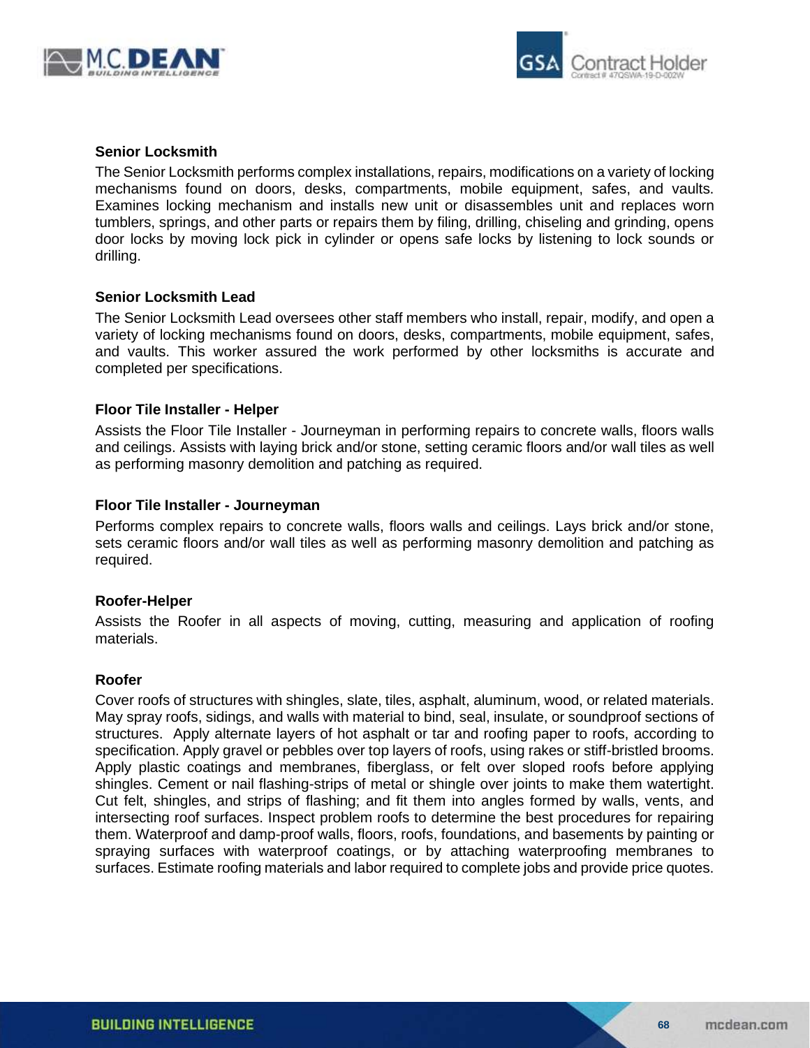### Senior Locksmith

The Senior Locksmith performs complex installations, repairs, modifications on a variety of locking mechanisms found on doors, desks, compartments, mobile equipment, safes, and vaults. Examines locking mechanism and installs new unit or disassembles unit and replaces worn tumblers, springs, and other parts or repairs them by filing, drilling, chiseling and grinding, opens door locks by moving lock pick in cylinder or opens safe locks by listening to lock sounds or drilling.

### Senior Locksmith Lead

The Senior Locksmith Lead oversees other staff members who install, repair, modify, and open a variety of locking mechanisms found on doors, desks, compartments, mobile equipment, safes, and vaults. This worker assured the work performed by other locksmiths is accurate and completed per specifications.

### Floor Tile Installer - Helper

Assists the Floor Tile Installer - Journeyman in performing repairs to concrete walls, floors walls and ceilings. Assists with laying brick and/or stone, setting ceramic floors and/or wall tiles as well as performing masonry demolition and patching as required.

### Floor Tile Installer - Journeyman

Performs complex repairs to concrete walls, floors walls and ceilings. Lays brick and/or stone, sets ceramic floors and/or wall tiles as well as performing masonry demolition and patching as required.

### Roofer-Helper

Assists the Roofer in all aspects of moving, cutting, measuring and application of roofing materials.

### Roofer

Cover roofs of structures with shingles, slate, tiles, asphalt, aluminum, wood, or related materials. May spray roofs, sidings, and walls with material to bind, seal, insulate, or soundproof sections of structures. Apply alternate layers of hot asphalt or tar and roofing paper to roofs, according to specification. Apply gravel or pebbles over top layers of roofs, using rakes or stiff-bristled brooms. Apply plastic coatings and membranes, fiberglass, or felt over sloped roofs before applying shingles. Cement or nail flashing-strips of metal or shingle over joints to make them watertight. Cut felt, shingles, and strips of flashing; and fit them into angles formed by walls, vents, and intersecting roof surfaces. Inspect problem roofs to determine the best procedures for repairing them. Waterproof and damp-proof walls, floors, roofs, foundations, and basements by painting or spraying surfaces with waterproof coatings, or by attaching waterproofing membranes to surfaces. Estimate roofing materials and labor required to complete jobs and provide price quotes.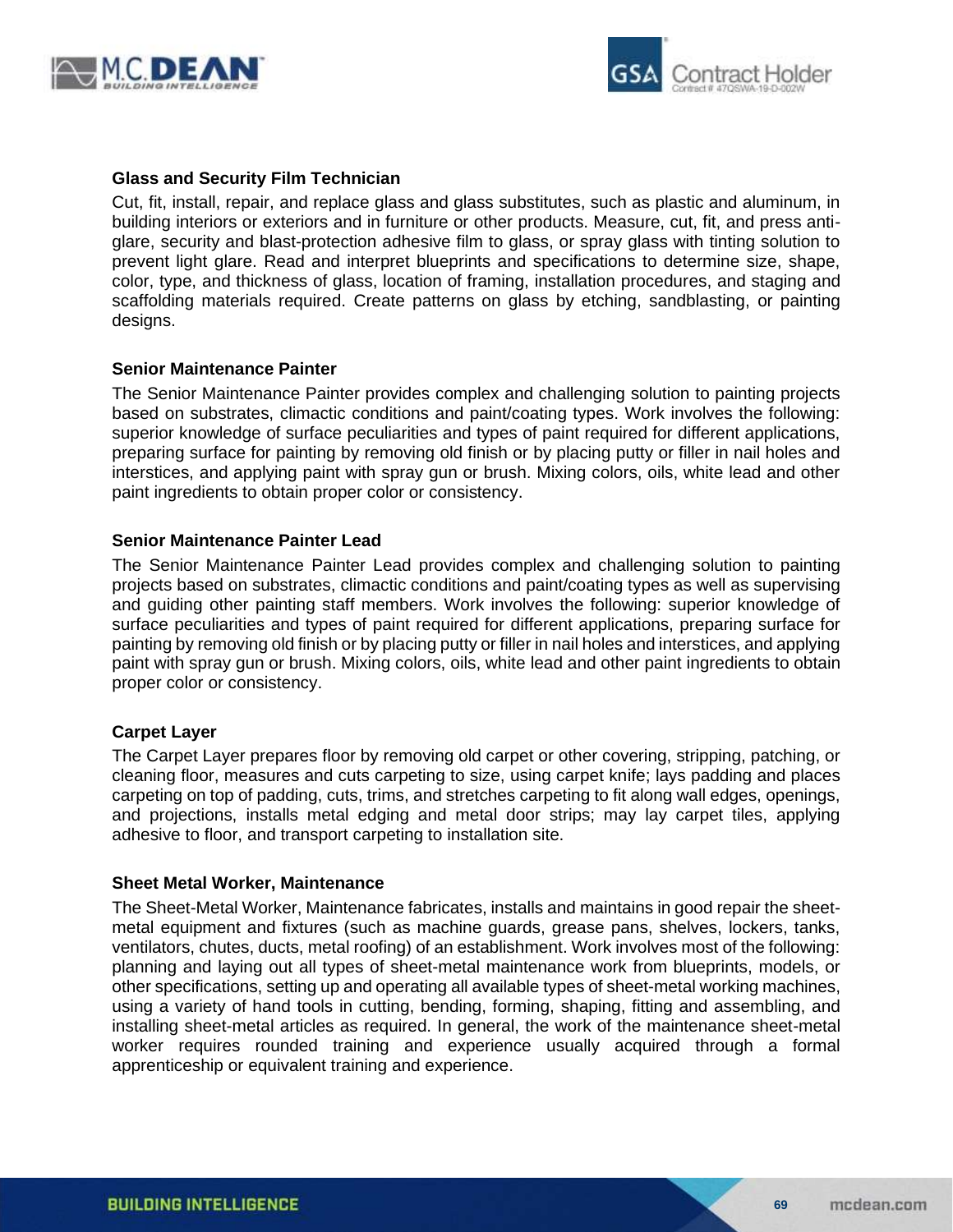**Glass and Security Film Technician**

Cut, fit, install, repair, and replace glass and glass substitutes, such as plastic and aluminum, in building interiors or exteriors and in furniture or other products. Measure, cut, fit, and press anti-glare, security and blast-protection adhesive film to glass, or spray glass with tinting solution to prevent light glare. Read and interpret blueprints and specifications to determine size, shape, color, type, and thickness of glass, location of framing, installation procedures, and staging and scaffolding materials required. Create patterns on glass by etching, sandblasting, or painting designs.

**Senior Maintenance Painter**

The Senior Maintenance Painter provides complex and challenging solution to painting projects based on substrates, climactic conditions and paint/coating types. Work involves the following: superior knowledge of surface peculiarities and types of paint required for different applications, preparing surface for painting by removing old finish or by placing putty or filler in nail holes and interstices, and applying paint with spray gun or brush. Mixing colors, oils, white lead and other paint ingredients to obtain proper color or consistency.

**Senior Maintenance Painter Lead**

The Senior Maintenance Painter Lead provides complex and challenging solution to painting projects based on substrates, climactic conditions and paint/coating types as well as supervising and guiding other painting staff members. Work involves the following: superior knowledge of surface peculiarities and types of paint required for different applications, preparing surface for painting by removing old finish or by placing putty or filler in nail holes and interstices, and applying paint with spray gun or brush. Mixing colors, oils, white lead and other paint ingredients to obtain proper color or consistency.

**Carpet Layer**

The Carpet Layer prepares floor by removing old carpet or other covering, stripping, patching, or cleaning floor, measures and cuts carpeting to size, using carpet knife; lays padding and places carpeting on top of padding, cuts, trims, and stretches carpeting to fit along wall edges, openings, and projections, installs metal edging and metal door strips; may lay carpet tiles, applying adhesive to floor, and transport carpeting to installation site.

**Sheet Metal Worker, Maintenance**

The Sheet-Metal Worker, Maintenance fabricates, installs and maintains in good repair the sheet-metal equipment and fixtures (such as machine guards, grease pans, shelves, lockers, tanks, ventilators, chutes, ducts, metal roofing) of an establishment. Work involves most of the following: planning and laying out all types of sheet-metal maintenance work from blueprints, models, or other specifications, setting up and operating all available types of sheet-metal working machines, using a variety of hand tools in cutting, bending, forming, shaping, fitting and assembling, and installing sheet-metal articles as required. In general, the work of the maintenance sheet-metal worker requires rounded training and experience usually acquired through a formal apprenticeship or equivalent training and experience.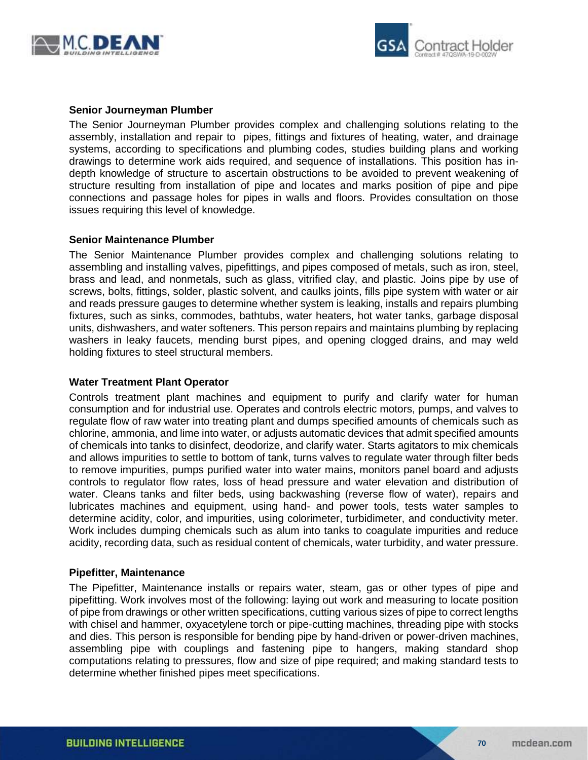### Senior Journeyman Plumber

The Senior Journeyman Plumber provides complex and challenging solutions relating to the assembly, installation and repair to pipes, fittings and fixtures of heating, water, and drainage systems, according to specifications and plumbing codes, studies building plans and working drawings to determine work aids required, and sequence of installations. This position has in-depth knowledge of structure to ascertain obstructions to be avoided to prevent weakening of structure resulting from installation of pipe and locates and marks position of pipe and pipe connections and passage holes for pipes in walls and floors. Provides consultation on those issues requiring this level of knowledge.

### Senior Maintenance Plumber

The Senior Maintenance Plumber provides complex and challenging solutions relating to assembling and installing valves, pipefittings, and pipes composed of metals, such as iron, steel, brass and lead, and nonmetals, such as glass, vitrified clay, and plastic. Joins pipe by use of screws, bolts, fittings, solder, plastic solvent, and caulks joints, fills pipe system with water or air and reads pressure gauges to determine whether system is leaking, installs and repairs plumbing fixtures, such as sinks, commodes, bathtubs, water heaters, hot water tanks, garbage disposal units, dishwashers, and water softeners. This person repairs and maintains plumbing by replacing washers in leaky faucets, mending burst pipes, and opening clogged drains, and may weld holding fixtures to steel structural members.

### Water Treatment Plant Operator

Controls treatment plant machines and equipment to purify and clarify water for human consumption and for industrial use. Operates and controls electric motors, pumps, and valves to regulate flow of raw water into treating plant and dumps specified amounts of chemicals such as chlorine, ammonia, and lime into water, or adjusts automatic devices that admit specified amounts of chemicals into tanks to disinfect, deodorize, and clarify water. Starts agitators to mix chemicals and allows impurities to settle to bottom of tank, turns valves to regulate water through filter beds to remove impurities, pumps purified water into water mains, monitors panel board and adjusts controls to regulator flow rates, loss of head pressure and water elevation and distribution of water. Cleans tanks and filter beds, using backwashing (reverse flow of water), repairs and lubricates machines and equipment, using hand- and power tools, tests water samples to determine acidity, color, and impurities, using colorimeter, turbidimeter, and conductivity meter. Work includes dumping chemicals such as alum into tanks to coagulate impurities and reduce acidity, recording data, such as residual content of chemicals, water turbidity, and water pressure.

### Pipefitter, Maintenance

The Pipefitter, Maintenance installs or repairs water, steam, gas or other types of pipe and pipefitting. Work involves most of the following: laying out work and measuring to locate position of pipe from drawings or other written specifications, cutting various sizes of pipe to correct lengths with chisel and hammer, oxyacetylene torch or pipe-cutting machines, threading pipe with stocks and dies. This person is responsible for bending pipe by hand-driven or power-driven machines, assembling pipe with couplings and fastening pipe to hangers, making standard shop computations relating to pressures, flow and size of pipe required; and making standard tests to determine whether finished pipes meet specifications.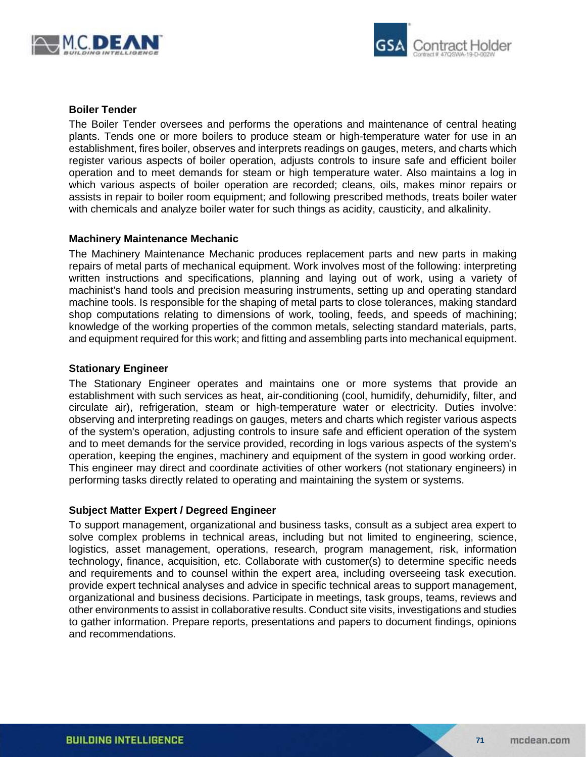### Boiler Tender

The Boiler Tender oversees and performs the operations and maintenance of central heating plants. Tends one or more boilers to produce steam or high-temperature water for use in an establishment, fires boiler, observes and interprets readings on gauges, meters, and charts which register various aspects of boiler operation, adjusts controls to insure safe and efficient boiler operation and to meet demands for steam or high temperature water. Also maintains a log in which various aspects of boiler operation are recorded; cleans, oils, makes minor repairs or assists in repair to boiler room equipment; and following prescribed methods, treats boiler water with chemicals and analyze boiler water for such things as acidity, causticity, and alkalinity.

### Machinery Maintenance Mechanic

The Machinery Maintenance Mechanic produces replacement parts and new parts in making repairs of metal parts of mechanical equipment. Work involves most of the following: interpreting written instructions and specifications, planning and laying out of work, using a variety of machinist's hand tools and precision measuring instruments, setting up and operating standard machine tools. Is responsible for the shaping of metal parts to close tolerances, making standard shop computations relating to dimensions of work, tooling, feeds, and speeds of machining; knowledge of the working properties of the common metals, selecting standard materials, parts, and equipment required for this work; and fitting and assembling parts into mechanical equipment.

### Stationary Engineer

The Stationary Engineer operates and maintains one or more systems that provide an establishment with such services as heat, air-conditioning (cool, humidify, dehumidify, filter, and circulate air), refrigeration, steam or high-temperature water or electricity. Duties involve: observing and interpreting readings on gauges, meters and charts which register various aspects of the system's operation, adjusting controls to insure safe and efficient operation of the system and to meet demands for the service provided, recording in logs various aspects of the system's operation, keeping the engines, machinery and equipment of the system in good working order. This engineer may direct and coordinate activities of other workers (not stationary engineers) in performing tasks directly related to operating and maintaining the system or systems.

### Subject Matter Expert / Degreed Engineer

To support management, organizational and business tasks, consult as a subject area expert to solve complex problems in technical areas, including but not limited to engineering, science, logistics, asset management, operations, research, program management, risk, information technology, finance, acquisition, etc. Collaborate with customer(s) to determine specific needs and requirements and to counsel within the expert area, including overseeing task execution. provide expert technical analyses and advice in specific technical areas to support management, organizational and business decisions. Participate in meetings, task groups, teams, reviews and other environments to assist in collaborative results. Conduct site visits, investigations and studies to gather information. Prepare reports, presentations and papers to document findings, opinions and recommendations.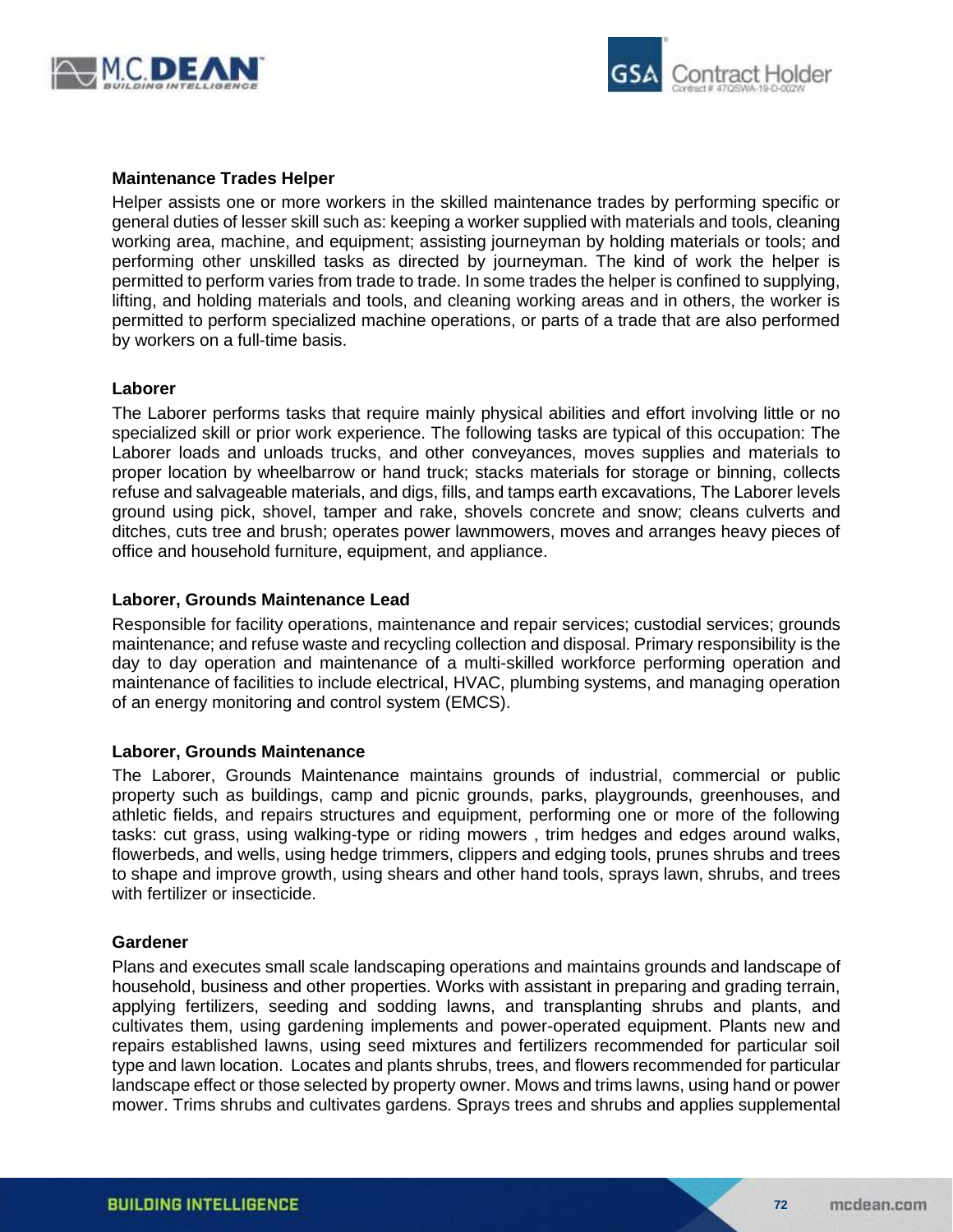**Maintenance Trades Helper**

Helper assists one or more workers in the skilled maintenance trades by performing specific or general duties of lesser skill such as: keeping a worker supplied with materials and tools, cleaning working area, machine, and equipment; assisting journeyman by holding materials or tools; and performing other unskilled tasks as directed by journeyman. The kind of work the helper is permitted to perform varies from trade to trade. In some trades the helper is confined to supplying, lifting, and holding materials and tools, and cleaning working areas and in others, the worker is permitted to perform specialized machine operations, or parts of a trade that are also performed by workers on a full-time basis.

**Laborer**

The Laborer performs tasks that require mainly physical abilities and effort involving little or no specialized skill or prior work experience. The following tasks are typical of this occupation: The Laborer loads and unloads trucks, and other conveyances, moves supplies and materials to proper location by wheelbarrow or hand truck; stacks materials for storage or binning, collects refuse and salvageable materials, and digs, fills, and tamps earth excavations, The Laborer levels ground using pick, shovel, tamper and rake, shovels concrete and snow; cleans culverts and ditches, cuts tree and brush; operates power lawnmowers, moves and arranges heavy pieces of office and household furniture, equipment, and appliance.

**Laborer, Grounds Maintenance Lead**

Responsible for facility operations, maintenance and repair services; custodial services; grounds maintenance; and refuse waste and recycling collection and disposal. Primary responsibility is the day to day operation and maintenance of a multi-skilled workforce performing operation and maintenance of facilities to include electrical, HVAC, plumbing systems, and managing operation of an energy monitoring and control system (EMCS).

**Laborer, Grounds Maintenance**

The Laborer, Grounds Maintenance maintains grounds of industrial, commercial or public property such as buildings, camp and picnic grounds, parks, playgrounds, greenhouses, and athletic fields, and repairs structures and equipment, performing one or more of the following tasks: cut grass, using walking-type or riding mowers , trim hedges and edges around walks, flowerbeds, and wells, using hedge trimmers, clippers and edging tools, prunes shrubs and trees to shape and improve growth, using shears and other hand tools, sprays lawn, shrubs, and trees with fertilizer or insecticide.

**Gardener**

Plans and executes small scale landscaping operations and maintains grounds and landscape of household, business and other properties. Works with assistant in preparing and grading terrain, applying fertilizers, seeding and sodding lawns, and transplanting shrubs and plants, and cultivates them, using gardening implements and power-operated equipment. Plants new and repairs established lawns, using seed mixtures and fertilizers recommended for particular soil type and lawn location. Locates and plants shrubs, trees, and flowers recommended for particular landscape effect or those selected by property owner. Mows and trims lawns, using hand or power mower. Trims shrubs and cultivates gardens. Sprays trees and shrubs and applies supplemental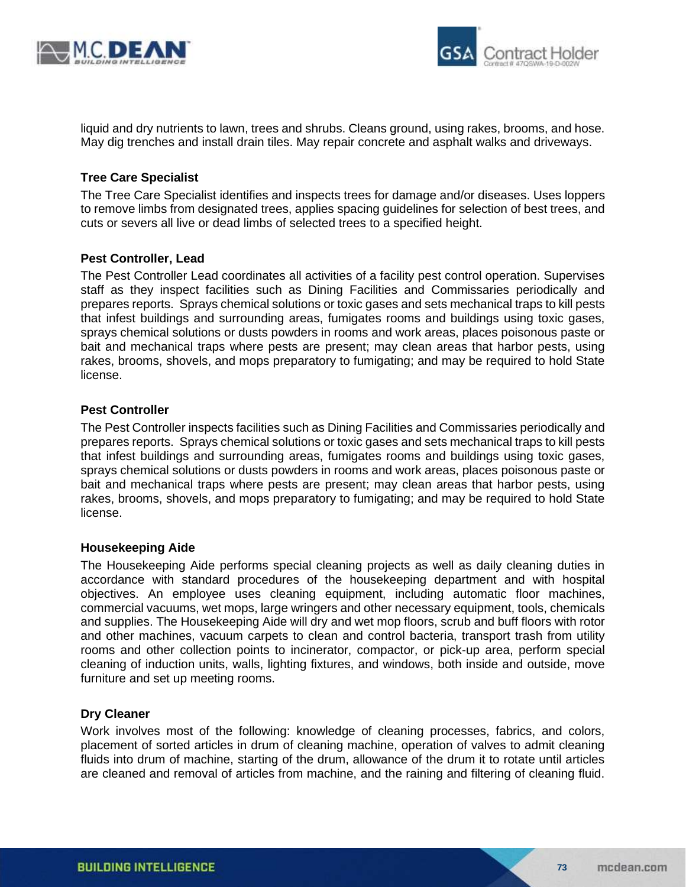liquid and dry nutrients to lawn, trees and shrubs. Cleans ground, using rakes, brooms, and hose. May dig trenches and install drain tiles. May repair concrete and asphalt walks and driveways.

**Tree Care Specialist**

The Tree Care Specialist identifies and inspects trees for damage and/or diseases. Uses loppers to remove limbs from designated trees, applies spacing guidelines for selection of best trees, and cuts or severs all live or dead limbs of selected trees to a specified height.

**Pest Controller, Lead**

The Pest Controller Lead coordinates all activities of a facility pest control operation. Supervises staff as they inspect facilities such as Dining Facilities and Commissaries periodically and prepares reports. Sprays chemical solutions or toxic gases and sets mechanical traps to kill pests that infest buildings and surrounding areas, fumigates rooms and buildings using toxic gases, sprays chemical solutions or dusts powders in rooms and work areas, places poisonous paste or bait and mechanical traps where pests are present; may clean areas that harbor pests, using rakes, brooms, shovels, and mops preparatory to fumigating; and may be required to hold State license.

**Pest Controller**

The Pest Controller inspects facilities such as Dining Facilities and Commissaries periodically and prepares reports. Sprays chemical solutions or toxic gases and sets mechanical traps to kill pests that infest buildings and surrounding areas, fumigates rooms and buildings using toxic gases, sprays chemical solutions or dusts powders in rooms and work areas, places poisonous paste or bait and mechanical traps where pests are present; may clean areas that harbor pests, using rakes, brooms, shovels, and mops preparatory to fumigating; and may be required to hold State license.

**Housekeeping Aide**

The Housekeeping Aide performs special cleaning projects as well as daily cleaning duties in accordance with standard procedures of the housekeeping department and with hospital objectives. An employee uses cleaning equipment, including automatic floor machines, commercial vacuums, wet mops, large wringers and other necessary equipment, tools, chemicals and supplies. The Housekeeping Aide will dry and wet mop floors, scrub and buff floors with rotor and other machines, vacuum carpets to clean and control bacteria, transport trash from utility rooms and other collection points to incinerator, compactor, or pick-up area, perform special cleaning of induction units, walls, lighting fixtures, and windows, both inside and outside, move furniture and set up meeting rooms.

**Dry Cleaner**

Work involves most of the following: knowledge of cleaning processes, fabrics, and colors, placement of sorted articles in drum of cleaning machine, operation of valves to admit cleaning fluids into drum of machine, starting of the drum, allowance of the drum it to rotate until articles are cleaned and removal of articles from machine, and the raining and filtering of cleaning fluid.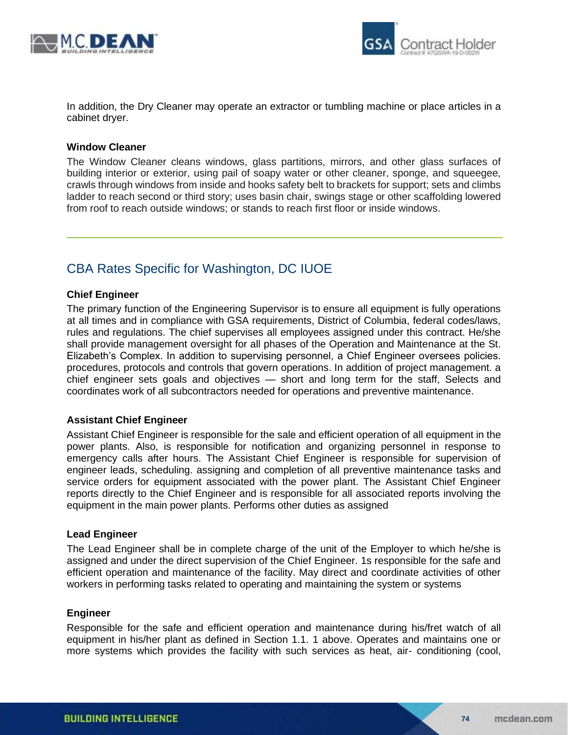In addition, the Dry Cleaner may operate an extractor or tumbling machine or place articles in a cabinet dryer.

**Window Cleaner**

The Window Cleaner cleans windows, glass partitions, mirrors, and other glass surfaces of building interior or exterior, using pail of soapy water or other cleaner, sponge, and squeegee, crawls through windows from inside and hooks safety belt to brackets for support; sets and climbs ladder to reach second or third story; uses basin chair, swings stage or other scaffolding lowered from roof to reach outside windows; or stands to reach first floor or inside windows.

---

## CBA Rates Specific for Washington, DC IUOE

**Chief Engineer**

The primary function of the Engineering Supervisor is to ensure all equipment is fully operations at all times and in compliance with GSA requirements, District of Columbia, federal codes/laws, rules and regulations. The chief supervises all employees assigned under this contract. He/she shall provide management oversight for all phases of the Operation and Maintenance at the St. Elizabeth's Complex. In addition to supervising personnel, a Chief Engineer oversees policies. procedures, protocols and controls that govern operations. In addition of project management. a chief engineer sets goals and objectives — short and long term for the staff, Selects and coordinates work of all subcontractors needed for operations and preventive maintenance.

**Assistant Chief Engineer**

Assistant Chief Engineer is responsible for the sale and efficient operation of all equipment in the power plants. Also, is responsible for notification and organizing personnel in response to emergency calls after hours. The Assistant Chief Engineer is responsible for supervision of engineer leads, scheduling. assigning and completion of all preventive maintenance tasks and service orders for equipment associated with the power plant. The Assistant Chief Engineer reports directly to the Chief Engineer and is responsible for all associated reports involving the equipment in the main power plants. Performs other duties as assigned

**Lead Engineer**

The Lead Engineer shall be in complete charge of the unit of the Employer to which he/she is assigned and under the direct supervision of the Chief Engineer. 1s responsible for the safe and efficient operation and maintenance of the facility. May direct and coordinate activities of other workers in performing tasks related to operating and maintaining the system or systems

**Engineer**

Responsible for the safe and efficient operation and maintenance during his/fret watch of all equipment in his/her plant as defined in Section 1.1. 1 above. Operates and maintains one or more systems which provides the facility with such services as heat, air- conditioning (cool,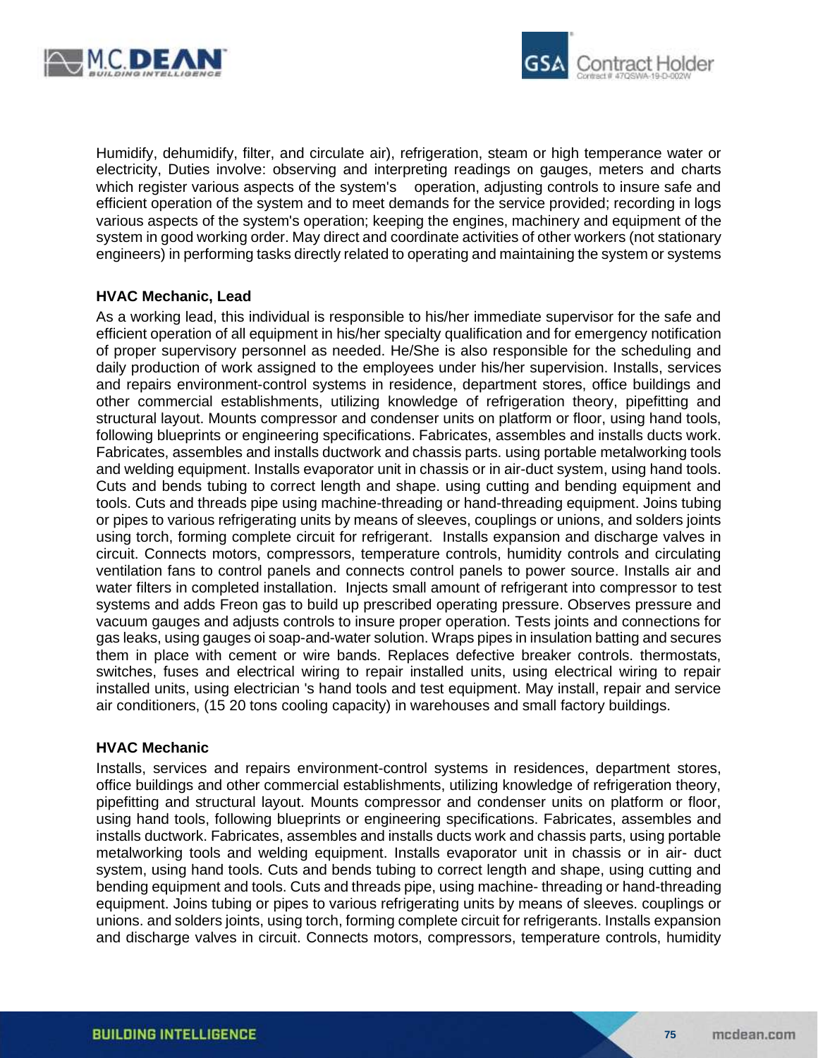Humidify, dehumidify, filter, and circulate air), refrigeration, steam or high temperance water or electricity, Duties involve: observing and interpreting readings on gauges, meters and charts which register various aspects of the system's operation, adjusting controls to insure safe and efficient operation of the system and to meet demands for the service provided; recording in logs various aspects of the system's operation; keeping the engines, machinery and equipment of the system in good working order. May direct and coordinate activities of other workers (not stationary engineers) in performing tasks directly related to operating and maintaining the system or systems

**HVAC Mechanic, Lead**

As a working lead, this individual is responsible to his/her immediate supervisor for the safe and efficient operation of all equipment in his/her specialty qualification and for emergency notification of proper supervisory personnel as needed. He/She is also responsible for the scheduling and daily production of work assigned to the employees under his/her supervision. Installs, services and repairs environment-control systems in residence, department stores, office buildings and other commercial establishments, utilizing knowledge of refrigeration theory, pipefitting and structural layout. Mounts compressor and condenser units on platform or floor, using hand tools, following blueprints or engineering specifications. Fabricates, assembles and installs ducts work. Fabricates, assembles and installs ductwork and chassis parts. using portable metalworking tools and welding equipment. Installs evaporator unit in chassis or in air-duct system, using hand tools. Cuts and bends tubing to correct length and shape. using cutting and bending equipment and tools. Cuts and threads pipe using machine-threading or hand-threading equipment. Joins tubing or pipes to various refrigerating units by means of sleeves, couplings or unions, and solders joints using torch, forming complete circuit for refrigerant. Installs expansion and discharge valves in circuit. Connects motors, compressors, temperature controls, humidity controls and circulating ventilation fans to control panels and connects control panels to power source. Installs air and water filters in completed installation. Injects small amount of refrigerant into compressor to test systems and adds Freon gas to build up prescribed operating pressure. Observes pressure and vacuum gauges and adjusts controls to insure proper operation. Tests joints and connections for gas leaks, using gauges oi soap-and-water solution. Wraps pipes in insulation batting and secures them in place with cement or wire bands. Replaces defective breaker controls. thermostats, switches, fuses and electrical wiring to repair installed units, using electrical wiring to repair installed units, using electrician 's hand tools and test equipment. May install, repair and service air conditioners, (15 20 tons cooling capacity) in warehouses and small factory buildings.

**HVAC Mechanic**

Installs, services and repairs environment-control systems in residences, department stores, office buildings and other commercial establishments, utilizing knowledge of refrigeration theory, pipefitting and structural layout. Mounts compressor and condenser units on platform or floor, using hand tools, following blueprints or engineering specifications. Fabricates, assembles and installs ductwork. Fabricates, assembles and installs ducts work and chassis parts, using portable metalworking tools and welding equipment. Installs evaporator unit in chassis or in air- duct system, using hand tools. Cuts and bends tubing to correct length and shape, using cutting and bending equipment and tools. Cuts and threads pipe, using machine- threading or hand-threading equipment. Joins tubing or pipes to various refrigerating units by means of sleeves. couplings or unions. and solders joints, using torch, forming complete circuit for refrigerants. Installs expansion and discharge valves in circuit. Connects motors, compressors, temperature controls, humidity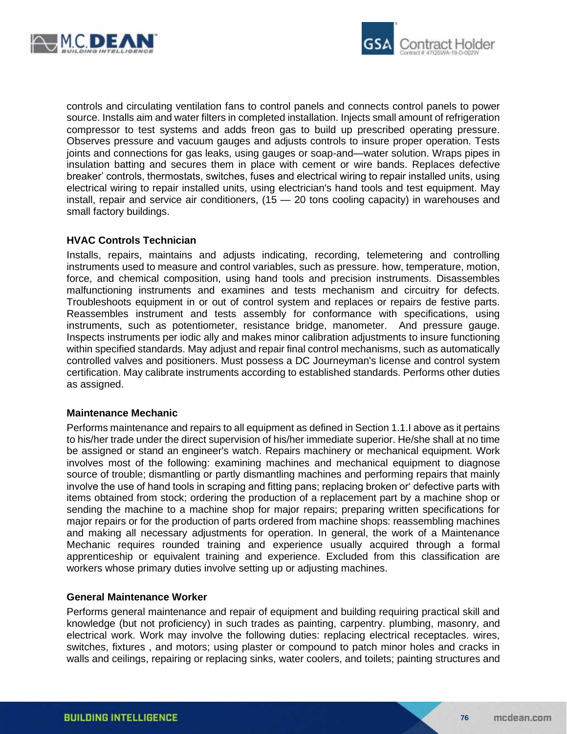controls and circulating ventilation fans to control panels and connects control panels to power source. Installs aim and water filters in completed installation. Injects small amount of refrigeration compressor to test systems and adds freon gas to build up prescribed operating pressure. Observes pressure and vacuum gauges and adjusts controls to insure proper operation. Tests joints and connections for gas leaks, using gauges or soap-and—water solution. Wraps pipes in insulation batting and secures them in place with cement or wire bands. Replaces defective breaker' controls, thermostats, switches, fuses and electrical wiring to repair installed units, using electrical wiring to repair installed units, using electrician's hand tools and test equipment. May install, repair and service air conditioners, (15 — 20 tons cooling capacity) in warehouses and small factory buildings.

**HVAC Controls Technician**

Installs, repairs, maintains and adjusts indicating, recording, telemetering and controlling instruments used to measure and control variables, such as pressure. how, temperature, motion, force, and chemical composition, using hand tools and precision instruments. Disassembles malfunctioning instruments and examines and tests mechanism and circuitry for defects. Troubleshoots equipment in or out of control system and replaces or repairs de festive parts. Reassembles instrument and tests assembly for conformance with specifications, using instruments, such as potentiometer, resistance bridge, manometer. And pressure gauge. Inspects instruments per iodic ally and makes minor calibration adjustments to insure functioning within specified standards. May adjust and repair final control mechanisms, such as automatically controlled valves and positioners. Must possess a DC Journeyman's license and control system certification. May calibrate instruments according to established standards. Performs other duties as assigned.

**Maintenance Mechanic**

Performs maintenance and repairs to all equipment as defined in Section 1.1.I above as it pertains to his/her trade under the direct supervision of his/her immediate superior. He/she shall at no time be assigned or stand an engineer's watch. Repairs machinery or mechanical equipment. Work involves most of the following: examining machines and mechanical equipment to diagnose source of trouble; dismantling or partly dismantling machines and performing repairs that mainly involve the use of hand tools in scraping and fitting pans; replacing broken or' defective parts with items obtained from stock; ordering the production of a replacement part by a machine shop or sending the machine to a machine shop for major repairs; preparing written specifications for major repairs or for the production of parts ordered from machine shops: reassembling machines and making all necessary adjustments for operation. In general, the work of a Maintenance Mechanic requires rounded training and experience usually acquired through a formal apprenticeship or equivalent training and experience. Excluded from this classification are workers whose primary duties involve setting up or adjusting machines.

**General Maintenance Worker**

Performs general maintenance and repair of equipment and building requiring practical skill and knowledge (but not proficiency) in such trades as painting, carpentry. plumbing, masonry, and electrical work. Work may involve the following duties: replacing electrical receptacles. wires, switches, fixtures , and motors; using plaster or compound to patch minor holes and cracks in walls and ceilings, repairing or replacing sinks, water coolers, and toilets; painting structures and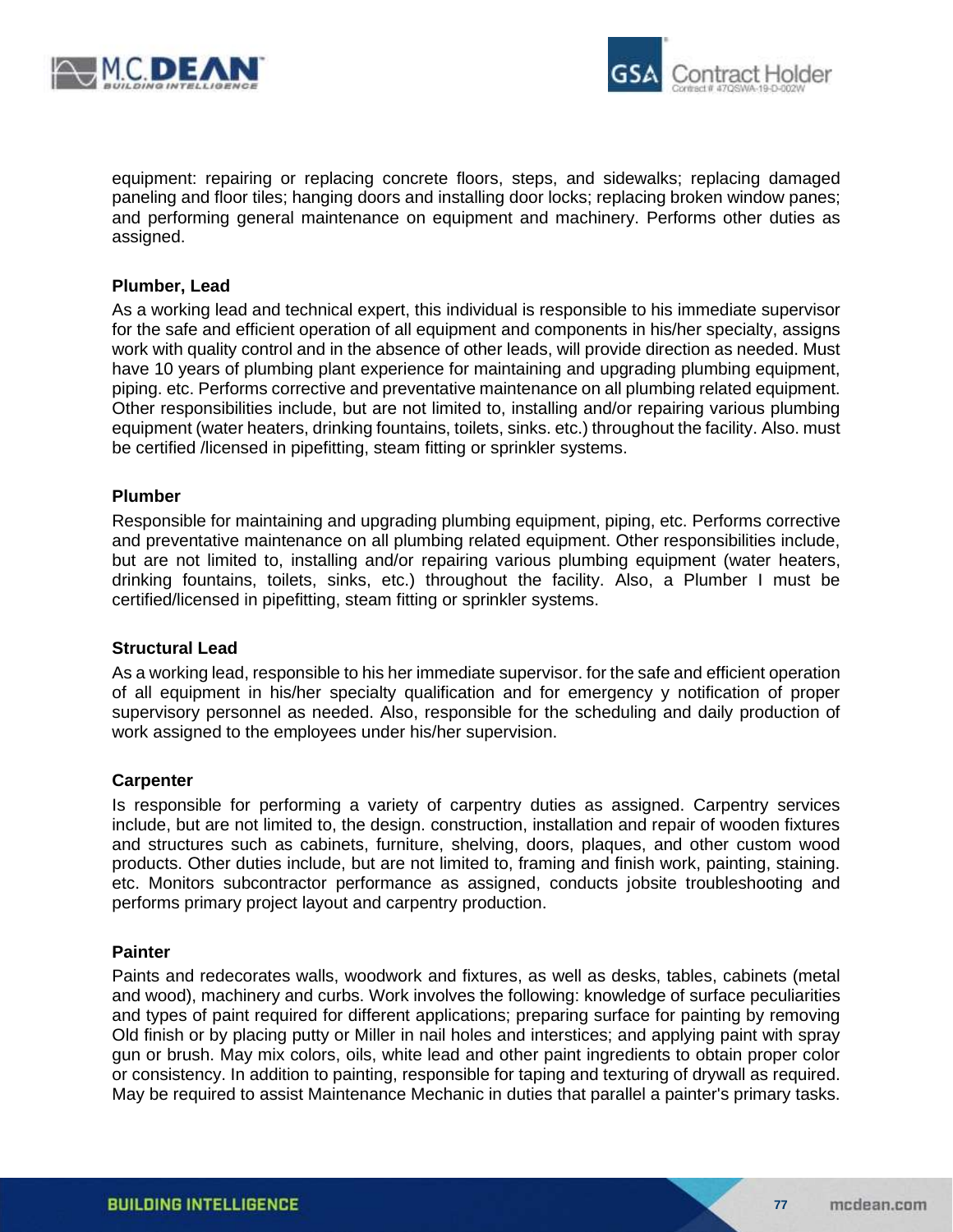equipment: repairing or replacing concrete floors, steps, and sidewalks; replacing damaged paneling and floor tiles; hanging doors and installing door locks; replacing broken window panes; and performing general maintenance on equipment and machinery. Performs other duties as assigned.

**Plumber, Lead**

As a working lead and technical expert, this individual is responsible to his immediate supervisor for the safe and efficient operation of all equipment and components in his/her specialty, assigns work with quality control and in the absence of other leads, will provide direction as needed. Must have 10 years of plumbing plant experience for maintaining and upgrading plumbing equipment, piping. etc. Performs corrective and preventative maintenance on all plumbing related equipment. Other responsibilities include, but are not limited to, installing and/or repairing various plumbing equipment (water heaters, drinking fountains, toilets, sinks. etc.) throughout the facility. Also. must be certified /licensed in pipefitting, steam fitting or sprinkler systems.

**Plumber**

Responsible for maintaining and upgrading plumbing equipment, piping, etc. Performs corrective and preventative maintenance on all plumbing related equipment. Other responsibilities include, but are not limited to, installing and/or repairing various plumbing equipment (water heaters, drinking fountains, toilets, sinks, etc.) throughout the facility. Also, a Plumber I must be certified/licensed in pipefitting, steam fitting or sprinkler systems.

**Structural Lead**

As a working lead, responsible to his her immediate supervisor. for the safe and efficient operation of all equipment in his/her specialty qualification and for emergency y notification of proper supervisory personnel as needed. Also, responsible for the scheduling and daily production of work assigned to the employees under his/her supervision.

**Carpenter**

Is responsible for performing a variety of carpentry duties as assigned. Carpentry services include, but are not limited to, the design. construction, installation and repair of wooden fixtures and structures such as cabinets, furniture, shelving, doors, plaques, and other custom wood products. Other duties include, but are not limited to, framing and finish work, painting, staining. etc. Monitors subcontractor performance as assigned, conducts jobsite troubleshooting and performs primary project layout and carpentry production.

**Painter**

Paints and redecorates walls, woodwork and fixtures, as well as desks, tables, cabinets (metal and wood), machinery and curbs. Work involves the following: knowledge of surface peculiarities and types of paint required for different applications; preparing surface for painting by removing Old finish or by placing putty or Miller in nail holes and interstices; and applying paint with spray gun or brush. May mix colors, oils, white lead and other paint ingredients to obtain proper color or consistency. In addition to painting, responsible for taping and texturing of drywall as required. May be required to assist Maintenance Mechanic in duties that parallel a painter's primary tasks.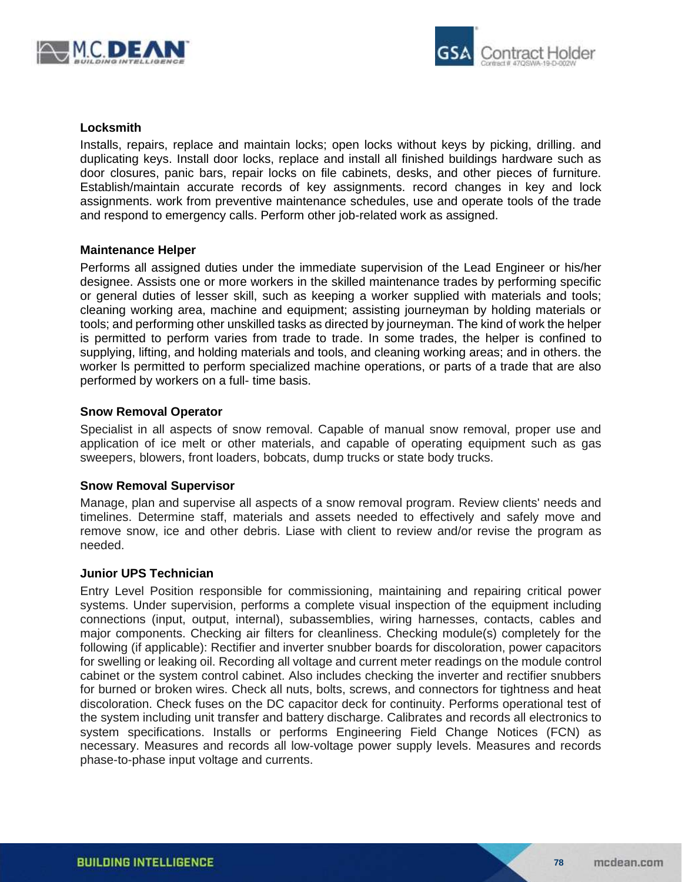**Locksmith**

Installs, repairs, replace and maintain locks; open locks without keys by picking, drilling. and duplicating keys. Install door locks, replace and install all finished buildings hardware such as door closures, panic bars, repair locks on file cabinets, desks, and other pieces of furniture. Establish/maintain accurate records of key assignments. record changes in key and lock assignments. work from preventive maintenance schedules, use and operate tools of the trade and respond to emergency calls. Perform other job-related work as assigned.

**Maintenance Helper**

Performs all assigned duties under the immediate supervision of the Lead Engineer or his/her designee. Assists one or more workers in the skilled maintenance trades by performing specific or general duties of lesser skill, such as keeping a worker supplied with materials and tools; cleaning working area, machine and equipment; assisting journeyman by holding materials or tools; and performing other unskilled tasks as directed by journeyman. The kind of work the helper is permitted to perform varies from trade to trade. In some trades, the helper is confined to supplying, lifting, and holding materials and tools, and cleaning working areas; and in others. the worker ls permitted to perform specialized machine operations, or parts of a trade that are also performed by workers on a full- time basis.

**Snow Removal Operator**

Specialist in all aspects of snow removal. Capable of manual snow removal, proper use and application of ice melt or other materials, and capable of operating equipment such as gas sweepers, blowers, front loaders, bobcats, dump trucks or state body trucks.

**Snow Removal Supervisor**

Manage, plan and supervise all aspects of a snow removal program. Review clients' needs and timelines. Determine staff, materials and assets needed to effectively and safely move and remove snow, ice and other debris. Liase with client to review and/or revise the program as needed.

**Junior UPS Technician**

Entry Level Position responsible for commissioning, maintaining and repairing critical power systems. Under supervision, performs a complete visual inspection of the equipment including connections (input, output, internal), subassemblies, wiring harnesses, contacts, cables and major components. Checking air filters for cleanliness. Checking module(s) completely for the following (if applicable): Rectifier and inverter snubber boards for discoloration, power capacitors for swelling or leaking oil. Recording all voltage and current meter readings on the module control cabinet or the system control cabinet. Also includes checking the inverter and rectifier snubbers for burned or broken wires. Check all nuts, bolts, screws, and connectors for tightness and heat discoloration. Check fuses on the DC capacitor deck for continuity. Performs operational test of the system including unit transfer and battery discharge. Calibrates and records all electronics to system specifications. Installs or performs Engineering Field Change Notices (FCN) as necessary. Measures and records all low-voltage power supply levels. Measures and records phase-to-phase input voltage and currents.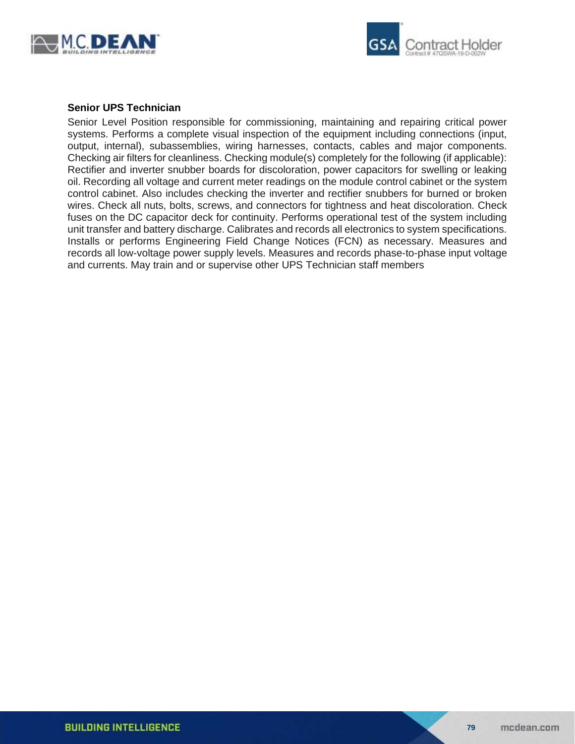**Senior UPS Technician**

Senior Level Position responsible for commissioning, maintaining and repairing critical power systems. Performs a complete visual inspection of the equipment including connections (input, output, internal), subassemblies, wiring harnesses, contacts, cables and major components. Checking air filters for cleanliness. Checking module(s) completely for the following (if applicable): Rectifier and inverter snubber boards for discoloration, power capacitors for swelling or leaking oil. Recording all voltage and current meter readings on the module control cabinet or the system control cabinet. Also includes checking the inverter and rectifier snubbers for burned or broken wires. Check all nuts, bolts, screws, and connectors for tightness and heat discoloration. Check fuses on the DC capacitor deck for continuity. Performs operational test of the system including unit transfer and battery discharge. Calibrates and records all electronics to system specifications. Installs or performs Engineering Field Change Notices (FCN) as necessary. Measures and records all low-voltage power supply levels. Measures and records phase-to-phase input voltage and currents. May train and or supervise other UPS Technician staff members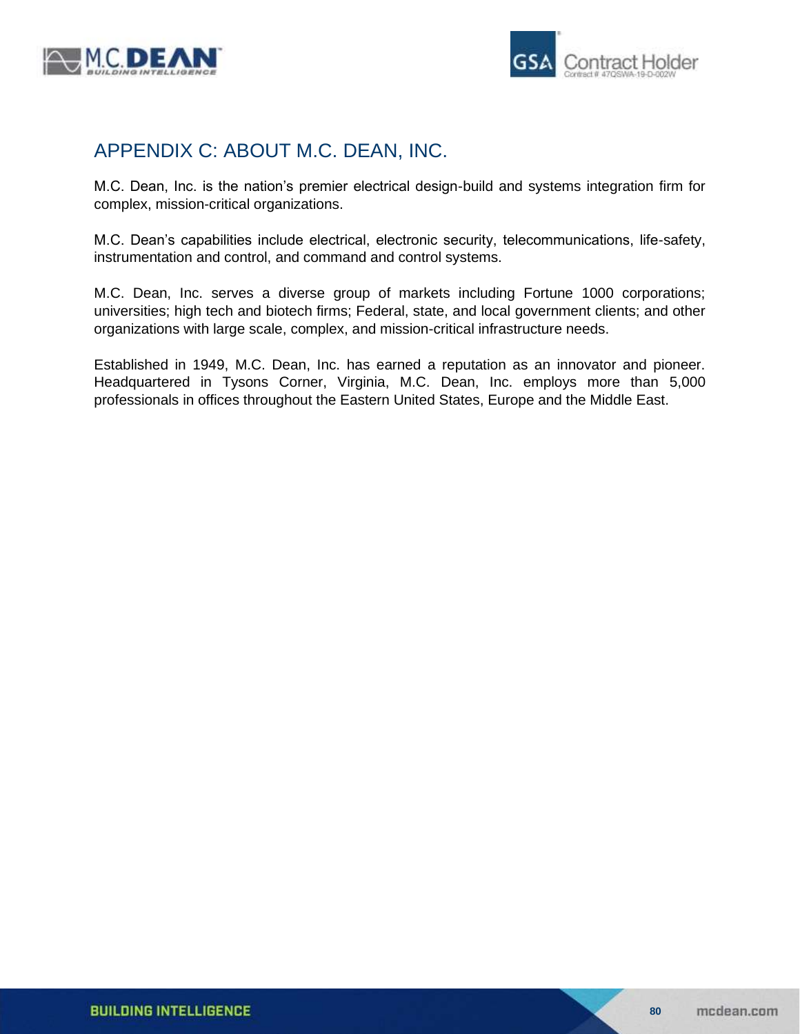# APPENDIX C: ABOUT M.C. DEAN, INC.

M.C. Dean, Inc. is the nation's premier electrical design-build and systems integration firm for complex, mission-critical organizations.

M.C. Dean's capabilities include electrical, electronic security, telecommunications, life-safety, instrumentation and control, and command and control systems.

M.C. Dean, Inc. serves a diverse group of markets including Fortune 1000 corporations; universities; high tech and biotech firms; Federal, state, and local government clients; and other organizations with large scale, complex, and mission-critical infrastructure needs.

Established in 1949, M.C. Dean, Inc. has earned a reputation as an innovator and pioneer. Headquartered in Tysons Corner, Virginia, M.C. Dean, Inc. employs more than 5,000 professionals in offices throughout the Eastern United States, Europe and the Middle East.